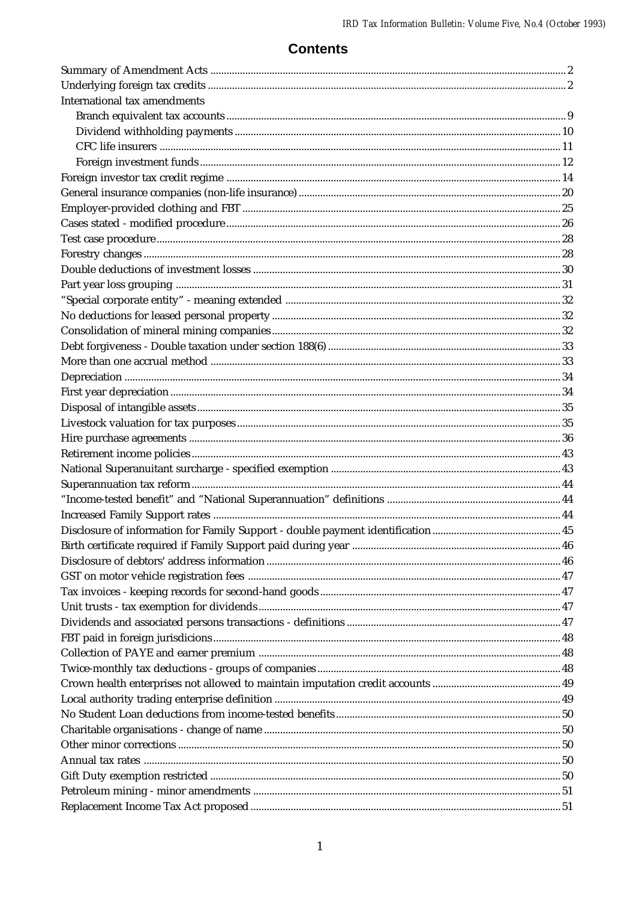# Contents

| | |
|---|---|
| Summary of Amendment Acts | 2 |
| Underlying foreign tax credits | 2 |
| International tax amendments | |
| Branch equivalent tax accounts | 9 |
| Dividend withholding payments | 10 |
| CFC life insurers | 11 |
| Foreign investment funds | 12 |
| Foreign investor tax credit regime | 14 |
| General insurance companies (non-life insurance) | 20 |
| Employer-provided clothing and FBT | 25 |
| Cases stated - modified procedure | 26 |
| Test case procedure | 28 |
| Forestry changes | 28 |
| Double deductions of investment losses | 30 |
| Part year loss grouping | 31 |
| "Special corporate entity" - meaning extended | 32 |
| No deductions for leased personal property | 32 |
| Consolidation of mineral mining companies | 32 |
| Debt forgiveness - Double taxation under section 188(6) | 33 |
| More than one accrual method | 33 |
| Depreciation | 34 |
| First year depreciation | 34 |
| Disposal of intangible assets | 35 |
| Livestock valuation for tax purposes | 35 |
| Hire purchase agreements | 36 |
| Retirement income policies | 43 |
| National Superanuitant surcharge - specified exemption | 43 |
| Superannuation tax reform | 44 |
| "Income-tested benefit" and "National Superannuation" definitions | 44 |
| Increased Family Support rates | 44 |
| Disclosure of information for Family Support - double payment identification | 45 |
| Birth certificate required if Family Support paid during year | 46 |
| Disclosure of debtors' address information | 46 |
| GST on motor vehicle registration fees | 47 |
| Tax invoices - keeping records for second-hand goods | 47 |
| Unit trusts - tax exemption for dividends | 47 |
| Dividends and associated persons transactions - definitions | 47 |
| FBT paid in foreign jurisdicions | 48 |
| Collection of PAYE and earner premium | 48 |
| Twice-monthly tax deductions - groups of companies | 48 |
| Crown health enterprises not allowed to maintain imputation credit accounts | 49 |
| Local authority trading enterprise definition | 49 |
| No Student Loan deductions from income-tested benefits | 50 |
| Charitable organisations - change of name | 50 |
| Other minor corrections | 50 |
| Annual tax rates | 50 |
| Gift Duty exemption restricted | 50 |
| Petroleum mining - minor amendments | 51 |
| Replacement Income Tax Act proposed | 51 |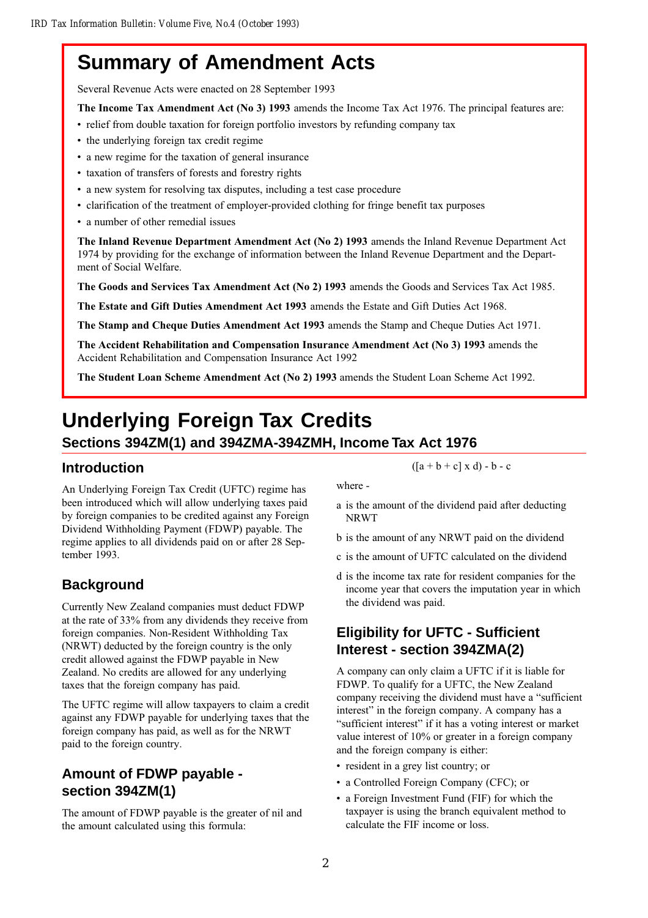# Summary of Amendment Acts

Several Revenue Acts were enacted on 28 September 1993

**The Income Tax Amendment Act (No 3) 1993** amends the Income Tax Act 1976. The principal features are:

- relief from double taxation for foreign portfolio investors by refunding company tax
- the underlying foreign tax credit regime
- a new regime for the taxation of general insurance
- taxation of transfers of forests and forestry rights
- a new system for resolving tax disputes, including a test case procedure
- clarification of the treatment of employer-provided clothing for fringe benefit tax purposes
- a number of other remedial issues

**The Inland Revenue Department Amendment Act (No 2) 1993** amends the Inland Revenue Department Act 1974 by providing for the exchange of information between the Inland Revenue Department and the Department of Social Welfare.

**The Goods and Services Tax Amendment Act (No 2) 1993** amends the Goods and Services Tax Act 1985.

**The Estate and Gift Duties Amendment Act 1993** amends the Estate and Gift Duties Act 1968.

**The Stamp and Cheque Duties Amendment Act 1993** amends the Stamp and Cheque Duties Act 1971.

**The Accident Rehabilitation and Compensation Insurance Amendment Act (No 3) 1993** amends the Accident Rehabilitation and Compensation Insurance Act 1992

**The Student Loan Scheme Amendment Act (No 2) 1993** amends the Student Loan Scheme Act 1992.

# Underlying Foreign Tax Credits

## Sections 394ZM(1) and 394ZMA-394ZMH, Income Tax Act 1976

### Introduction

An Underlying Foreign Tax Credit (UFTC) regime has been introduced which will allow underlying taxes paid by foreign companies to be credited against any Foreign Dividend Withholding Payment (FDWP) payable. The regime applies to all dividends paid on or after 28 September 1993.

### Background

Currently New Zealand companies must deduct FDWP at the rate of 33% from any dividends they receive from foreign companies. Non-Resident Withholding Tax (NRWT) deducted by the foreign country is the only credit allowed against the FDWP payable in New Zealand. No credits are allowed for any underlying taxes that the foreign company has paid.

The UFTC regime will allow taxpayers to claim a credit against any FDWP payable for underlying taxes that the foreign company has paid, as well as for the NRWT paid to the foreign country.

### Amount of FDWP payable - section 394ZM(1)

The amount of FDWP payable is the greater of nil and the amount calculated using this formula:

$$([a + b + c] \times d) - b - c$$

where -

a is the amount of the dividend paid after deducting NRWT

b is the amount of any NRWT paid on the dividend

c is the amount of UFTC calculated on the dividend

d is the income tax rate for resident companies for the income year that covers the imputation year in which the dividend was paid.

### Eligibility for UFTC - Sufficient Interest - section 394ZMA(2)

A company can only claim a UFTC if it is liable for FDWP. To qualify for a UFTC, the New Zealand company receiving the dividend must have a "sufficient interest" in the foreign company. A company has a "sufficient interest" if it has a voting interest or market value interest of 10% or greater in a foreign company and the foreign company is either:

- resident in a grey list country; or
- a Controlled Foreign Company (CFC); or
- a Foreign Investment Fund (FIF) for which the taxpayer is using the branch equivalent method to calculate the FIF income or loss.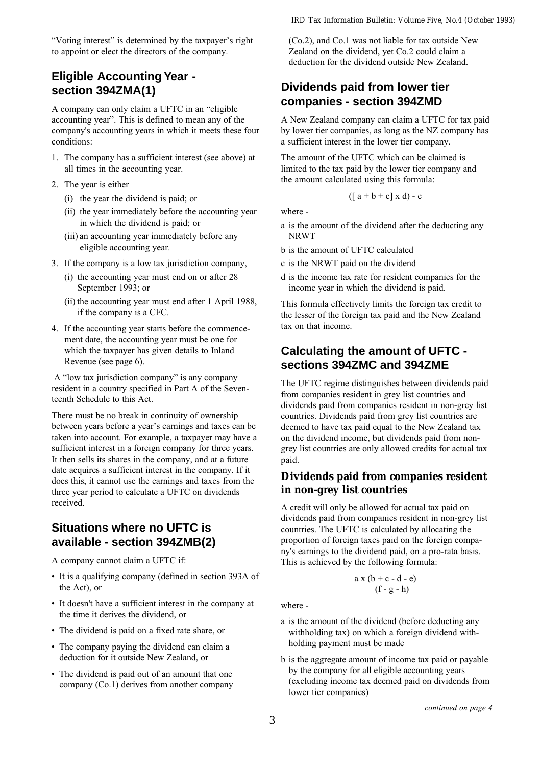"Voting interest" is determined by the taxpayer's right to appoint or elect the directors of the company.

## Eligible Accounting Year - section 394ZMA(1)

A company can only claim a UFTC in an "eligible accounting year". This is defined to mean any of the company's accounting years in which it meets these four conditions:

1. The company has a sufficient interest (see above) at all times in the accounting year.
2. The year is either
   - (i) the year the dividend is paid; or
   - (ii) the year immediately before the accounting year in which the dividend is paid; or
   - (iii) an accounting year immediately before any eligible accounting year.
3. If the company is a low tax jurisdiction company,
   - (i) the accounting year must end on or after 28 September 1993; or
   - (ii) the accounting year must end after 1 April 1988, if the company is a CFC.
4. If the accounting year starts before the commencement date, the accounting year must be one for which the taxpayer has given details to Inland Revenue (see page 6).

A "low tax jurisdiction company" is any company resident in a country specified in Part A of the Seventeenth Schedule to this Act.

There must be no break in continuity of ownership between years before a year's earnings and taxes can be taken into account. For example, a taxpayer may have a sufficient interest in a foreign company for three years. It then sells its shares in the company, and at a future date acquires a sufficient interest in the company. If it does this, it cannot use the earnings and taxes from the three year period to calculate a UFTC on dividends received.

## Situations where no UFTC is available - section 394ZMB(2)

A company cannot claim a UFTC if:

- It is a qualifying company (defined in section 393A of the Act), or
- It doesn't have a sufficient interest in the company at the time it derives the dividend, or
- The dividend is paid on a fixed rate share, or
- The company paying the dividend can claim a deduction for it outside New Zealand, or
- The dividend is paid out of an amount that one company (Co.1) derives from another company (Co.2), and Co.1 was not liable for tax outside New Zealand on the dividend, yet Co.2 could claim a deduction for the dividend outside New Zealand.

## Dividends paid from lower tier companies - section 394ZMD

A New Zealand company can claim a UFTC for tax paid by lower tier companies, as long as the NZ company has a sufficient interest in the lower tier company.

The amount of the UFTC which can be claimed is limited to the tax paid by the lower tier company and the amount calculated using this formula:

$$([a + b + c] \times d) - c$$

where -

a is the amount of the dividend after the deducting any NRWT

b is the amount of UFTC calculated

c is the NRWT paid on the dividend

d is the income tax rate for resident companies for the income year in which the dividend is paid.

This formula effectively limits the foreign tax credit to the lesser of the foreign tax paid and the New Zealand tax on that income.

## Calculating the amount of UFTC - sections 394ZMC and 394ZME

The UFTC regime distinguishes between dividends paid from companies resident in grey list countries and dividends paid from companies resident in non-grey list countries. Dividends paid from grey list countries are deemed to have tax paid equal to the New Zealand tax on the dividend income, but dividends paid from non-grey list countries are only allowed credits for actual tax paid.

### Dividends paid from companies resident in non-grey list countries

A credit will only be allowed for actual tax paid on dividends paid from companies resident in non-grey list countries. The UFTC is calculated by allocating the proportion of foreign taxes paid on the foreign company's earnings to the dividend paid, on a pro-rata basis. This is achieved by the following formula:

$$a \times \frac{(b + c - d - e)}{(f - g - h)}$$

where -

a is the amount of the dividend (before deducting any withholding tax) on which a foreign dividend withholding payment must be made

b is the aggregate amount of income tax paid or payable by the company for all eligible accounting years (excluding income tax deemed paid on dividends from lower tier companies)

*continued on page 4*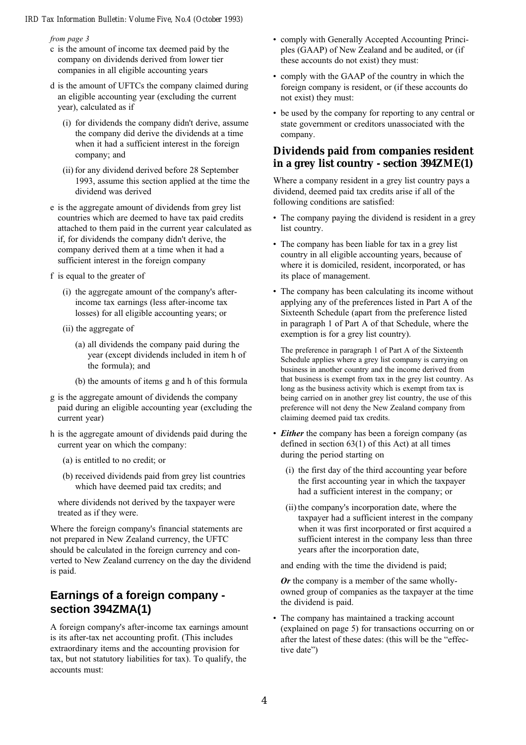*from page 3*

c is the amount of income tax deemed paid by the company on dividends derived from lower tier companies in all eligible accounting years

d is the amount of UFTCs the company claimed during an eligible accounting year (excluding the current year), calculated as if

- (i) for dividends the company didn't derive, assume the company did derive the dividends at a time when it had a sufficient interest in the foreign company; and
- (ii) for any dividend derived before 28 September 1993, assume this section applied at the time the dividend was derived

e is the aggregate amount of dividends from grey list countries which are deemed to have tax paid credits attached to them paid in the current year calculated as if, for dividends the company didn't derive, the company derived them at a time when it had a sufficient interest in the foreign company

f is equal to the greater of

- (i) the aggregate amount of the company's after-income tax earnings (less after-income tax losses) for all eligible accounting years; or
- (ii) the aggregate of
  - (a) all dividends the company paid during the year (except dividends included in item h of the formula); and
  - (b) the amounts of items g and h of this formula

g is the aggregate amount of dividends the company paid during an eligible accounting year (excluding the current year)

h is the aggregate amount of dividends paid during the current year on which the company:

- (a) is entitled to no credit; or
- (b) received dividends paid from grey list countries which have deemed paid tax credits; and

where dividends not derived by the taxpayer were treated as if they were.

Where the foreign company's financial statements are not prepared in New Zealand currency, the UFTC should be calculated in the foreign currency and converted to New Zealand currency on the day the dividend is paid.

## Earnings of a foreign company - section 394ZMA(1)

A foreign company's after-income tax earnings amount is its after-tax net accounting profit. (This includes extraordinary items and the accounting provision for tax, but not statutory liabilities for tax). To qualify, the accounts must:

- comply with Generally Accepted Accounting Principles (GAAP) of New Zealand and be audited, or (if these accounts do not exist) they must:
- comply with the GAAP of the country in which the foreign company is resident, or (if these accounts do not exist) they must:
- be used by the company for reporting to any central or state government or creditors unassociated with the company.

## Dividends paid from companies resident in a grey list country - section 394ZME(1)

Where a company resident in a grey list country pays a dividend, deemed paid tax credits arise if all of the following conditions are satisfied:

- The company paying the dividend is resident in a grey list country.
- The company has been liable for tax in a grey list country in all eligible accounting years, because of where it is domiciled, resident, incorporated, or has its place of management.
- The company has been calculating its income without applying any of the preferences listed in Part A of the Sixteenth Schedule (apart from the preference listed in paragraph 1 of Part A of that Schedule, where the exemption is for a grey list country).

  The preference in paragraph 1 of Part A of the Sixteenth Schedule applies where a grey list company is carrying on business in another country and the income derived from that business is exempt from tax in the grey list country. As long as the business activity which is exempt from tax is being carried on in another grey list country, the use of this preference will not deny the New Zealand company from claiming deemed paid tax credits.

- ***Either*** the company has been a foreign company (as defined in section 63(1) of this Act) at all times during the period starting on
  - (i) the first day of the third accounting year before the first accounting year in which the taxpayer had a sufficient interest in the company; or
  - (ii) the company's incorporation date, where the taxpayer had a sufficient interest in the company when it was first incorporated or first acquired a sufficient interest in the company less than three years after the incorporation date,

  and ending with the time the dividend is paid;

  ***Or*** the company is a member of the same wholly-owned group of companies as the taxpayer at the time the dividend is paid.

- The company has maintained a tracking account (explained on page 5) for transactions occurring on or after the latest of these dates: (this will be the "effective date")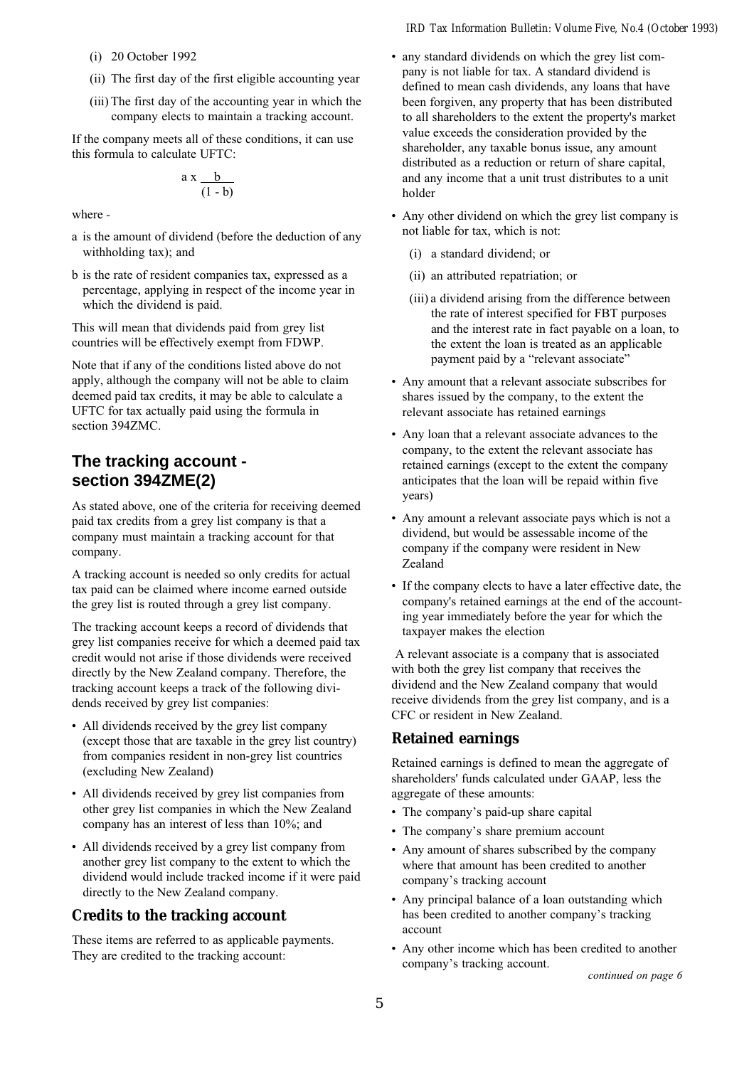(i) 20 October 1992

(ii) The first day of the first eligible accounting year

(iii) The first day of the accounting year in which the company elects to maintain a tracking account.

If the company meets all of these conditions, it can use this formula to calculate UFTC:

$$a \times \frac{b}{(1 - b)}$$

where -

a is the amount of dividend (before the deduction of any withholding tax); and

b is the rate of resident companies tax, expressed as a percentage, applying in respect of the income year in which the dividend is paid.

This will mean that dividends paid from grey list countries will be effectively exempt from FDWP.

Note that if any of the conditions listed above do not apply, although the company will not be able to claim deemed paid tax credits, it may be able to calculate a UFTC for tax actually paid using the formula in section 394ZMC.

## The tracking account - section 394ZME(2)

As stated above, one of the criteria for receiving deemed paid tax credits from a grey list company is that a company must maintain a tracking account for that company.

A tracking account is needed so only credits for actual tax paid can be claimed where income earned outside the grey list is routed through a grey list company.

The tracking account keeps a record of dividends that grey list companies receive for which a deemed paid tax credit would not arise if those dividends were received directly by the New Zealand company. Therefore, the tracking account keeps a track of the following dividends received by grey list companies:

- All dividends received by the grey list company (except those that are taxable in the grey list country) from companies resident in non-grey list countries (excluding New Zealand)
- All dividends received by grey list companies from other grey list companies in which the New Zealand company has an interest of less than 10%; and
- All dividends received by a grey list company from another grey list company to the extent to which the dividend would include tracked income if it were paid directly to the New Zealand company.

### Credits to the tracking account

These items are referred to as applicable payments. They are credited to the tracking account:

- any standard dividends on which the grey list company is not liable for tax. A standard dividend is defined to mean cash dividends, any loans that have been forgiven, any property that has been distributed to all shareholders to the extent the property's market value exceeds the consideration provided by the shareholder, any taxable bonus issue, any amount distributed as a reduction or return of share capital, and any income that a unit trust distributes to a unit holder
- Any other dividend on which the grey list company is not liable for tax, which is not:
  - (i) a standard dividend; or
  - (ii) an attributed repatriation; or
  - (iii) a dividend arising from the difference between the rate of interest specified for FBT purposes and the interest rate in fact payable on a loan, to the extent the loan is treated as an applicable payment paid by a "relevant associate"
- Any amount that a relevant associate subscribes for shares issued by the company, to the extent the relevant associate has retained earnings
- Any loan that a relevant associate advances to the company, to the extent the relevant associate has retained earnings (except to the extent the company anticipates that the loan will be repaid within five years)
- Any amount a relevant associate pays which is not a dividend, but would be assessable income of the company if the company were resident in New Zealand
- If the company elects to have a later effective date, the company's retained earnings at the end of the accounting year immediately before the year for which the taxpayer makes the election

A relevant associate is a company that is associated with both the grey list company that receives the dividend and the New Zealand company that would receive dividends from the grey list company, and is a CFC or resident in New Zealand.

### Retained earnings

Retained earnings is defined to mean the aggregate of shareholders' funds calculated under GAAP, less the aggregate of these amounts:

- The company's paid-up share capital
- The company's share premium account
- Any amount of shares subscribed by the company where that amount has been credited to another company's tracking account
- Any principal balance of a loan outstanding which has been credited to another company's tracking account
- Any other income which has been credited to another company's tracking account.

*continued on page 6*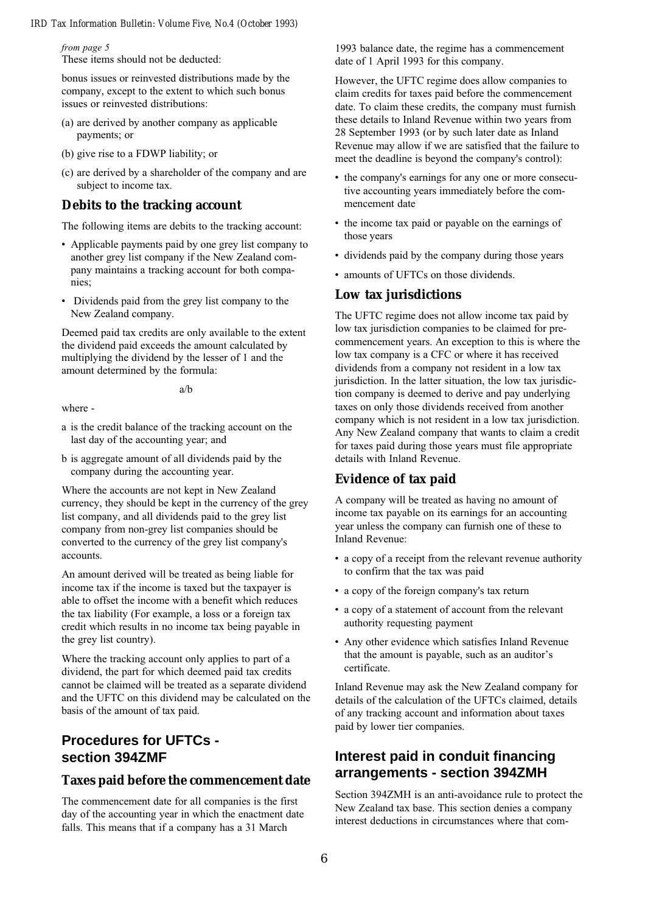*from page 5*

These items should not be deducted:

bonus issues or reinvested distributions made by the company, except to the extent to which such bonus issues or reinvested distributions:

(a) are derived by another company as applicable payments; or

(b) give rise to a FDWP liability; or

(c) are derived by a shareholder of the company and are subject to income tax.

### Debits to the tracking account

The following items are debits to the tracking account:

- Applicable payments paid by one grey list company to another grey list company if the New Zealand company maintains a tracking account for both companies;
- Dividends paid from the grey list company to the New Zealand company.

Deemed paid tax credits are only available to the extent the dividend paid exceeds the amount calculated by multiplying the dividend by the lesser of 1 and the amount determined by the formula:

$$a/b$$

where -

a is the credit balance of the tracking account on the last day of the accounting year; and

b is aggregate amount of all dividends paid by the company during the accounting year.

Where the accounts are not kept in New Zealand currency, they should be kept in the currency of the grey list company, and all dividends paid to the grey list company from non-grey list companies should be converted to the currency of the grey list company's accounts.

An amount derived will be treated as being liable for income tax if the income is taxed but the taxpayer is able to offset the income with a benefit which reduces the tax liability (For example, a loss or a foreign tax credit which results in no income tax being payable in the grey list country).

Where the tracking account only applies to part of a dividend, the part for which deemed paid tax credits cannot be claimed will be treated as a separate dividend and the UFTC on this dividend may be calculated on the basis of the amount of tax paid.

## Procedures for UFTCs - section 394ZMF

### Taxes paid before the commencement date

The commencement date for all companies is the first day of the accounting year in which the enactment date falls. This means that if a company has a 31 March 1993 balance date, the regime has a commencement date of 1 April 1993 for this company.

However, the UFTC regime does allow companies to claim credits for taxes paid before the commencement date. To claim these credits, the company must furnish these details to Inland Revenue within two years from 28 September 1993 (or by such later date as Inland Revenue may allow if we are satisfied that the failure to meet the deadline is beyond the company's control):

- the company's earnings for any one or more consecutive accounting years immediately before the commencement date
- the income tax paid or payable on the earnings of those years
- dividends paid by the company during those years
- amounts of UFTCs on those dividends.

### Low tax jurisdictions

The UFTC regime does not allow income tax paid by low tax jurisdiction companies to be claimed for pre-commencement years. An exception to this is where the low tax company is a CFC or where it has received dividends from a company not resident in a low tax jurisdiction. In the latter situation, the low tax jurisdiction company is deemed to derive and pay underlying taxes on only those dividends received from another company which is not resident in a low tax jurisdiction. Any New Zealand company that wants to claim a credit for taxes paid during those years must file appropriate details with Inland Revenue.

### Evidence of tax paid

A company will be treated as having no amount of income tax payable on its earnings for an accounting year unless the company can furnish one of these to Inland Revenue:

- a copy of a receipt from the relevant revenue authority to confirm that the tax was paid
- a copy of the foreign company's tax return
- a copy of a statement of account from the relevant authority requesting payment
- Any other evidence which satisfies Inland Revenue that the amount is payable, such as an auditor's certificate.

Inland Revenue may ask the New Zealand company for details of the calculation of the UFTCs claimed, details of any tracking account and information about taxes paid by lower tier companies.

## Interest paid in conduit financing arrangements - section 394ZMH

Section 394ZMH is an anti-avoidance rule to protect the New Zealand tax base. This section denies a company interest deductions in circumstances where that com-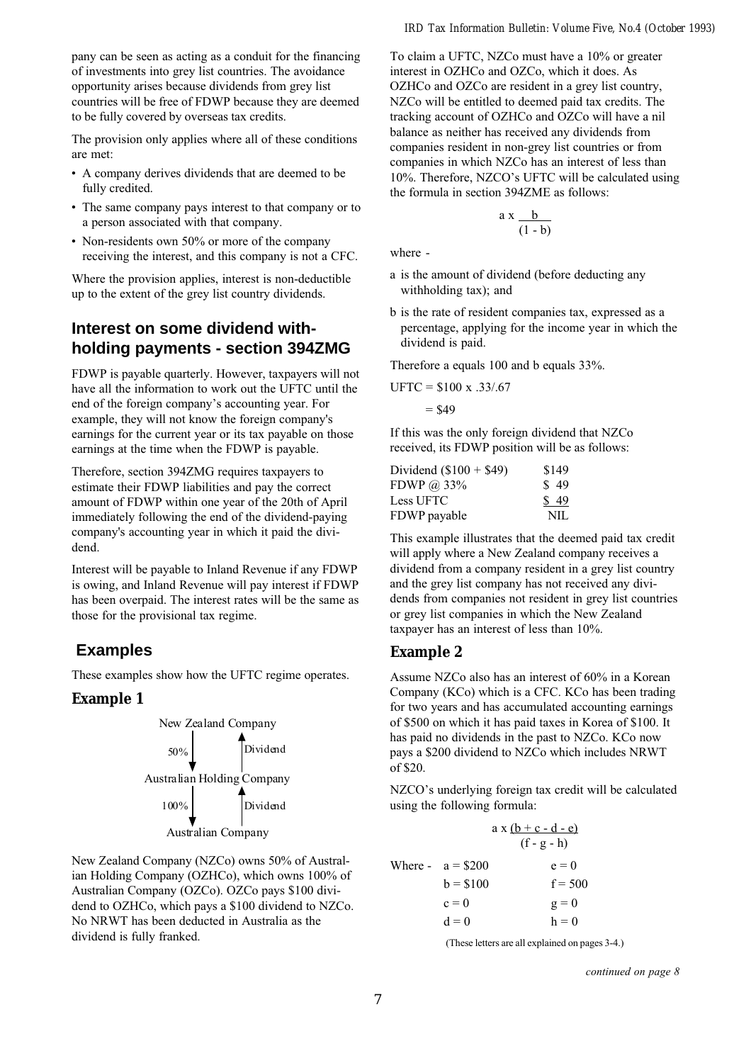pany can be seen as acting as a conduit for the financing of investments into grey list countries. The avoidance opportunity arises because dividends from grey list countries will be free of FDWP because they are deemed to be fully covered by overseas tax credits.

The provision only applies where all of these conditions are met:

- A company derives dividends that are deemed to be fully credited.
- The same company pays interest to that company or to a person associated with that company.
- Non-residents own 50% or more of the company receiving the interest, and this company is not a CFC.

Where the provision applies, interest is non-deductible up to the extent of the grey list country dividends.

## Interest on some dividend withholding payments - section 394ZMG

FDWP is payable quarterly. However, taxpayers will not have all the information to work out the UFTC until the end of the foreign company's accounting year. For example, they will not know the foreign company's earnings for the current year or its tax payable on those earnings at the time when the FDWP is payable.

Therefore, section 394ZMG requires taxpayers to estimate their FDWP liabilities and pay the correct amount of FDWP within one year of the 20th of April immediately following the end of the dividend-paying company's accounting year in which it paid the dividend.

Interest will be payable to Inland Revenue if any FDWP is owing, and Inland Revenue will pay interest if FDWP has been overpaid. The interest rates will be the same as those for the provisional tax regime.

## Examples

These examples show how the UFTC regime operates.

### Example 1

New Zealand Company
50% ↓ ↑ Dividend
Australian Holding Company
100% ↓ ↑ Dividend
Australian Company

New Zealand Company (NZCo) owns 50% of Australian Holding Company (OZHCo), which owns 100% of Australian Company (OZCo). OZCo pays $100 dividend to OZHCo, which pays a $100 dividend to NZCo. No NRWT has been deducted in Australia as the dividend is fully franked.

To claim a UFTC, NZCo must have a 10% or greater interest in OZHCo and OZCo, which it does. As OZHCo and OZCo are resident in a grey list country, NZCo will be entitled to deemed paid tax credits. The tracking account of OZHCo and OZCo will have a nil balance as neither has received any dividends from companies resident in non-grey list countries or from companies in which NZCo has an interest of less than 10%. Therefore, NZCO's UFTC will be calculated using the formula in section 394ZME as follows:

$$a \times \frac{b}{(1 - b)}$$

where -

a is the amount of dividend (before deducting any withholding tax); and

b is the rate of resident companies tax, expressed as a percentage, applying for the income year in which the dividend is paid.

Therefore a equals 100 and b equals 33%.

UFTC = $100 x .33/.67

= $49

If this was the only foreign dividend that NZCo received, its FDWP position will be as follows:

| | |
|---|---|
| Dividend ($100 + $49) | $149 |
| FDWP @ 33% | $ 49 |
| Less UFTC | $ 49 |
| FDWP payable | NIL |

This example illustrates that the deemed paid tax credit will apply where a New Zealand company receives a dividend from a company resident in a grey list country and the grey list company has not received any dividends from companies not resident in grey list countries or grey list companies in which the New Zealand taxpayer has an interest of less than 10%.

### Example 2

Assume NZCo also has an interest of 60% in a Korean Company (KCo) which is a CFC. KCo has been trading for two years and has accumulated accounting earnings of $500 on which it has paid taxes in Korea of $100. It has paid no dividends in the past to NZCo. KCo now pays a $200 dividend to NZCo which includes NRWT of $20.

NZCO's underlying foreign tax credit will be calculated using the following formula:

$$a \times \frac{(b + c - d - e)}{(f - g - h)}$$

| Where - | | |
|---|---|---|
| | a = $200 | e = 0 |
| | b = $100 | f = 500 |
| | c = 0 | g = 0 |
| | d = 0 | h = 0 |

(These letters are all explained on pages 3-4.)

*continued on page 8*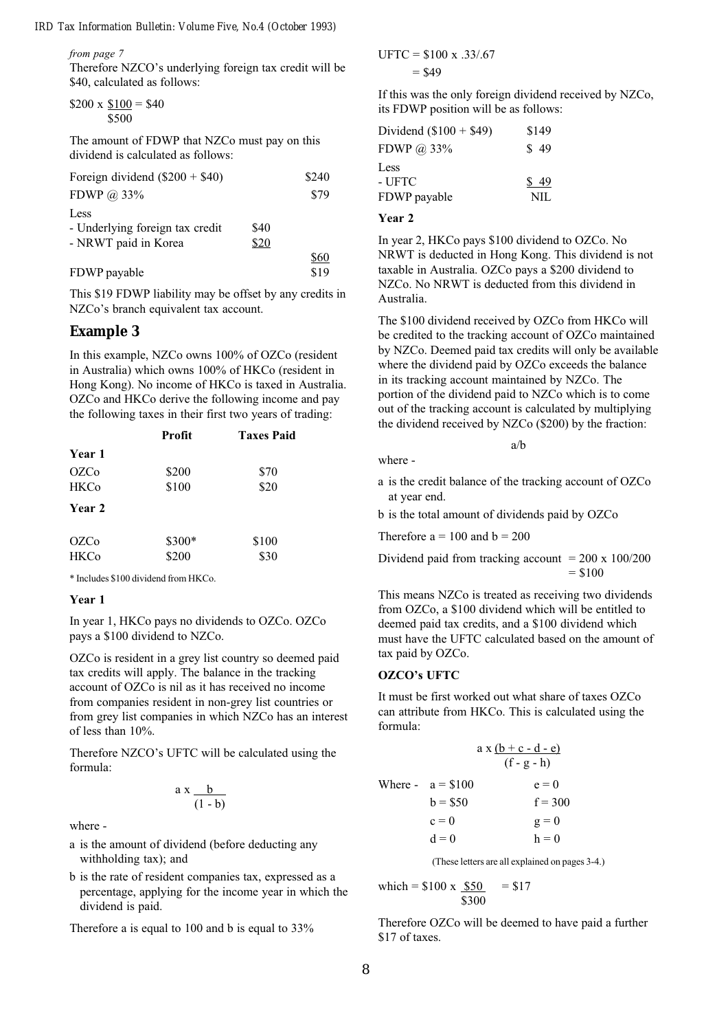*from page 7*

Therefore NZCO's underlying foreign tax credit will be \$40, calculated as follows:

$$\$200 \times \frac{\$100}{\$500} = \$40$$

The amount of FDWP that NZCo must pay on this dividend is calculated as follows:

| | | |
|---|---|---|
| Foreign dividend (\$200 + \$40) | | \$240 |
| FDWP @ 33% | | \$79 |
| Less | | |
| - Underlying foreign tax credit | \$40 | |
| - NRWT paid in Korea | \$20 | |
| | | \$60 |
| FDWP payable | | \$19 |

This \$19 FDWP liability may be offset by any credits in NZCo's branch equivalent tax account.

## Example 3

In this example, NZCo owns 100% of OZCo (resident in Australia) which owns 100% of HKCo (resident in Hong Kong). No income of HKCo is taxed in Australia. OZCo and HKCo derive the following income and pay the following taxes in their first two years of trading:

| | Profit | Taxes Paid |
|---|---|---|
| **Year 1** | | |
| OZCo | \$200 | \$70 |
| HKCo | \$100 | \$20 |
| **Year 2** | | |
| OZCo | \$300* | \$100 |
| HKCo | \$200 | \$30 |

\* Includes \$100 dividend from HKCo.

**Year 1**

In year 1, HKCo pays no dividends to OZCo. OZCo pays a \$100 dividend to NZCo.

OZCo is resident in a grey list country so deemed paid tax credits will apply. The balance in the tracking account of OZCo is nil as it has received no income from companies resident in non-grey list countries or from grey list companies in which NZCo has an interest of less than 10%.

Therefore NZCO's UFTC will be calculated using the formula:

$$a \times \frac{b}{(1 - b)}$$

where -

a is the amount of dividend (before deducting any withholding tax); and

b is the rate of resident companies tax, expressed as a percentage, applying for the income year in which the dividend is paid.

Therefore a is equal to 100 and b is equal to 33%

UFTC = \$100 x .33/.67
 = \$49

If this was the only foreign dividend received by NZCo, its FDWP position will be as follows:

| | |
|---|---|
| Dividend (\$100 + \$49) | \$149 |
| FDWP @ 33% | \$ 49 |
| Less | |
| - UFTC | \$ 49 |
| FDWP payable | NIL |

**Year 2**

In year 2, HKCo pays \$100 dividend to OZCo. No NRWT is deducted in Hong Kong. This dividend is not taxable in Australia. OZCo pays a \$200 dividend to NZCo. No NRWT is deducted from this dividend in Australia.

The \$100 dividend received by OZCo from HKCo will be credited to the tracking account of OZCo maintained by NZCo. Deemed paid tax credits will only be available where the dividend paid by OZCo exceeds the balance in its tracking account maintained by NZCo. The portion of the dividend paid to NZCo which is to come out of the tracking account is calculated by multiplying the dividend received by NZCo (\$200) by the fraction:

$$a/b$$

where -

a is the credit balance of the tracking account of OZCo at year end.

b is the total amount of dividends paid by OZCo

Therefore a = 100 and b = 200

Dividend paid from tracking account = 200 x 100/200
 = \$100

This means NZCo is treated as receiving two dividends from OZCo, a \$100 dividend which will be entitled to deemed paid tax credits, and a \$100 dividend which must have the UFTC calculated based on the amount of tax paid by OZCo.

**OZCO's UFTC**

It must be first worked out what share of taxes OZCo can attribute from HKCo. This is calculated using the formula:

$$a \times \frac{(b + c - d - e)}{(f - g - h)}$$

| Where - | | |
|---|---|---|
| | a = \$100 | e = 0 |
| | b = \$50 | f = 300 |
| | c = 0 | g = 0 |
| | d = 0 | h = 0 |

(These letters are all explained on pages 3-4.)

$$\text{which} = \$100 \times \frac{\$50}{\$300} = \$17$$

Therefore OZCo will be deemed to have paid a further \$17 of taxes.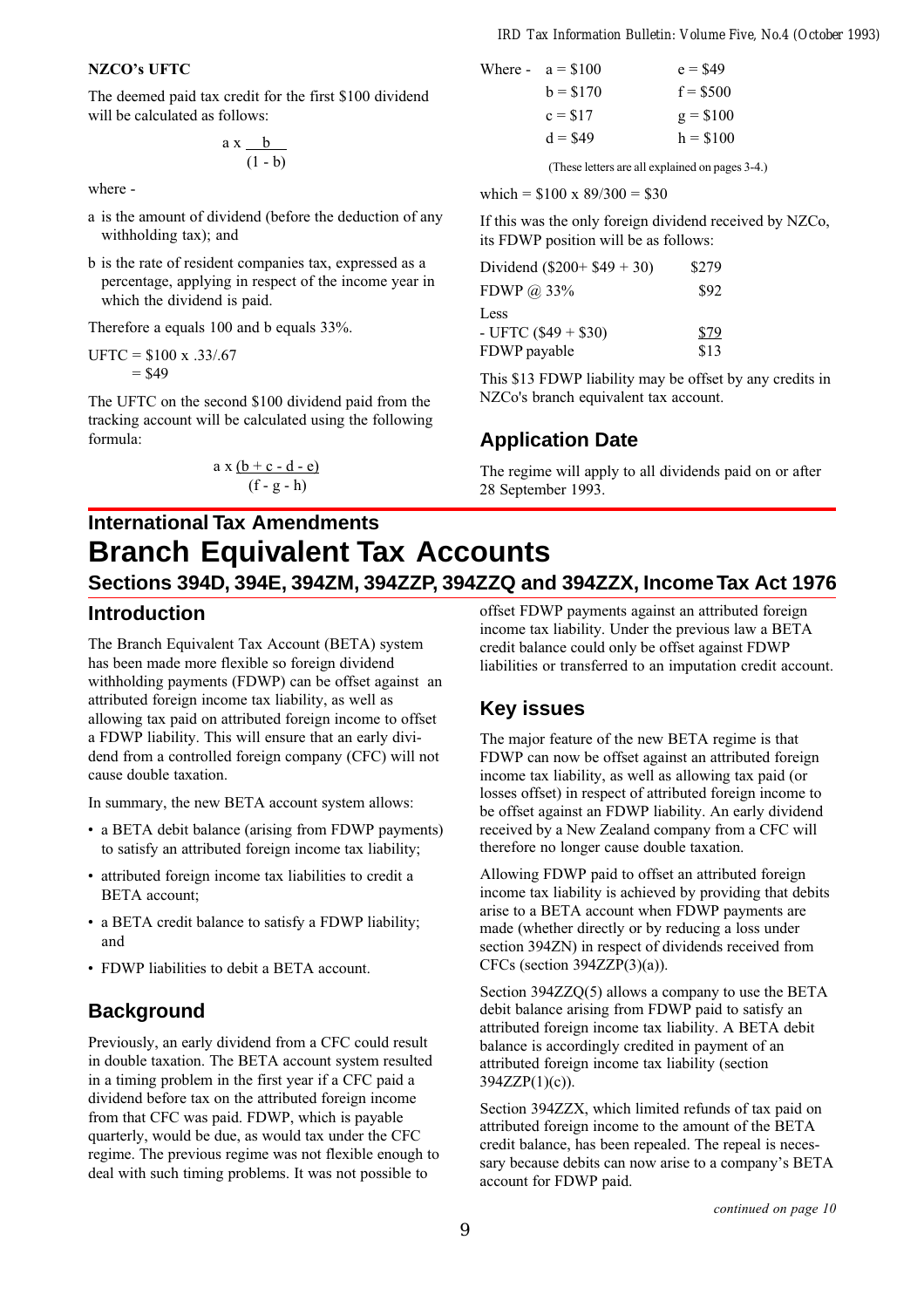**NZCO's UFTC**

The deemed paid tax credit for the first $100 dividend will be calculated as follows:

$$a \times \frac{b}{(1 - b)}$$

where -

a is the amount of dividend (before the deduction of any withholding tax); and

b is the rate of resident companies tax, expressed as a percentage, applying in respect of the income year in which the dividend is paid.

Therefore a equals 100 and b equals 33%.

UFTC = $100 x .33/.67
 = $49

The UFTC on the second $100 dividend paid from the tracking account will be calculated using the following formula:

$$a \times \frac{(b + c - d - e)}{(f - g - h)}$$

Where - a = $100, e = $49
b = $170, f = $500
c = $17, g = $100
d = $49, h = $100

(These letters are all explained on pages 3-4.)

which = $100 x 89/300 = $30

If this was the only foreign dividend received by NZCo, its FDWP position will be as follows:

| | |
|---|---|
| Dividend ($200+ $49 + 30) | $279 |
| FDWP @ 33% | $92 |
| Less | |
| - UFTC ($49 + $30) | $79 |
| FDWP payable | $13 |

This $13 FDWP liability may be offset by any credits in NZCo's branch equivalent tax account.

## Application Date

The regime will apply to all dividends paid on or after 28 September 1993.

## International Tax Amendments

# Branch Equivalent Tax Accounts

## Sections 394D, 394E, 394ZM, 394ZZP, 394ZZQ and 394ZZX, Income Tax Act 1976

### Introduction

The Branch Equivalent Tax Account (BETA) system has been made more flexible so foreign dividend withholding payments (FDWP) can be offset against an attributed foreign income tax liability, as well as allowing tax paid on attributed foreign income to offset a FDWP liability. This will ensure that an early dividend from a controlled foreign company (CFC) will not cause double taxation.

In summary, the new BETA account system allows:

- a BETA debit balance (arising from FDWP payments) to satisfy an attributed foreign income tax liability;
- attributed foreign income tax liabilities to credit a BETA account;
- a BETA credit balance to satisfy a FDWP liability; and
- FDWP liabilities to debit a BETA account.

### Background

Previously, an early dividend from a CFC could result in double taxation. The BETA account system resulted in a timing problem in the first year if a CFC paid a dividend before tax on the attributed foreign income from that CFC was paid. FDWP, which is payable quarterly, would be due, as would tax under the CFC regime. The previous regime was not flexible enough to deal with such timing problems. It was not possible to offset FDWP payments against an attributed foreign income tax liability. Under the previous law a BETA credit balance could only be offset against FDWP liabilities or transferred to an imputation credit account.

### Key issues

The major feature of the new BETA regime is that FDWP can now be offset against an attributed foreign income tax liability, as well as allowing tax paid (or losses offset) in respect of attributed foreign income to be offset against an FDWP liability. An early dividend received by a New Zealand company from a CFC will therefore no longer cause double taxation.

Allowing FDWP paid to offset an attributed foreign income tax liability is achieved by providing that debits arise to a BETA account when FDWP payments are made (whether directly or by reducing a loss under section 394ZN) in respect of dividends received from CFCs (section 394ZZP(3)(a)).

Section 394ZZQ(5) allows a company to use the BETA debit balance arising from FDWP paid to satisfy an attributed foreign income tax liability. A BETA debit balance is accordingly credited in payment of an attributed foreign income tax liability (section 394ZZP(1)(c)).

Section 394ZZX, which limited refunds of tax paid on attributed foreign income to the amount of the BETA credit balance, has been repealed. The repeal is necessary because debits can now arise to a company's BETA account for FDWP paid.

*continued on page 10*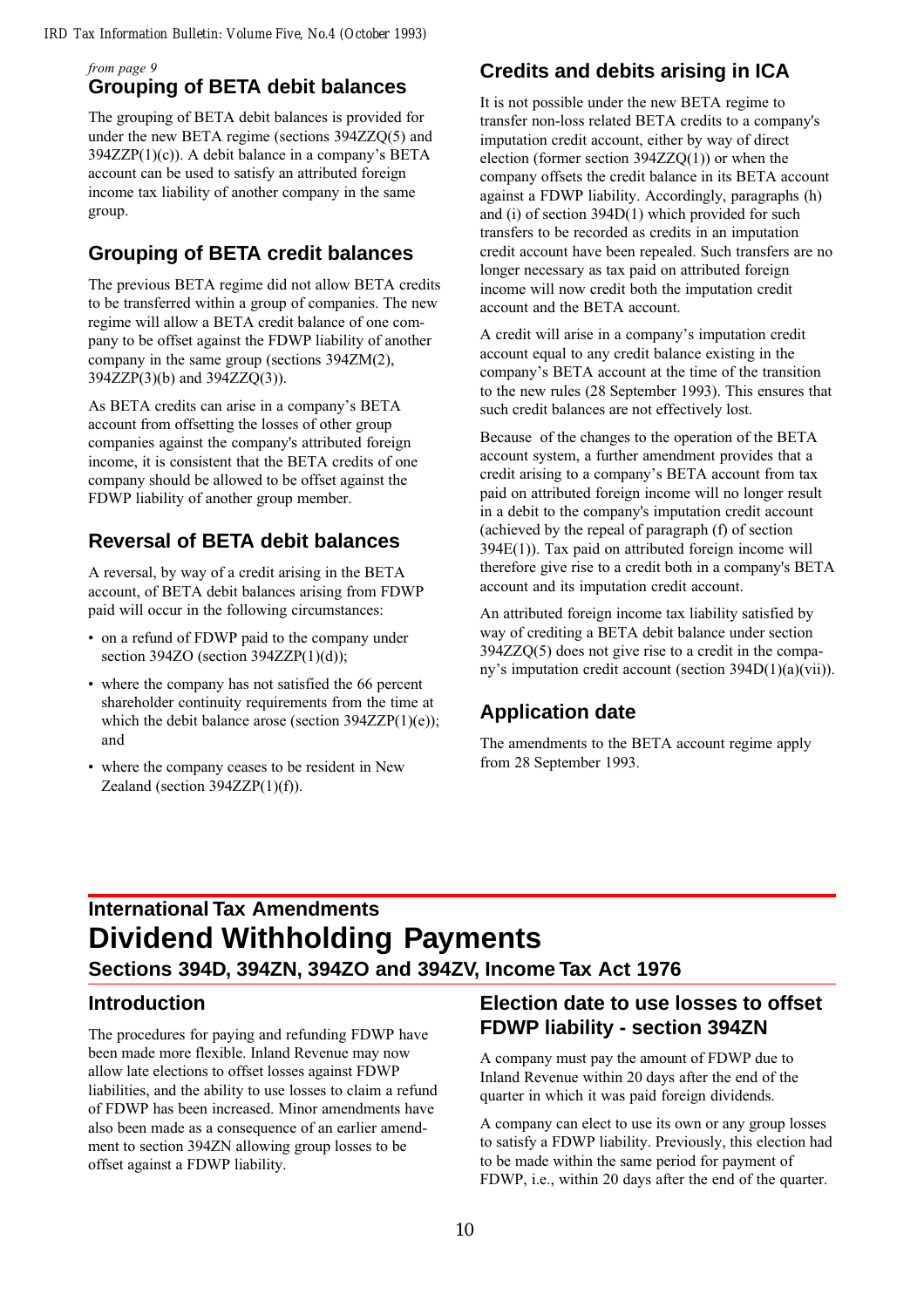*from page 9*

## Grouping of BETA debit balances

The grouping of BETA debit balances is provided for under the new BETA regime (sections 394ZZQ(5) and 394ZZP(1)(c)). A debit balance in a company's BETA account can be used to satisfy an attributed foreign income tax liability of another company in the same group.

## Grouping of BETA credit balances

The previous BETA regime did not allow BETA credits to be transferred within a group of companies. The new regime will allow a BETA credit balance of one company to be offset against the FDWP liability of another company in the same group (sections 394ZM(2), 394ZZP(3)(b) and 394ZZQ(3)).

As BETA credits can arise in a company's BETA account from offsetting the losses of other group companies against the company's attributed foreign income, it is consistent that the BETA credits of one company should be allowed to be offset against the FDWP liability of another group member.

## Reversal of BETA debit balances

A reversal, by way of a credit arising in the BETA account, of BETA debit balances arising from FDWP paid will occur in the following circumstances:

- on a refund of FDWP paid to the company under section 394ZO (section 394ZZP(1)(d));
- where the company has not satisfied the 66 percent shareholder continuity requirements from the time at which the debit balance arose (section 394ZZP(1)(e)); and
- where the company ceases to be resident in New Zealand (section 394ZZP(1)(f)).

## Credits and debits arising in ICA

It is not possible under the new BETA regime to transfer non-loss related BETA credits to a company's imputation credit account, either by way of direct election (former section 394ZZQ(1)) or when the company offsets the credit balance in its BETA account against a FDWP liability. Accordingly, paragraphs (h) and (i) of section 394D(1) which provided for such transfers to be recorded as credits in an imputation credit account have been repealed. Such transfers are no longer necessary as tax paid on attributed foreign income will now credit both the imputation credit account and the BETA account.

A credit will arise in a company's imputation credit account equal to any credit balance existing in the company's BETA account at the time of the transition to the new rules (28 September 1993). This ensures that such credit balances are not effectively lost.

Because of the changes to the operation of the BETA account system, a further amendment provides that a credit arising to a company's BETA account from tax paid on attributed foreign income will no longer result in a debit to the company's imputation credit account (achieved by the repeal of paragraph (f) of section 394E(1)). Tax paid on attributed foreign income will therefore give rise to a credit both in a company's BETA account and its imputation credit account.

An attributed foreign income tax liability satisfied by way of crediting a BETA debit balance under section 394ZZQ(5) does not give rise to a credit in the company's imputation credit account (section 394D(1)(a)(vii)).

## Application date

The amendments to the BETA account regime apply from 28 September 1993.

### International Tax Amendments

# Dividend Withholding Payments

### Sections 394D, 394ZN, 394ZO and 394ZV, Income Tax Act 1976

## Introduction

The procedures for paying and refunding FDWP have been made more flexible. Inland Revenue may now allow late elections to offset losses against FDWP liabilities, and the ability to use losses to claim a refund of FDWP has been increased. Minor amendments have also been made as a consequence of an earlier amendment to section 394ZN allowing group losses to be offset against a FDWP liability.

## Election date to use losses to offset FDWP liability - section 394ZN

A company must pay the amount of FDWP due to Inland Revenue within 20 days after the end of the quarter in which it was paid foreign dividends.

A company can elect to use its own or any group losses to satisfy a FDWP liability. Previously, this election had to be made within the same period for payment of FDWP, i.e., within 20 days after the end of the quarter.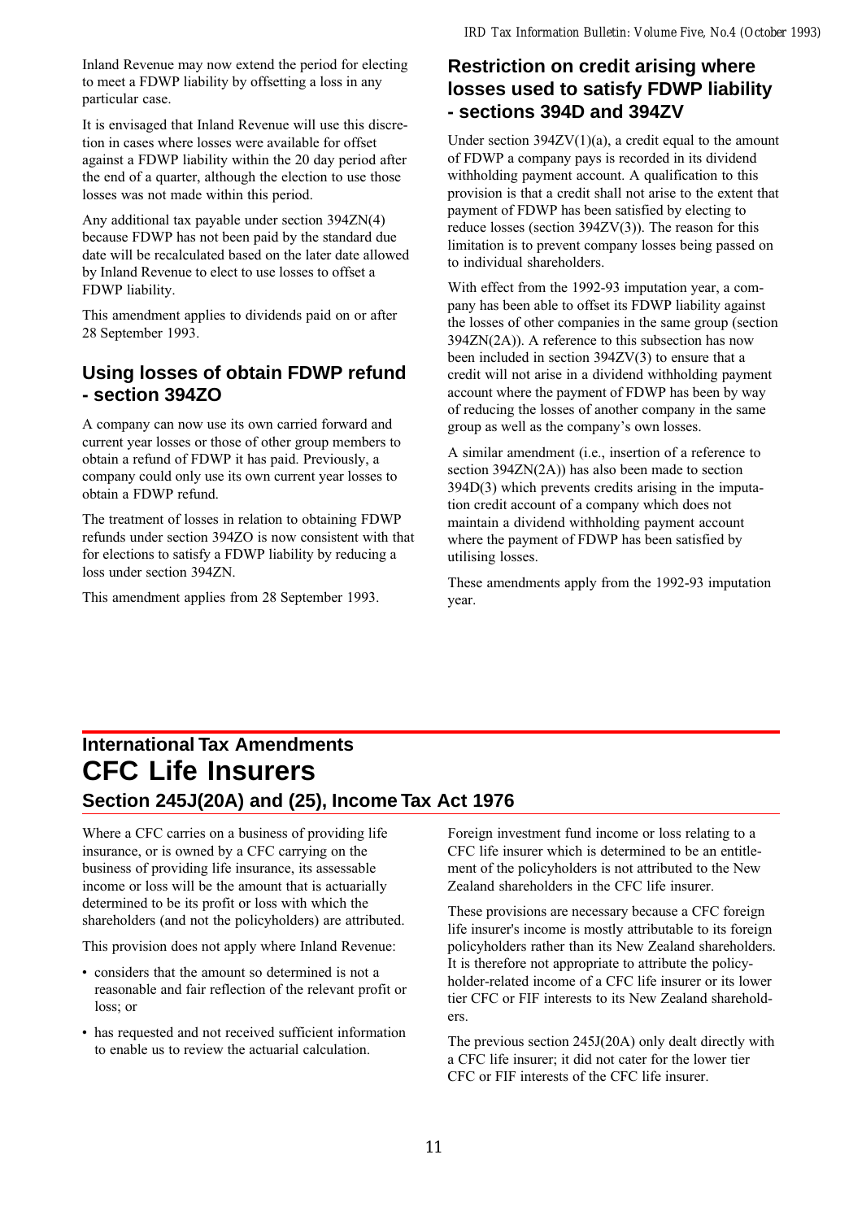Inland Revenue may now extend the period for electing to meet a FDWP liability by offsetting a loss in any particular case.

It is envisaged that Inland Revenue will use this discretion in cases where losses were available for offset against a FDWP liability within the 20 day period after the end of a quarter, although the election to use those losses was not made within this period.

Any additional tax payable under section 394ZN(4) because FDWP has not been paid by the standard due date will be recalculated based on the later date allowed by Inland Revenue to elect to use losses to offset a FDWP liability.

This amendment applies to dividends paid on or after 28 September 1993.

### Using losses of obtain FDWP refund - section 394ZO

A company can now use its own carried forward and current year losses or those of other group members to obtain a refund of FDWP it has paid. Previously, a company could only use its own current year losses to obtain a FDWP refund.

The treatment of losses in relation to obtaining FDWP refunds under section 394ZO is now consistent with that for elections to satisfy a FDWP liability by reducing a loss under section 394ZN.

This amendment applies from 28 September 1993.

### Restriction on credit arising where losses used to satisfy FDWP liability - sections 394D and 394ZV

Under section 394ZV(1)(a), a credit equal to the amount of FDWP a company pays is recorded in its dividend withholding payment account. A qualification to this provision is that a credit shall not arise to the extent that payment of FDWP has been satisfied by electing to reduce losses (section 394ZV(3)). The reason for this limitation is to prevent company losses being passed on to individual shareholders.

With effect from the 1992-93 imputation year, a company has been able to offset its FDWP liability against the losses of other companies in the same group (section 394ZN(2A)). A reference to this subsection has now been included in section 394ZV(3) to ensure that a credit will not arise in a dividend withholding payment account where the payment of FDWP has been by way of reducing the losses of another company in the same group as well as the company's own losses.

A similar amendment (i.e., insertion of a reference to section 394ZN(2A)) has also been made to section 394D(3) which prevents credits arising in the imputation credit account of a company which does not maintain a dividend withholding payment account where the payment of FDWP has been satisfied by utilising losses.

These amendments apply from the 1992-93 imputation year.

## International Tax Amendments

# CFC Life Insurers

### Section 245J(20A) and (25), Income Tax Act 1976

Where a CFC carries on a business of providing life insurance, or is owned by a CFC carrying on the business of providing life insurance, its assessable income or loss will be the amount that is actuarially determined to be its profit or loss with which the shareholders (and not the policyholders) are attributed.

This provision does not apply where Inland Revenue:

- considers that the amount so determined is not a reasonable and fair reflection of the relevant profit or loss; or
- has requested and not received sufficient information to enable us to review the actuarial calculation.

Foreign investment fund income or loss relating to a CFC life insurer which is determined to be an entitlement of the policyholders is not attributed to the New Zealand shareholders in the CFC life insurer.

These provisions are necessary because a CFC foreign life insurer's income is mostly attributable to its foreign policyholders rather than its New Zealand shareholders. It is therefore not appropriate to attribute the policyholder-related income of a CFC life insurer or its lower tier CFC or FIF interests to its New Zealand shareholders.

The previous section 245J(20A) only dealt directly with a CFC life insurer; it did not cater for the lower tier CFC or FIF interests of the CFC life insurer.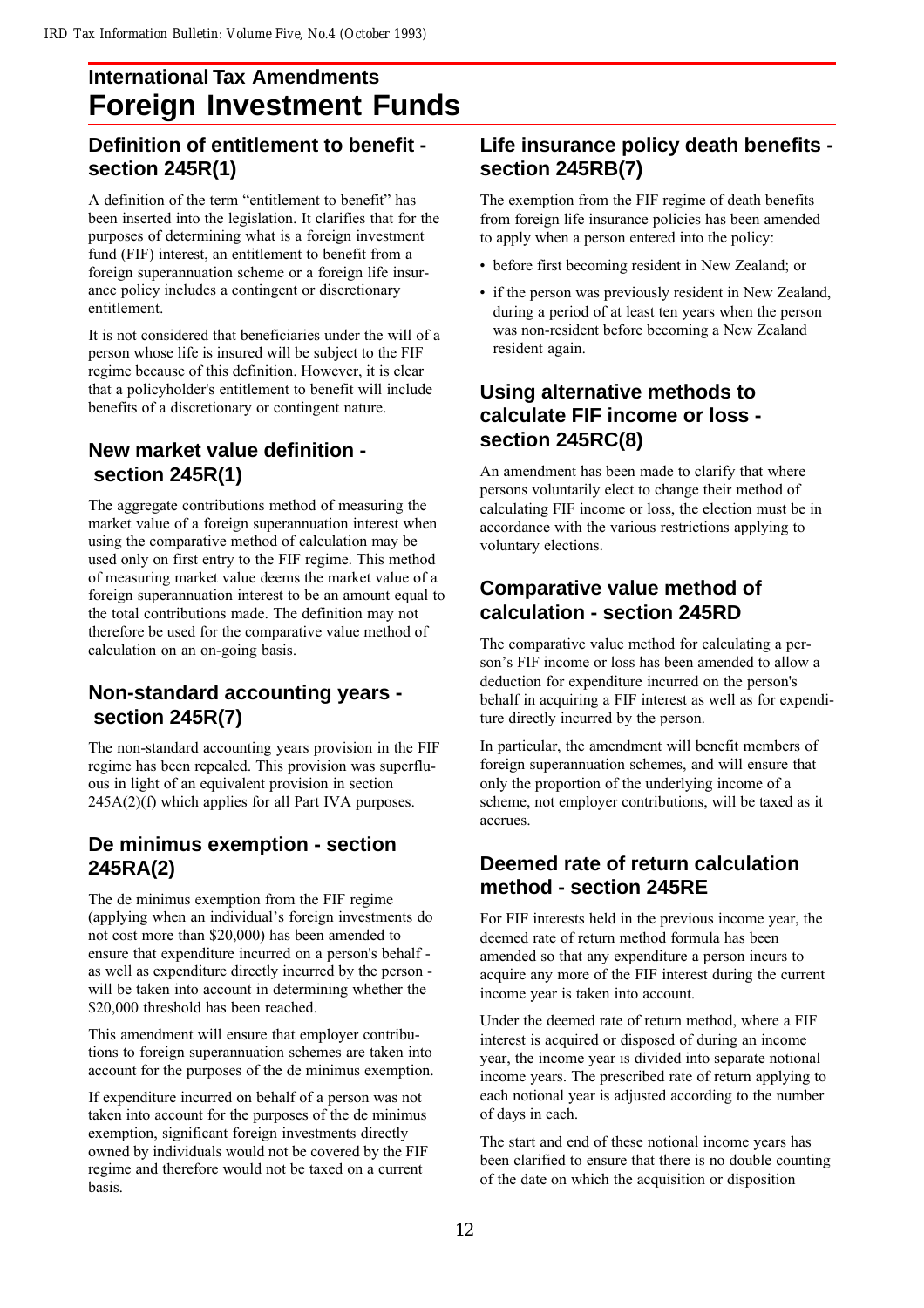## International Tax Amendments

# Foreign Investment Funds

### Definition of entitlement to benefit - section 245R(1)

A definition of the term "entitlement to benefit" has been inserted into the legislation. It clarifies that for the purposes of determining what is a foreign investment fund (FIF) interest, an entitlement to benefit from a foreign superannuation scheme or a foreign life insurance policy includes a contingent or discretionary entitlement.

It is not considered that beneficiaries under the will of a person whose life is insured will be subject to the FIF regime because of this definition. However, it is clear that a policyholder's entitlement to benefit will include benefits of a discretionary or contingent nature.

### New market value definition - section 245R(1)

The aggregate contributions method of measuring the market value of a foreign superannuation interest when using the comparative method of calculation may be used only on first entry to the FIF regime. This method of measuring market value deems the market value of a foreign superannuation interest to be an amount equal to the total contributions made. The definition may not therefore be used for the comparative value method of calculation on an on-going basis.

### Non-standard accounting years - section 245R(7)

The non-standard accounting years provision in the FIF regime has been repealed. This provision was superfluous in light of an equivalent provision in section 245A(2)(f) which applies for all Part IVA purposes.

### De minimus exemption - section 245RA(2)

The de minimus exemption from the FIF regime (applying when an individual's foreign investments do not cost more than $20,000) has been amended to ensure that expenditure incurred on a person's behalf - as well as expenditure directly incurred by the person - will be taken into account in determining whether the $20,000 threshold has been reached.

This amendment will ensure that employer contributions to foreign superannuation schemes are taken into account for the purposes of the de minimus exemption.

If expenditure incurred on behalf of a person was not taken into account for the purposes of the de minimus exemption, significant foreign investments directly owned by individuals would not be covered by the FIF regime and therefore would not be taxed on a current basis.

### Life insurance policy death benefits - section 245RB(7)

The exemption from the FIF regime of death benefits from foreign life insurance policies has been amended to apply when a person entered into the policy:

- before first becoming resident in New Zealand; or
- if the person was previously resident in New Zealand, during a period of at least ten years when the person was non-resident before becoming a New Zealand resident again.

### Using alternative methods to calculate FIF income or loss - section 245RC(8)

An amendment has been made to clarify that where persons voluntarily elect to change their method of calculating FIF income or loss, the election must be in accordance with the various restrictions applying to voluntary elections.

### Comparative value method of calculation - section 245RD

The comparative value method for calculating a person's FIF income or loss has been amended to allow a deduction for expenditure incurred on the person's behalf in acquiring a FIF interest as well as for expenditure directly incurred by the person.

In particular, the amendment will benefit members of foreign superannuation schemes, and will ensure that only the proportion of the underlying income of a scheme, not employer contributions, will be taxed as it accrues.

### Deemed rate of return calculation method - section 245RE

For FIF interests held in the previous income year, the deemed rate of return method formula has been amended so that any expenditure a person incurs to acquire any more of the FIF interest during the current income year is taken into account.

Under the deemed rate of return method, where a FIF interest is acquired or disposed of during an income year, the income year is divided into separate notional income years. The prescribed rate of return applying to each notional year is adjusted according to the number of days in each.

The start and end of these notional income years has been clarified to ensure that there is no double counting of the date on which the acquisition or disposition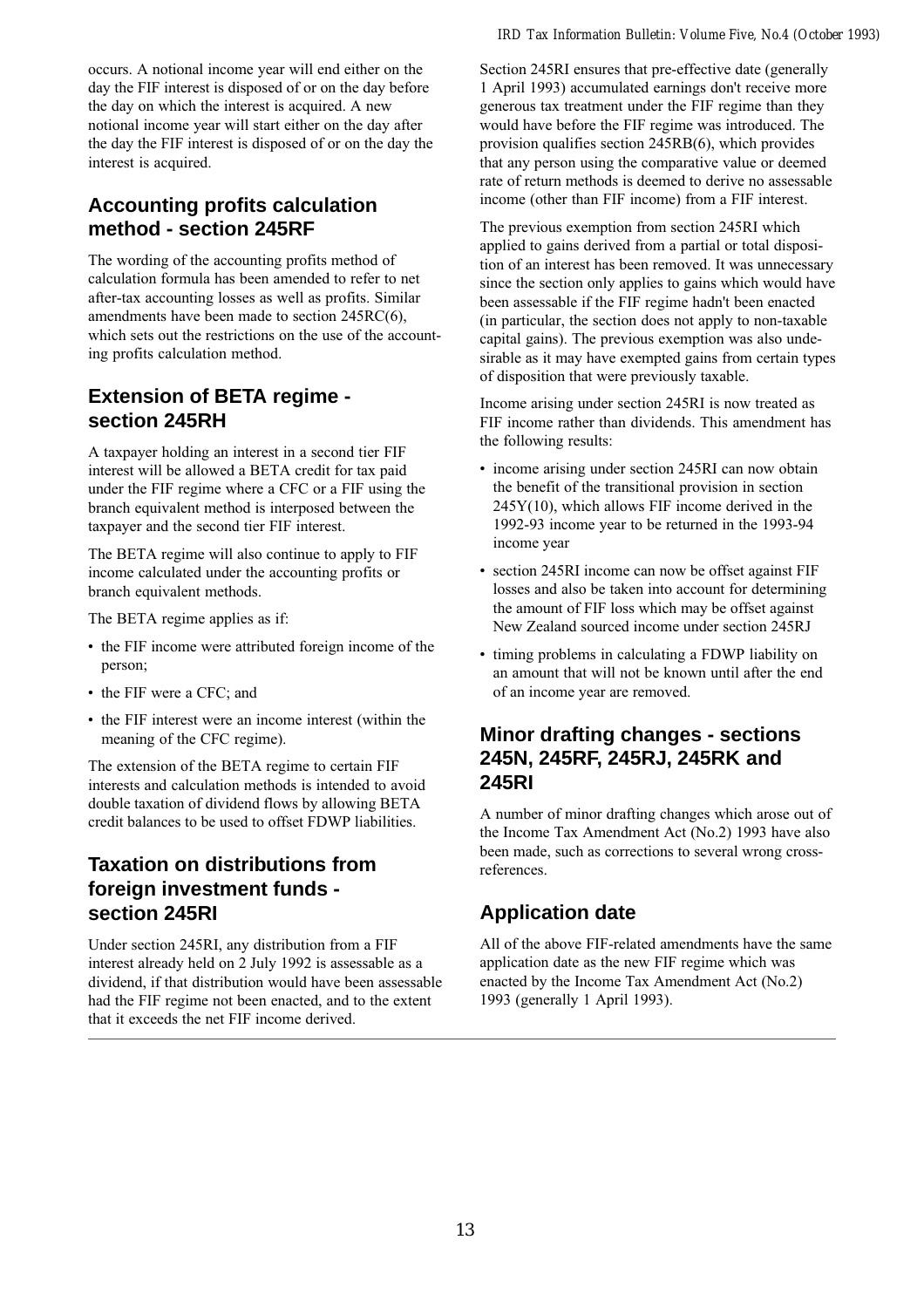occurs. A notional income year will end either on the day the FIF interest is disposed of or on the day before the day on which the interest is acquired. A new notional income year will start either on the day after the day the FIF interest is disposed of or on the day the interest is acquired.

## Accounting profits calculation method - section 245RF

The wording of the accounting profits method of calculation formula has been amended to refer to net after-tax accounting losses as well as profits. Similar amendments have been made to section 245RC(6), which sets out the restrictions on the use of the accounting profits calculation method.

## Extension of BETA regime - section 245RH

A taxpayer holding an interest in a second tier FIF interest will be allowed a BETA credit for tax paid under the FIF regime where a CFC or a FIF using the branch equivalent method is interposed between the taxpayer and the second tier FIF interest.

The BETA regime will also continue to apply to FIF income calculated under the accounting profits or branch equivalent methods.

The BETA regime applies as if:

- the FIF income were attributed foreign income of the person;
- the FIF were a CFC; and
- the FIF interest were an income interest (within the meaning of the CFC regime).

The extension of the BETA regime to certain FIF interests and calculation methods is intended to avoid double taxation of dividend flows by allowing BETA credit balances to be used to offset FDWP liabilities.

## Taxation on distributions from foreign investment funds - section 245RI

Under section 245RI, any distribution from a FIF interest already held on 2 July 1992 is assessable as a dividend, if that distribution would have been assessable had the FIF regime not been enacted, and to the extent that it exceeds the net FIF income derived.

Section 245RI ensures that pre-effective date (generally 1 April 1993) accumulated earnings don't receive more generous tax treatment under the FIF regime than they would have before the FIF regime was introduced. The provision qualifies section 245RB(6), which provides that any person using the comparative value or deemed rate of return methods is deemed to derive no assessable income (other than FIF income) from a FIF interest.

The previous exemption from section 245RI which applied to gains derived from a partial or total disposition of an interest has been removed. It was unnecessary since the section only applies to gains which would have been assessable if the FIF regime hadn't been enacted (in particular, the section does not apply to non-taxable capital gains). The previous exemption was also undesirable as it may have exempted gains from certain types of disposition that were previously taxable.

Income arising under section 245RI is now treated as FIF income rather than dividends. This amendment has the following results:

- income arising under section 245RI can now obtain the benefit of the transitional provision in section 245Y(10), which allows FIF income derived in the 1992-93 income year to be returned in the 1993-94 income year
- section 245RI income can now be offset against FIF losses and also be taken into account for determining the amount of FIF loss which may be offset against New Zealand sourced income under section 245RJ
- timing problems in calculating a FDWP liability on an amount that will not be known until after the end of an income year are removed.

## Minor drafting changes - sections 245N, 245RF, 245RJ, 245RK and 245RI

A number of minor drafting changes which arose out of the Income Tax Amendment Act (No.2) 1993 have also been made, such as corrections to several wrong cross-references.

## Application date

All of the above FIF-related amendments have the same application date as the new FIF regime which was enacted by the Income Tax Amendment Act (No.2) 1993 (generally 1 April 1993).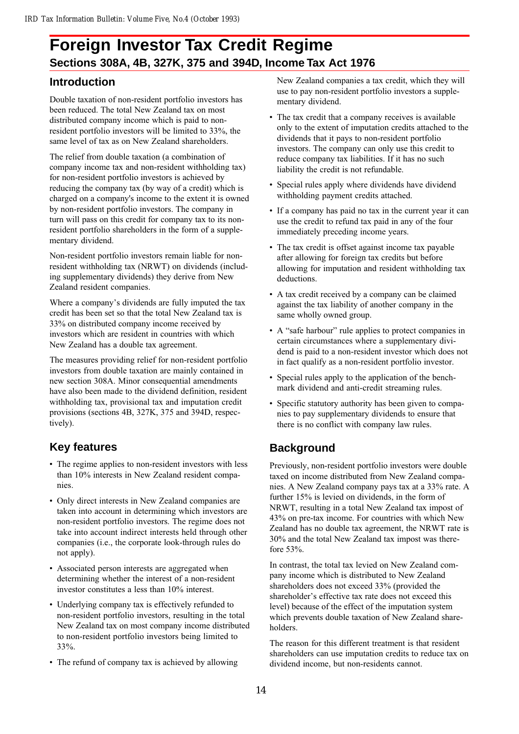# Foreign Investor Tax Credit Regime

## Sections 308A, 4B, 327K, 375 and 394D, Income Tax Act 1976

## Introduction

Double taxation of non-resident portfolio investors has been reduced. The total New Zealand tax on most distributed company income which is paid to non-resident portfolio investors will be limited to 33%, the same level of tax as on New Zealand shareholders.

The relief from double taxation (a combination of company income tax and non-resident withholding tax) for non-resident portfolio investors is achieved by reducing the company tax (by way of a credit) which is charged on a company's income to the extent it is owned by non-resident portfolio investors. The company in turn will pass on this credit for company tax to its non-resident portfolio shareholders in the form of a supplementary dividend.

Non-resident portfolio investors remain liable for non-resident withholding tax (NRWT) on dividends (including supplementary dividends) they derive from New Zealand resident companies.

Where a company's dividends are fully imputed the tax credit has been set so that the total New Zealand tax is 33% on distributed company income received by investors which are resident in countries with which New Zealand has a double tax agreement.

The measures providing relief for non-resident portfolio investors from double taxation are mainly contained in new section 308A. Minor consequential amendments have also been made to the dividend definition, resident withholding tax, provisional tax and imputation credit provisions (sections 4B, 327K, 375 and 394D, respectively).

## Key features

- The regime applies to non-resident investors with less than 10% interests in New Zealand resident companies.
- Only direct interests in New Zealand companies are taken into account in determining which investors are non-resident portfolio investors. The regime does not take into account indirect interests held through other companies (i.e., the corporate look-through rules do not apply).
- Associated person interests are aggregated when determining whether the interest of a non-resident investor constitutes a less than 10% interest.
- Underlying company tax is effectively refunded to non-resident portfolio investors, resulting in the total New Zealand tax on most company income distributed to non-resident portfolio investors being limited to 33%.
- The refund of company tax is achieved by allowing New Zealand companies a tax credit, which they will use to pay non-resident portfolio investors a supplementary dividend.
- The tax credit that a company receives is available only to the extent of imputation credits attached to the dividends that it pays to non-resident portfolio investors. The company can only use this credit to reduce company tax liabilities. If it has no such liability the credit is not refundable.
- Special rules apply where dividends have dividend withholding payment credits attached.
- If a company has paid no tax in the current year it can use the credit to refund tax paid in any of the four immediately preceding income years.
- The tax credit is offset against income tax payable after allowing for foreign tax credits but before allowing for imputation and resident withholding tax deductions.
- A tax credit received by a company can be claimed against the tax liability of another company in the same wholly owned group.
- A "safe harbour" rule applies to protect companies in certain circumstances where a supplementary dividend is paid to a non-resident investor which does not in fact qualify as a non-resident portfolio investor.
- Special rules apply to the application of the benchmark dividend and anti-credit streaming rules.
- Specific statutory authority has been given to companies to pay supplementary dividends to ensure that there is no conflict with company law rules.

## Background

Previously, non-resident portfolio investors were double taxed on income distributed from New Zealand companies. A New Zealand company pays tax at a 33% rate. A further 15% is levied on dividends, in the form of NRWT, resulting in a total New Zealand tax impost of 43% on pre-tax income. For countries with which New Zealand has no double tax agreement, the NRWT rate is 30% and the total New Zealand tax impost was therefore 53%.

In contrast, the total tax levied on New Zealand company income which is distributed to New Zealand shareholders does not exceed 33% (provided the shareholder's effective tax rate does not exceed this level) because of the effect of the imputation system which prevents double taxation of New Zealand shareholders.

The reason for this different treatment is that resident shareholders can use imputation credits to reduce tax on dividend income, but non-residents cannot.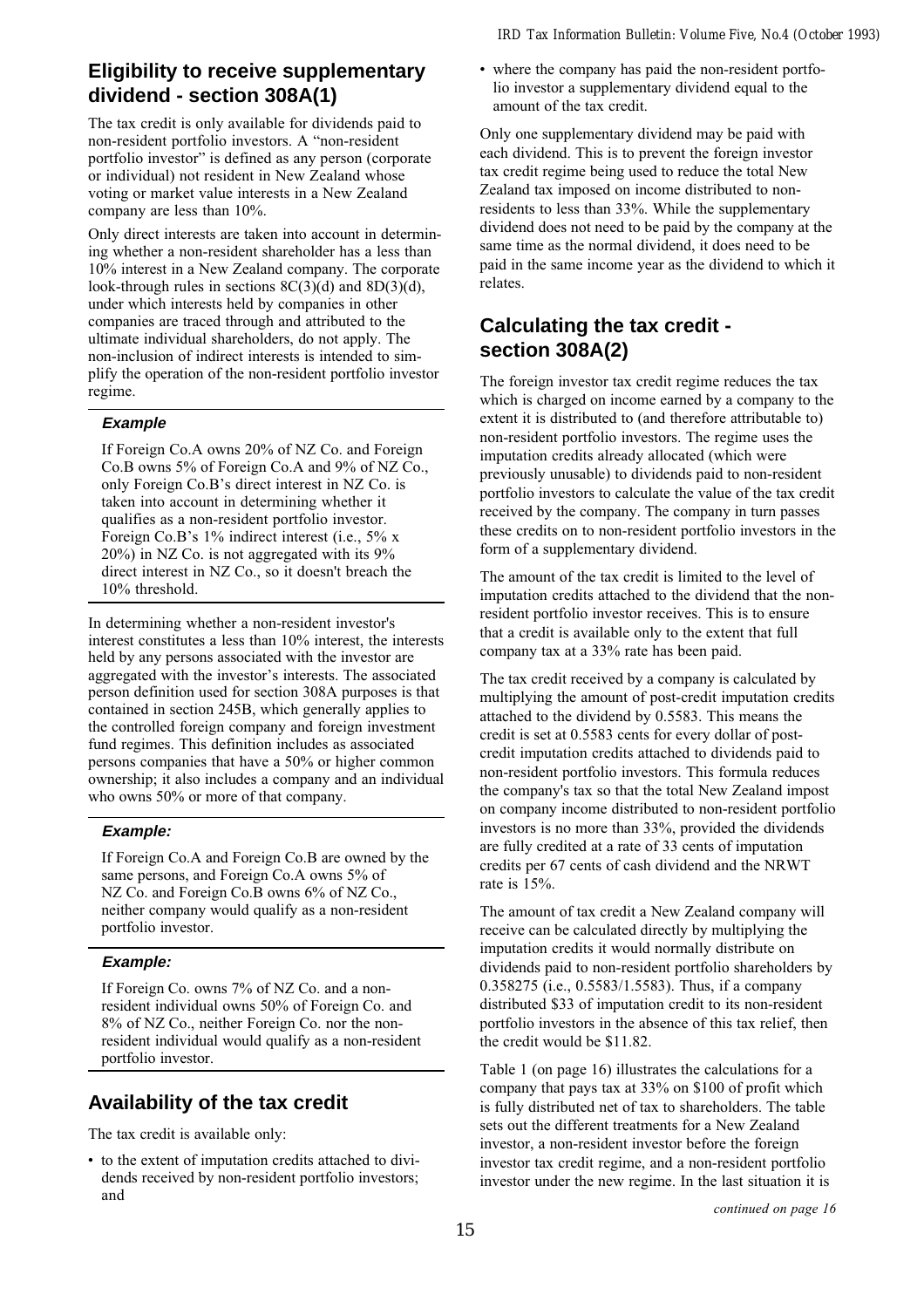## Eligibility to receive supplementary dividend - section 308A(1)

The tax credit is only available for dividends paid to non-resident portfolio investors. A "non-resident portfolio investor" is defined as any person (corporate or individual) not resident in New Zealand whose voting or market value interests in a New Zealand company are less than 10%.

Only direct interests are taken into account in determining whether a non-resident shareholder has a less than 10% interest in a New Zealand company. The corporate look-through rules in sections 8C(3)(d) and 8D(3)(d), under which interests held by companies in other companies are traced through and attributed to the ultimate individual shareholders, do not apply. The non-inclusion of indirect interests is intended to simplify the operation of the non-resident portfolio investor regime.

### *Example*

If Foreign Co.A owns 20% of NZ Co. and Foreign Co.B owns 5% of Foreign Co.A and 9% of NZ Co., only Foreign Co.B's direct interest in NZ Co. is taken into account in determining whether it qualifies as a non-resident portfolio investor. Foreign Co.B's 1% indirect interest (i.e., 5% x 20%) in NZ Co. is not aggregated with its 9% direct interest in NZ Co., so it doesn't breach the 10% threshold.

In determining whether a non-resident investor's interest constitutes a less than 10% interest, the interests held by any persons associated with the investor are aggregated with the investor's interests. The associated person definition used for section 308A purposes is that contained in section 245B, which generally applies to the controlled foreign company and foreign investment fund regimes. This definition includes as associated persons companies that have a 50% or higher common ownership; it also includes a company and an individual who owns 50% or more of that company.

### *Example:*

If Foreign Co.A and Foreign Co.B are owned by the same persons, and Foreign Co.A owns 5% of NZ Co. and Foreign Co.B owns 6% of NZ Co., neither company would qualify as a non-resident portfolio investor.

### *Example:*

If Foreign Co. owns 7% of NZ Co. and a non-resident individual owns 50% of Foreign Co. and 8% of NZ Co., neither Foreign Co. nor the non-resident individual would qualify as a non-resident portfolio investor.

## Availability of the tax credit

The tax credit is available only:

- to the extent of imputation credits attached to dividends received by non-resident portfolio investors; and
- where the company has paid the non-resident portfolio investor a supplementary dividend equal to the amount of the tax credit.

Only one supplementary dividend may be paid with each dividend. This is to prevent the foreign investor tax credit regime being used to reduce the total New Zealand tax imposed on income distributed to non-residents to less than 33%. While the supplementary dividend does not need to be paid by the company at the same time as the normal dividend, it does need to be paid in the same income year as the dividend to which it relates.

## Calculating the tax credit - section 308A(2)

The foreign investor tax credit regime reduces the tax which is charged on income earned by a company to the extent it is distributed to (and therefore attributable to) non-resident portfolio investors. The regime uses the imputation credits already allocated (which were previously unusable) to dividends paid to non-resident portfolio investors to calculate the value of the tax credit received by the company. The company in turn passes these credits on to non-resident portfolio investors in the form of a supplementary dividend.

The amount of the tax credit is limited to the level of imputation credits attached to the dividend that the non-resident portfolio investor receives. This is to ensure that a credit is available only to the extent that full company tax at a 33% rate has been paid.

The tax credit received by a company is calculated by multiplying the amount of post-credit imputation credits attached to the dividend by 0.5583. This means the credit is set at 0.5583 cents for every dollar of post-credit imputation credits attached to dividends paid to non-resident portfolio investors. This formula reduces the company's tax so that the total New Zealand impost on company income distributed to non-resident portfolio investors is no more than 33%, provided the dividends are fully credited at a rate of 33 cents of imputation credits per 67 cents of cash dividend and the NRWT rate is 15%.

The amount of tax credit a New Zealand company will receive can be calculated directly by multiplying the imputation credits it would normally distribute on dividends paid to non-resident portfolio shareholders by 0.358275 (i.e., 0.5583/1.5583). Thus, if a company distributed $33 of imputation credit to its non-resident portfolio investors in the absence of this tax relief, then the credit would be $11.82.

Table 1 (on page 16) illustrates the calculations for a company that pays tax at 33% on $100 of profit which is fully distributed net of tax to shareholders. The table sets out the different treatments for a New Zealand investor, a non-resident investor before the foreign investor tax credit regime, and a non-resident portfolio investor under the new regime. In the last situation it is

*continued on page 16*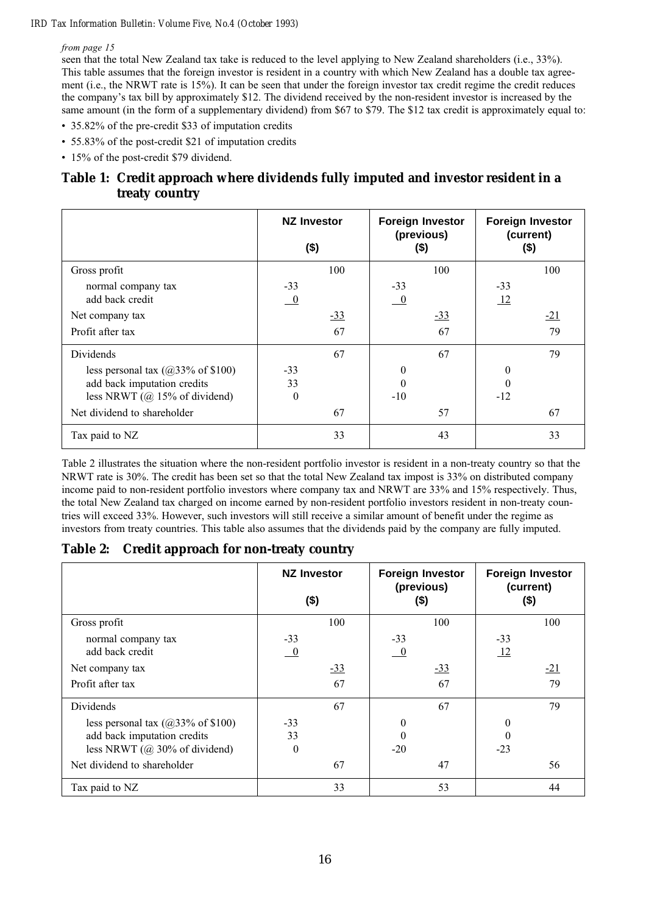*from page 15*

seen that the total New Zealand tax take is reduced to the level applying to New Zealand shareholders (i.e., 33%). This table assumes that the foreign investor is resident in a country with which New Zealand has a double tax agreement (i.e., the NRWT rate is 15%). It can be seen that under the foreign investor tax credit regime the credit reduces the company's tax bill by approximately $12. The dividend received by the non-resident investor is increased by the same amount (in the form of a supplementary dividend) from $67 to $79. The $12 tax credit is approximately equal to:

- 35.82% of the pre-credit $33 of imputation credits
- 55.83% of the post-credit $21 of imputation credits
- 15% of the post-credit $79 dividend.

## Table 1: Credit approach where dividends fully imputed and investor resident in a treaty country

| | NZ Investor ($) | | Foreign Investor (previous) ($) | | Foreign Investor (current) ($) | |
|---|---|---|---|---|---|---|
| Gross profit | | 100 | | 100 | | 100 |
| normal company tax | -33 | | -33 | | -33 | |
| add back credit | 0 | | 0 | | 12 | |
| Net company tax | | -33 | | -33 | | -21 |
| Profit after tax | | 67 | | 67 | | 79 |
| Dividends | | 67 | | 67 | | 79 |
| less personal tax (@33% of $100) | -33 | | 0 | | 0 | |
| add back imputation credits | 33 | | 0 | | 0 | |
| less NRWT (@ 15% of dividend) | 0 | | -10 | | -12 | |
| Net dividend to shareholder | | 67 | | 57 | | 67 |
| Tax paid to NZ | | 33 | | 43 | | 33 |

Table 2 illustrates the situation where the non-resident portfolio investor is resident in a non-treaty country so that the NRWT rate is 30%. The credit has been set so that the total New Zealand tax impost is 33% on distributed company income paid to non-resident portfolio investors where company tax and NRWT are 33% and 15% respectively. Thus, the total New Zealand tax charged on income earned by non-resident portfolio investors resident in non-treaty countries will exceed 33%. However, such investors will still receive a similar amount of benefit under the regime as investors from treaty countries. This table also assumes that the dividends paid by the company are fully imputed.

## Table 2: Credit approach for non-treaty country

| | NZ Investor ($) | | Foreign Investor (previous) ($) | | Foreign Investor (current) ($) | |
|---|---|---|---|---|---|---|
| Gross profit | | 100 | | 100 | | 100 |
| normal company tax | -33 | | -33 | | -33 | |
| add back credit | 0 | | 0 | | 12 | |
| Net company tax | | -33 | | -33 | | -21 |
| Profit after tax | | 67 | | 67 | | 79 |
| Dividends | | 67 | | 67 | | 79 |
| less personal tax (@33% of $100) | -33 | | 0 | | 0 | |
| add back imputation credits | 33 | | 0 | | 0 | |
| less NRWT (@ 30% of dividend) | 0 | | -20 | | -23 | |
| Net dividend to shareholder | | 67 | | 47 | | 56 |
| Tax paid to NZ | | 33 | | 53 | | 44 |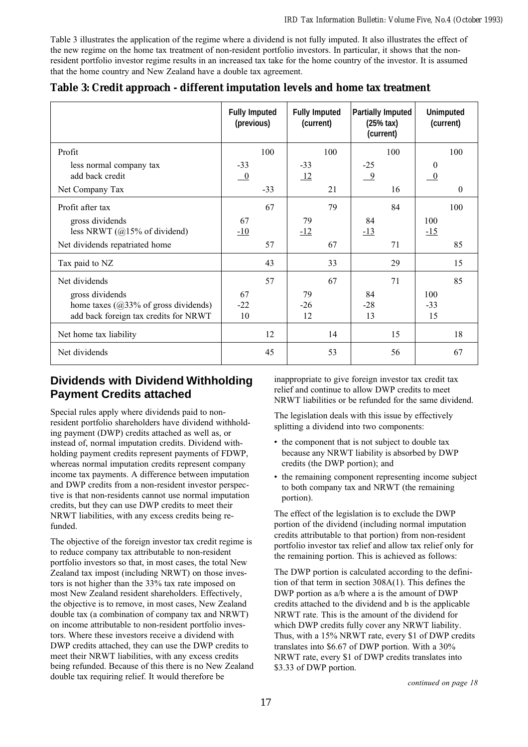Table 3 illustrates the application of the regime where a dividend is not fully imputed. It also illustrates the effect of the new regime on the home tax treatment of non-resident portfolio investors. In particular, it shows that the non-resident portfolio investor regime results in an increased tax take for the home country of the investor. It is assumed that the home country and New Zealand have a double tax agreement.

**Table 3: Credit approach - different imputation levels and home tax treatment**

| | Fully Imputed (previous) | | Fully Imputed (current) | | Partially Imputed (25% tax) (current) | | Unimputed (current) | |
|---|---|---|---|---|---|---|---|---|
| Profit | | 100 | | 100 | | 100 | | 100 |
| less normal company tax | -33 | | -33 | | -25 | | 0 | |
| add back credit | 0 | | 12 | | 9 | | 0 | |
| Net Company Tax | | -33 | | 21 | | 16 | | 0 |
| Profit after tax | | 67 | | 79 | | 84 | | 100 |
| gross dividends | 67 | | 79 | | 84 | | 100 | |
| less NRWT (@15% of dividend) | -10 | | -12 | | -13 | | -15 | |
| Net dividends repatriated home | | 57 | | 67 | | 71 | | 85 |
| Tax paid to NZ | | 43 | | 33 | | 29 | | 15 |
| Net dividends | | 57 | | 67 | | 71 | | 85 |
| gross dividends | 67 | | 79 | | 84 | | 100 | |
| home taxes (@33% of gross dividends) | -22 | | -26 | | -28 | | -33 | |
| add back foreign tax credits for NRWT | 10 | | 12 | | 13 | | 15 | |
| Net home tax liability | | 12 | | 14 | | 15 | | 18 |
| Net dividends | | 45 | | 53 | | 56 | | 67 |

## Dividends with Dividend Withholding Payment Credits attached

Special rules apply where dividends paid to non-resident portfolio shareholders have dividend withholding payment (DWP) credits attached as well as, or instead of, normal imputation credits. Dividend withholding payment credits represent payments of FDWP, whereas normal imputation credits represent company income tax payments. A difference between imputation and DWP credits from a non-resident investor perspective is that non-residents cannot use normal imputation credits, but they can use DWP credits to meet their NRWT liabilities, with any excess credits being refunded.

The objective of the foreign investor tax credit regime is to reduce company tax attributable to non-resident portfolio investors so that, in most cases, the total New Zealand tax impost (including NRWT) on those investors is not higher than the 33% tax rate imposed on most New Zealand resident shareholders. Effectively, the objective is to remove, in most cases, New Zealand double tax (a combination of company tax and NRWT) on income attributable to non-resident portfolio investors. Where these investors receive a dividend with DWP credits attached, they can use the DWP credits to meet their NRWT liabilities, with any excess credits being refunded. Because of this there is no New Zealand double tax requiring relief. It would therefore be inappropriate to give foreign investor tax credit tax relief and continue to allow DWP credits to meet NRWT liabilities or be refunded for the same dividend.

The legislation deals with this issue by effectively splitting a dividend into two components:

- the component that is not subject to double tax because any NRWT liability is absorbed by DWP credits (the DWP portion); and
- the remaining component representing income subject to both company tax and NRWT (the remaining portion).

The effect of the legislation is to exclude the DWP portion of the dividend (including normal imputation credits attributable to that portion) from non-resident portfolio investor tax relief and allow tax relief only for the remaining portion. This is achieved as follows:

The DWP portion is calculated according to the definition of that term in section 308A(1). This defines the DWP portion as a/b where a is the amount of DWP credits attached to the dividend and b is the applicable NRWT rate. This is the amount of the dividend for which DWP credits fully cover any NRWT liability. Thus, with a 15% NRWT rate, every $1 of DWP credits translates into $6.67 of DWP portion. With a 30% NRWT rate, every $1 of DWP credits translates into $3.33 of DWP portion.

*continued on page 18*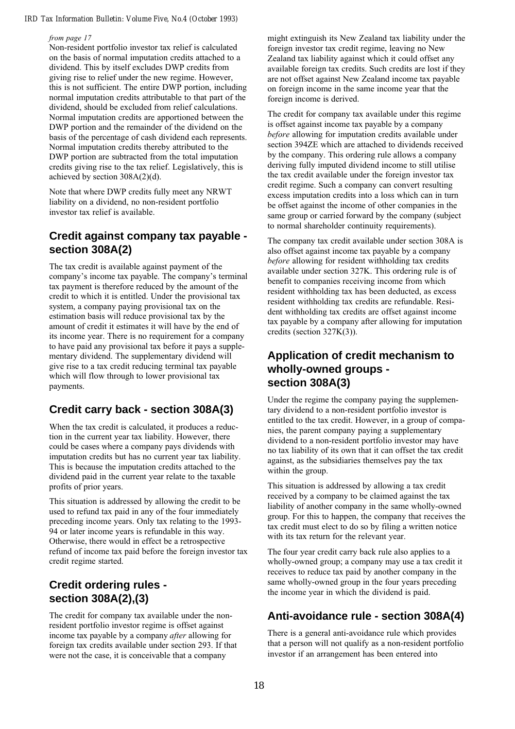*from page 17*

Non-resident portfolio investor tax relief is calculated on the basis of normal imputation credits attached to a dividend. This by itself excludes DWP credits from giving rise to relief under the new regime. However, this is not sufficient. The entire DWP portion, including normal imputation credits attributable to that part of the dividend, should be excluded from relief calculations. Normal imputation credits are apportioned between the DWP portion and the remainder of the dividend on the basis of the percentage of cash dividend each represents. Normal imputation credits thereby attributed to the DWP portion are subtracted from the total imputation credits giving rise to the tax relief. Legislatively, this is achieved by section 308A(2)(d).

Note that where DWP credits fully meet any NRWT liability on a dividend, no non-resident portfolio investor tax relief is available.

## Credit against company tax payable - section 308A(2)

The tax credit is available against payment of the company's income tax payable. The company's terminal tax payment is therefore reduced by the amount of the credit to which it is entitled. Under the provisional tax system, a company paying provisional tax on the estimation basis will reduce provisional tax by the amount of credit it estimates it will have by the end of its income year. There is no requirement for a company to have paid any provisional tax before it pays a supplementary dividend. The supplementary dividend will give rise to a tax credit reducing terminal tax payable which will flow through to lower provisional tax payments.

## Credit carry back - section 308A(3)

When the tax credit is calculated, it produces a reduction in the current year tax liability. However, there could be cases where a company pays dividends with imputation credits but has no current year tax liability. This is because the imputation credits attached to the dividend paid in the current year relate to the taxable profits of prior years.

This situation is addressed by allowing the credit to be used to refund tax paid in any of the four immediately preceding income years. Only tax relating to the 1993-94 or later income years is refundable in this way. Otherwise, there would in effect be a retrospective refund of income tax paid before the foreign investor tax credit regime started.

## Credit ordering rules - section 308A(2),(3)

The credit for company tax available under the non-resident portfolio investor regime is offset against income tax payable by a company *after* allowing for foreign tax credits available under section 293. If that were not the case, it is conceivable that a company might extinguish its New Zealand tax liability under the foreign investor tax credit regime, leaving no New Zealand tax liability against which it could offset any available foreign tax credits. Such credits are lost if they are not offset against New Zealand income tax payable on foreign income in the same income year that the foreign income is derived.

The credit for company tax available under this regime is offset against income tax payable by a company *before* allowing for imputation credits available under section 394ZE which are attached to dividends received by the company. This ordering rule allows a company deriving fully imputed dividend income to still utilise the tax credit available under the foreign investor tax credit regime. Such a company can convert resulting excess imputation credits into a loss which can in turn be offset against the income of other companies in the same group or carried forward by the company (subject to normal shareholder continuity requirements).

The company tax credit available under section 308A is also offset against income tax payable by a company *before* allowing for resident withholding tax credits available under section 327K. This ordering rule is of benefit to companies receiving income from which resident withholding tax has been deducted, as excess resident withholding tax credits are refundable. Resident withholding tax credits are offset against income tax payable by a company after allowing for imputation credits (section 327K(3)).

## Application of credit mechanism to wholly-owned groups - section 308A(3)

Under the regime the company paying the supplementary dividend to a non-resident portfolio investor is entitled to the tax credit. However, in a group of companies, the parent company paying a supplementary dividend to a non-resident portfolio investor may have no tax liability of its own that it can offset the tax credit against, as the subsidiaries themselves pay the tax within the group.

This situation is addressed by allowing a tax credit received by a company to be claimed against the tax liability of another company in the same wholly-owned group. For this to happen, the company that receives the tax credit must elect to do so by filing a written notice with its tax return for the relevant year.

The four year credit carry back rule also applies to a wholly-owned group; a company may use a tax credit it receives to reduce tax paid by another company in the same wholly-owned group in the four years preceding the income year in which the dividend is paid.

## Anti-avoidance rule - section 308A(4)

There is a general anti-avoidance rule which provides that a person will not qualify as a non-resident portfolio investor if an arrangement has been entered into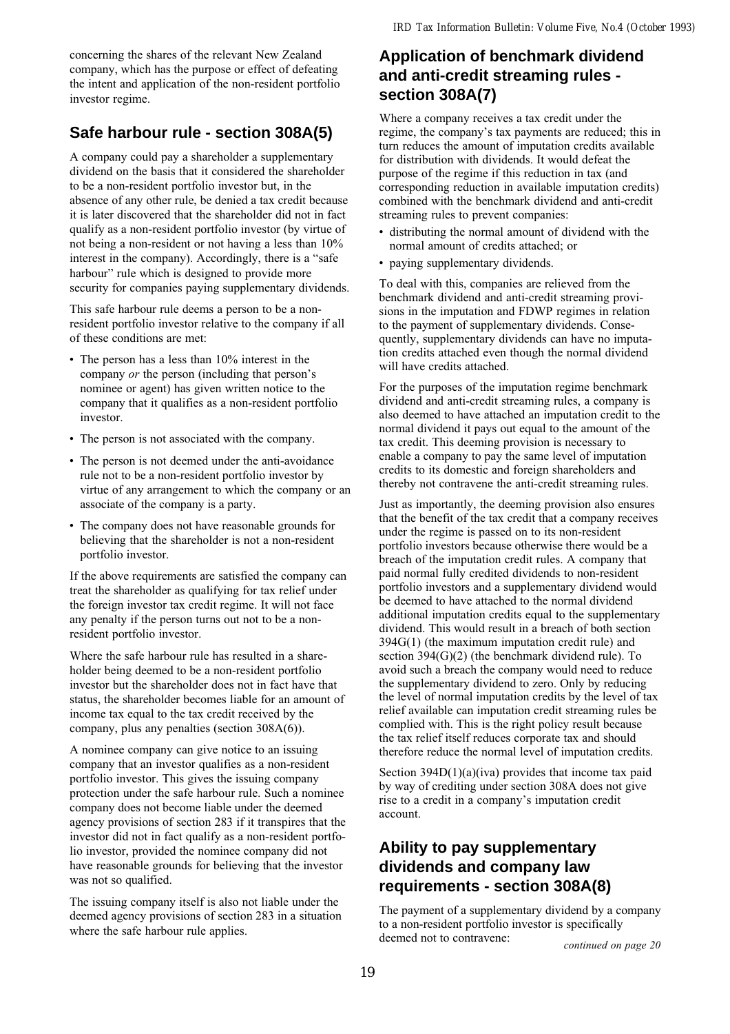concerning the shares of the relevant New Zealand company, which has the purpose or effect of defeating the intent and application of the non-resident portfolio investor regime.

## Safe harbour rule - section 308A(5)

A company could pay a shareholder a supplementary dividend on the basis that it considered the shareholder to be a non-resident portfolio investor but, in the absence of any other rule, be denied a tax credit because it is later discovered that the shareholder did not in fact qualify as a non-resident portfolio investor (by virtue of not being a non-resident or not having a less than 10% interest in the company). Accordingly, there is a "safe harbour" rule which is designed to provide more security for companies paying supplementary dividends.

This safe harbour rule deems a person to be a non-resident portfolio investor relative to the company if all of these conditions are met:

- The person has a less than 10% interest in the company *or* the person (including that person's nominee or agent) has given written notice to the company that it qualifies as a non-resident portfolio investor.
- The person is not associated with the company.
- The person is not deemed under the anti-avoidance rule not to be a non-resident portfolio investor by virtue of any arrangement to which the company or an associate of the company is a party.
- The company does not have reasonable grounds for believing that the shareholder is not a non-resident portfolio investor.

If the above requirements are satisfied the company can treat the shareholder as qualifying for tax relief under the foreign investor tax credit regime. It will not face any penalty if the person turns out not to be a non-resident portfolio investor.

Where the safe harbour rule has resulted in a shareholder being deemed to be a non-resident portfolio investor but the shareholder does not in fact have that status, the shareholder becomes liable for an amount of income tax equal to the tax credit received by the company, plus any penalties (section 308A(6)).

A nominee company can give notice to an issuing company that an investor qualifies as a non-resident portfolio investor. This gives the issuing company protection under the safe harbour rule. Such a nominee company does not become liable under the deemed agency provisions of section 283 if it transpires that the investor did not in fact qualify as a non-resident portfolio investor, provided the nominee company did not have reasonable grounds for believing that the investor was not so qualified.

The issuing company itself is also not liable under the deemed agency provisions of section 283 in a situation where the safe harbour rule applies.

## Application of benchmark dividend and anti-credit streaming rules - section 308A(7)

Where a company receives a tax credit under the regime, the company's tax payments are reduced; this in turn reduces the amount of imputation credits available for distribution with dividends. It would defeat the purpose of the regime if this reduction in tax (and corresponding reduction in available imputation credits) combined with the benchmark dividend and anti-credit streaming rules to prevent companies:

- distributing the normal amount of dividend with the normal amount of credits attached; or
- paying supplementary dividends.

To deal with this, companies are relieved from the benchmark dividend and anti-credit streaming provisions in the imputation and FDWP regimes in relation to the payment of supplementary dividends. Consequently, supplementary dividends can have no imputation credits attached even though the normal dividend will have credits attached.

For the purposes of the imputation regime benchmark dividend and anti-credit streaming rules, a company is also deemed to have attached an imputation credit to the normal dividend it pays out equal to the amount of the tax credit. This deeming provision is necessary to enable a company to pay the same level of imputation credits to its domestic and foreign shareholders and thereby not contravene the anti-credit streaming rules.

Just as importantly, the deeming provision also ensures that the benefit of the tax credit that a company receives under the regime is passed on to its non-resident portfolio investors because otherwise there would be a breach of the imputation credit rules. A company that paid normal fully credited dividends to non-resident portfolio investors and a supplementary dividend would be deemed to have attached to the normal dividend additional imputation credits equal to the supplementary dividend. This would result in a breach of both section 394G(1) (the maximum imputation credit rule) and section 394(G)(2) (the benchmark dividend rule). To avoid such a breach the company would need to reduce the supplementary dividend to zero. Only by reducing the level of normal imputation credits by the level of tax relief available can imputation credit streaming rules be complied with. This is the right policy result because the tax relief itself reduces corporate tax and should therefore reduce the normal level of imputation credits.

Section 394D(1)(a)(iva) provides that income tax paid by way of crediting under section 308A does not give rise to a credit in a company's imputation credit account.

## Ability to pay supplementary dividends and company law requirements - section 308A(8)

The payment of a supplementary dividend by a company to a non-resident portfolio investor is specifically deemed not to contravene:

*continued on page 20*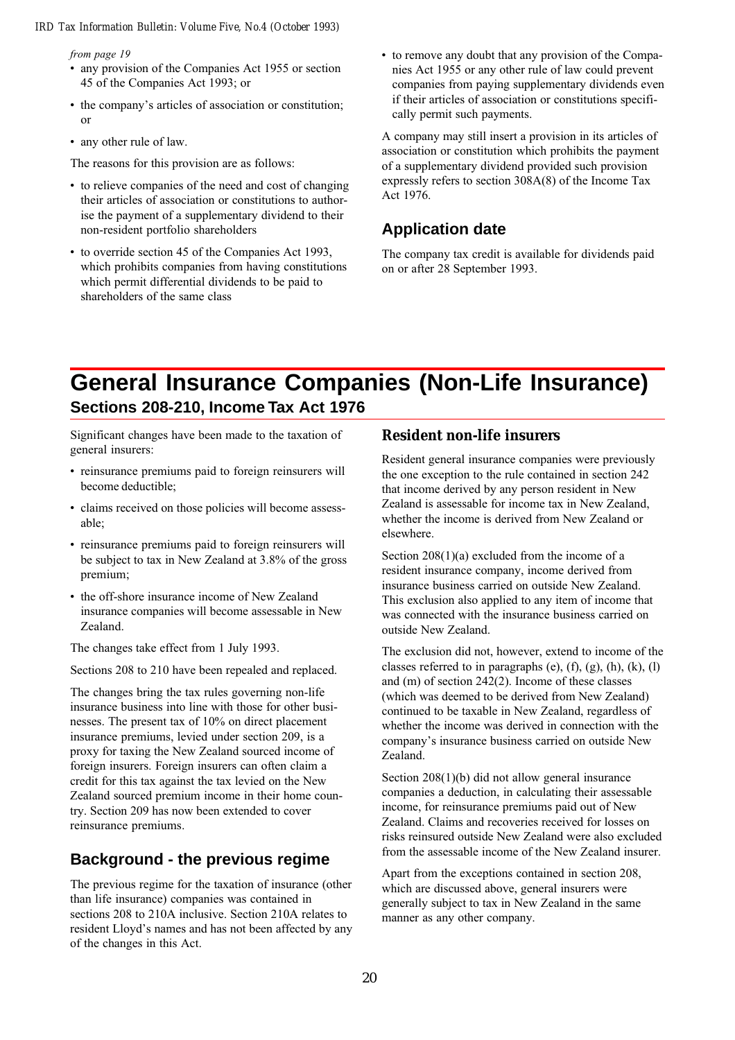*from page 19*

- any provision of the Companies Act 1955 or section 45 of the Companies Act 1993; or
- the company's articles of association or constitution; or
- any other rule of law.

The reasons for this provision are as follows:

- to relieve companies of the need and cost of changing their articles of association or constitutions to authorise the payment of a supplementary dividend to their non-resident portfolio shareholders
- to override section 45 of the Companies Act 1993, which prohibits companies from having constitutions which permit differential dividends to be paid to shareholders of the same class
- to remove any doubt that any provision of the Companies Act 1955 or any other rule of law could prevent companies from paying supplementary dividends even if their articles of association or constitutions specifically permit such payments.

A company may still insert a provision in its articles of association or constitution which prohibits the payment of a supplementary dividend provided such provision expressly refers to section 308A(8) of the Income Tax Act 1976.

## Application date

The company tax credit is available for dividends paid on or after 28 September 1993.

# General Insurance Companies (Non-Life Insurance)

### Sections 208-210, Income Tax Act 1976

Significant changes have been made to the taxation of general insurers:

- reinsurance premiums paid to foreign reinsurers will become deductible;
- claims received on those policies will become assessable;
- reinsurance premiums paid to foreign reinsurers will be subject to tax in New Zealand at 3.8% of the gross premium;
- the off-shore insurance income of New Zealand insurance companies will become assessable in New Zealand.

The changes take effect from 1 July 1993.

Sections 208 to 210 have been repealed and replaced.

The changes bring the tax rules governing non-life insurance business into line with those for other businesses. The present tax of 10% on direct placement insurance premiums, levied under section 209, is a proxy for taxing the New Zealand sourced income of foreign insurers. Foreign insurers can often claim a credit for this tax against the tax levied on the New Zealand sourced premium income in their home country. Section 209 has now been extended to cover reinsurance premiums.

## Background - the previous regime

The previous regime for the taxation of insurance (other than life insurance) companies was contained in sections 208 to 210A inclusive. Section 210A relates to resident Lloyd's names and has not been affected by any of the changes in this Act.

### Resident non-life insurers

Resident general insurance companies were previously the one exception to the rule contained in section 242 that income derived by any person resident in New Zealand is assessable for income tax in New Zealand, whether the income is derived from New Zealand or elsewhere.

Section 208(1)(a) excluded from the income of a resident insurance company, income derived from insurance business carried on outside New Zealand. This exclusion also applied to any item of income that was connected with the insurance business carried on outside New Zealand.

The exclusion did not, however, extend to income of the classes referred to in paragraphs (e), (f), (g), (h), (k), (l) and (m) of section 242(2). Income of these classes (which was deemed to be derived from New Zealand) continued to be taxable in New Zealand, regardless of whether the income was derived in connection with the company's insurance business carried on outside New Zealand.

Section 208(1)(b) did not allow general insurance companies a deduction, in calculating their assessable income, for reinsurance premiums paid out of New Zealand. Claims and recoveries received for losses on risks reinsured outside New Zealand were also excluded from the assessable income of the New Zealand insurer.

Apart from the exceptions contained in section 208, which are discussed above, general insurers were generally subject to tax in New Zealand in the same manner as any other company.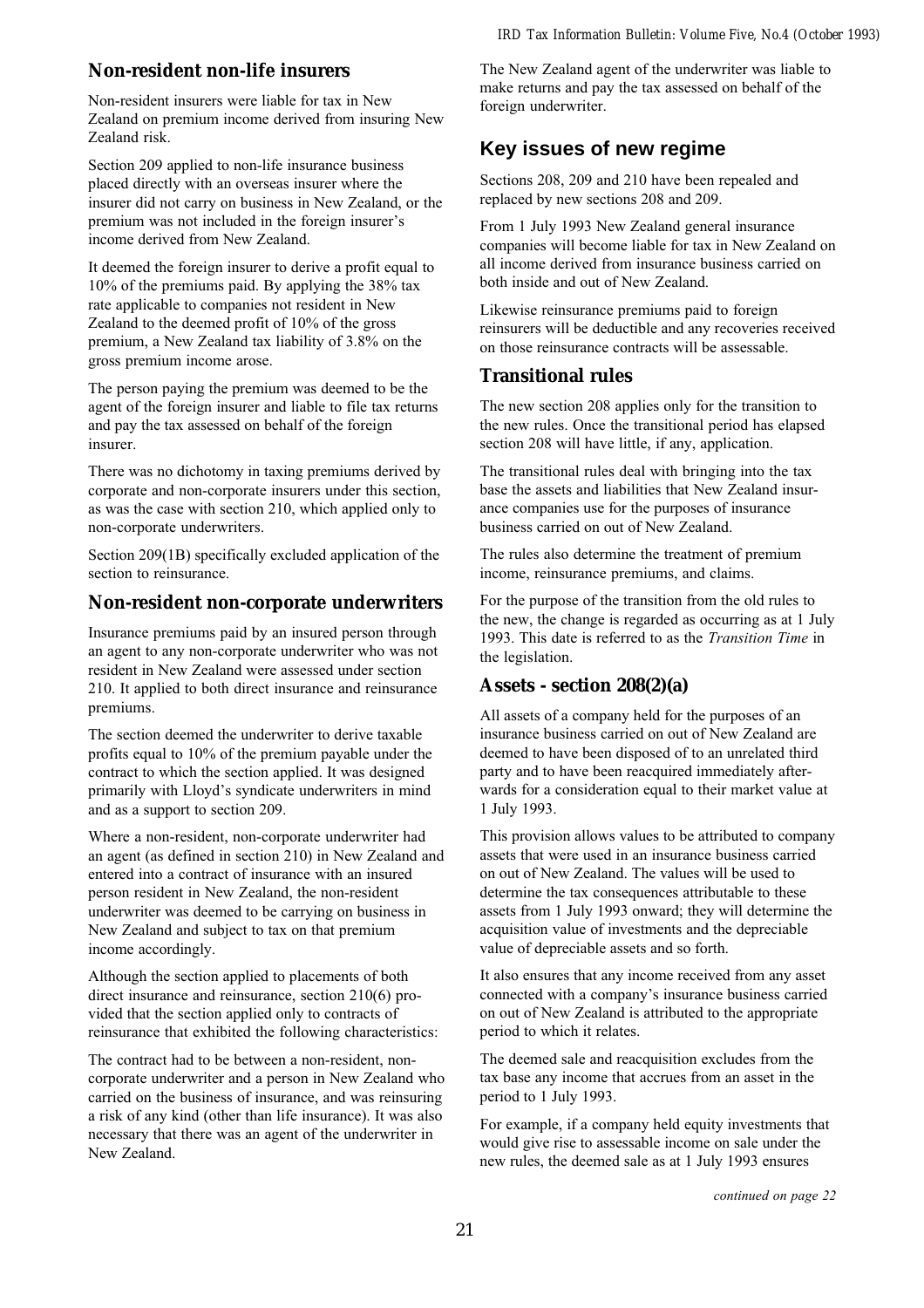## Non-resident non-life insurers

Non-resident insurers were liable for tax in New Zealand on premium income derived from insuring New Zealand risk.

Section 209 applied to non-life insurance business placed directly with an overseas insurer where the insurer did not carry on business in New Zealand, or the premium was not included in the foreign insurer's income derived from New Zealand.

It deemed the foreign insurer to derive a profit equal to 10% of the premiums paid. By applying the 38% tax rate applicable to companies not resident in New Zealand to the deemed profit of 10% of the gross premium, a New Zealand tax liability of 3.8% on the gross premium income arose.

The person paying the premium was deemed to be the agent of the foreign insurer and liable to file tax returns and pay the tax assessed on behalf of the foreign insurer.

There was no dichotomy in taxing premiums derived by corporate and non-corporate insurers under this section, as was the case with section 210, which applied only to non-corporate underwriters.

Section 209(1B) specifically excluded application of the section to reinsurance.

## Non-resident non-corporate underwriters

Insurance premiums paid by an insured person through an agent to any non-corporate underwriter who was not resident in New Zealand were assessed under section 210. It applied to both direct insurance and reinsurance premiums.

The section deemed the underwriter to derive taxable profits equal to 10% of the premium payable under the contract to which the section applied. It was designed primarily with Lloyd's syndicate underwriters in mind and as a support to section 209.

Where a non-resident, non-corporate underwriter had an agent (as defined in section 210) in New Zealand and entered into a contract of insurance with an insured person resident in New Zealand, the non-resident underwriter was deemed to be carrying on business in New Zealand and subject to tax on that premium income accordingly.

Although the section applied to placements of both direct insurance and reinsurance, section 210(6) provided that the section applied only to contracts of reinsurance that exhibited the following characteristics:

The contract had to be between a non-resident, non-corporate underwriter and a person in New Zealand who carried on the business of insurance, and was reinsuring a risk of any kind (other than life insurance). It was also necessary that there was an agent of the underwriter in New Zealand.

The New Zealand agent of the underwriter was liable to make returns and pay the tax assessed on behalf of the foreign underwriter.

# Key issues of new regime

Sections 208, 209 and 210 have been repealed and replaced by new sections 208 and 209.

From 1 July 1993 New Zealand general insurance companies will become liable for tax in New Zealand on all income derived from insurance business carried on both inside and out of New Zealand.

Likewise reinsurance premiums paid to foreign reinsurers will be deductible and any recoveries received on those reinsurance contracts will be assessable.

## Transitional rules

The new section 208 applies only for the transition to the new rules. Once the transitional period has elapsed section 208 will have little, if any, application.

The transitional rules deal with bringing into the tax base the assets and liabilities that New Zealand insurance companies use for the purposes of insurance business carried on out of New Zealand.

The rules also determine the treatment of premium income, reinsurance premiums, and claims.

For the purpose of the transition from the old rules to the new, the change is regarded as occurring as at 1 July 1993. This date is referred to as the *Transition Time* in the legislation.

## Assets - section 208(2)(a)

All assets of a company held for the purposes of an insurance business carried on out of New Zealand are deemed to have been disposed of to an unrelated third party and to have been reacquired immediately afterwards for a consideration equal to their market value at 1 July 1993.

This provision allows values to be attributed to company assets that were used in an insurance business carried on out of New Zealand. The values will be used to determine the tax consequences attributable to these assets from 1 July 1993 onward; they will determine the acquisition value of investments and the depreciable value of depreciable assets and so forth.

It also ensures that any income received from any asset connected with a company's insurance business carried on out of New Zealand is attributed to the appropriate period to which it relates.

The deemed sale and reacquisition excludes from the tax base any income that accrues from an asset in the period to 1 July 1993.

For example, if a company held equity investments that would give rise to assessable income on sale under the new rules, the deemed sale as at 1 July 1993 ensures

*continued on page 22*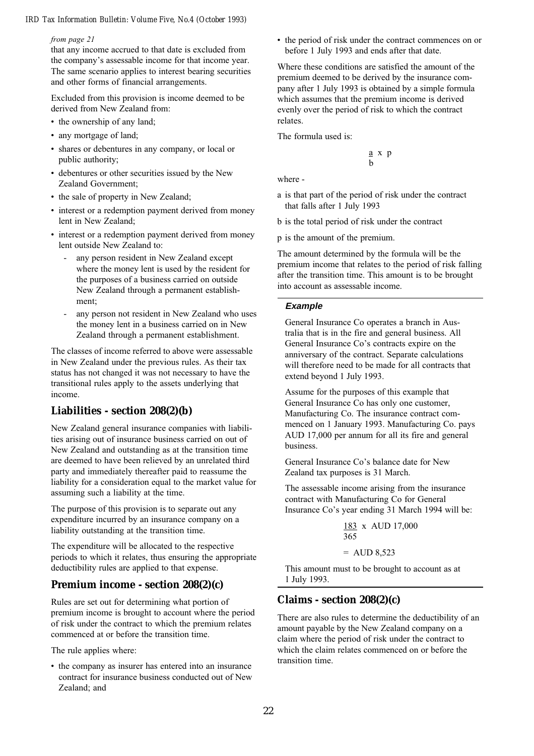*from page 21*

that any income accrued to that date is excluded from the company's assessable income for that income year. The same scenario applies to interest bearing securities and other forms of financial arrangements.

Excluded from this provision is income deemed to be derived from New Zealand from:

- the ownership of any land;
- any mortgage of land;
- shares or debentures in any company, or local or public authority;
- debentures or other securities issued by the New Zealand Government;
- the sale of property in New Zealand;
- interest or a redemption payment derived from money lent in New Zealand;
- interest or a redemption payment derived from money lent outside New Zealand to:
  - any person resident in New Zealand except where the money lent is used by the resident for the purposes of a business carried on outside New Zealand through a permanent establishment;
  - any person not resident in New Zealand who uses the money lent in a business carried on in New Zealand through a permanent establishment.

The classes of income referred to above were assessable in New Zealand under the previous rules. As their tax status has not changed it was not necessary to have the transitional rules apply to the assets underlying that income.

## Liabilities - section 208(2)(b)

New Zealand general insurance companies with liabilities arising out of insurance business carried on out of New Zealand and outstanding as at the transition time are deemed to have been relieved by an unrelated third party and immediately thereafter paid to reassume the liability for a consideration equal to the market value for assuming such a liability at the time.

The purpose of this provision is to separate out any expenditure incurred by an insurance company on a liability outstanding at the transition time.

The expenditure will be allocated to the respective periods to which it relates, thus ensuring the appropriate deductibility rules are applied to that expense.

## Premium income - section 208(2)(c)

Rules are set out for determining what portion of premium income is brought to account where the period of risk under the contract to which the premium relates commenced at or before the transition time.

The rule applies where:

- the company as insurer has entered into an insurance contract for insurance business conducted out of New Zealand; and
- the period of risk under the contract commences on or before 1 July 1993 and ends after that date.

Where these conditions are satisfied the amount of the premium deemed to be derived by the insurance company after 1 July 1993 is obtained by a simple formula which assumes that the premium income is derived evenly over the period of risk to which the contract relates.

The formula used is:

$$\frac{a}{b} \times p$$

where -

a is that part of the period of risk under the contract that falls after 1 July 1993

b is the total period of risk under the contract

p is the amount of the premium.

The amount determined by the formula will be the premium income that relates to the period of risk falling after the transition time. This amount is to be brought into account as assessable income.

---

### *Example*

General Insurance Co operates a branch in Australia that is in the fire and general business. All General Insurance Co's contracts expire on the anniversary of the contract. Separate calculations will therefore need to be made for all contracts that extend beyond 1 July 1993.

Assume for the purposes of this example that General Insurance Co has only one customer, Manufacturing Co. The insurance contract commenced on 1 January 1993. Manufacturing Co. pays AUD 17,000 per annum for all its fire and general business.

General Insurance Co's balance date for New Zealand tax purposes is 31 March.

The assessable income arising from the insurance contract with Manufacturing Co for General Insurance Co's year ending 31 March 1994 will be:

$$\frac{183}{365} \times \text{AUD } 17{,}000$$

$$= \text{AUD } 8{,}523$$

This amount must to be brought to account as at 1 July 1993.

---

## Claims - section 208(2)(c)

There are also rules to determine the deductibility of an amount payable by the New Zealand company on a claim where the period of risk under the contract to which the claim relates commenced on or before the transition time.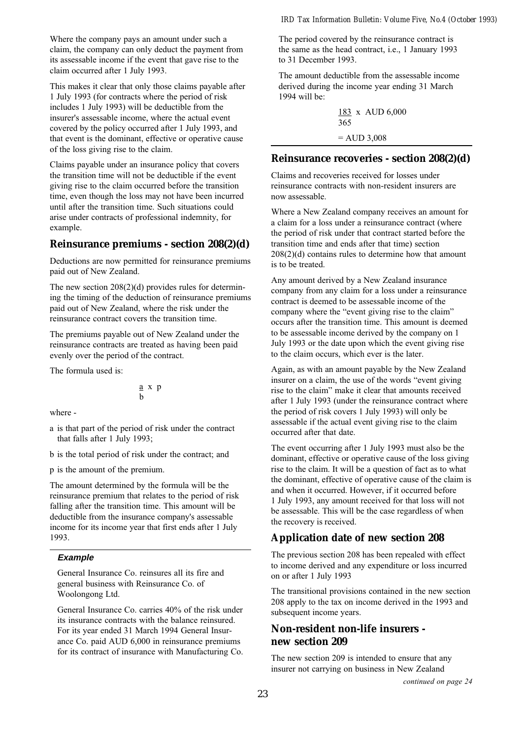Where the company pays an amount under such a claim, the company can only deduct the payment from its assessable income if the event that gave rise to the claim occurred after 1 July 1993.

This makes it clear that only those claims payable after 1 July 1993 (for contracts where the period of risk includes 1 July 1993) will be deductible from the insurer's assessable income, where the actual event covered by the policy occurred after 1 July 1993, and that event is the dominant, effective or operative cause of the loss giving rise to the claim.

Claims payable under an insurance policy that covers the transition time will not be deductible if the event giving rise to the claim occurred before the transition time, even though the loss may not have been incurred until after the transition time. Such situations could arise under contracts of professional indemnity, for example.

## Reinsurance premiums - section 208(2)(d)

Deductions are now permitted for reinsurance premiums paid out of New Zealand.

The new section 208(2)(d) provides rules for determining the timing of the deduction of reinsurance premiums paid out of New Zealand, where the risk under the reinsurance contract covers the transition time.

The premiums payable out of New Zealand under the reinsurance contracts are treated as having been paid evenly over the period of the contract.

The formula used is:

$$\frac{a}{b} \times p$$

where -

a is that part of the period of risk under the contract that falls after 1 July 1993;

b is the total period of risk under the contract; and

p is the amount of the premium.

The amount determined by the formula will be the reinsurance premium that relates to the period of risk falling after the transition time. This amount will be deductible from the insurance company's assessable income for its income year that first ends after 1 July 1993.

### Example

General Insurance Co. reinsures all its fire and general business with Reinsurance Co. of Woolongong Ltd.

General Insurance Co. carries 40% of the risk under its insurance contracts with the balance reinsured. For its year ended 31 March 1994 General Insurance Co. paid AUD 6,000 in reinsurance premiums for its contract of insurance with Manufacturing Co.

The period covered by the reinsurance contract is the same as the head contract, i.e., 1 January 1993 to 31 December 1993.

The amount deductible from the assessable income derived during the income year ending 31 March 1994 will be:

$$\frac{183}{365} \times \text{AUD } 6{,}000$$

$$= \text{AUD } 3{,}008$$

## Reinsurance recoveries - section 208(2)(d)

Claims and recoveries received for losses under reinsurance contracts with non-resident insurers are now assessable.

Where a New Zealand company receives an amount for a claim for a loss under a reinsurance contract (where the period of risk under that contract started before the transition time and ends after that time) section 208(2)(d) contains rules to determine how that amount is to be treated.

Any amount derived by a New Zealand insurance company from any claim for a loss under a reinsurance contract is deemed to be assessable income of the company where the "event giving rise to the claim" occurs after the transition time. This amount is deemed to be assessable income derived by the company on 1 July 1993 or the date upon which the event giving rise to the claim occurs, which ever is the later.

Again, as with an amount payable by the New Zealand insurer on a claim, the use of the words "event giving rise to the claim" make it clear that amounts received after 1 July 1993 (under the reinsurance contract where the period of risk covers 1 July 1993) will only be assessable if the actual event giving rise to the claim occurred after that date.

The event occurring after 1 July 1993 must also be the dominant, effective or operative cause of the loss giving rise to the claim. It will be a question of fact as to what the dominant, effective of operative cause of the claim is and when it occurred. However, if it occurred before 1 July 1993, any amount received for that loss will not be assessable. This will be the case regardless of when the recovery is received.

## Application date of new section 208

The previous section 208 has been repealed with effect to income derived and any expenditure or loss incurred on or after 1 July 1993

The transitional provisions contained in the new section 208 apply to the tax on income derived in the 1993 and subsequent income years.

## Non-resident non-life insurers - new section 209

The new section 209 is intended to ensure that any insurer not carrying on business in New Zealand

*continued on page 24*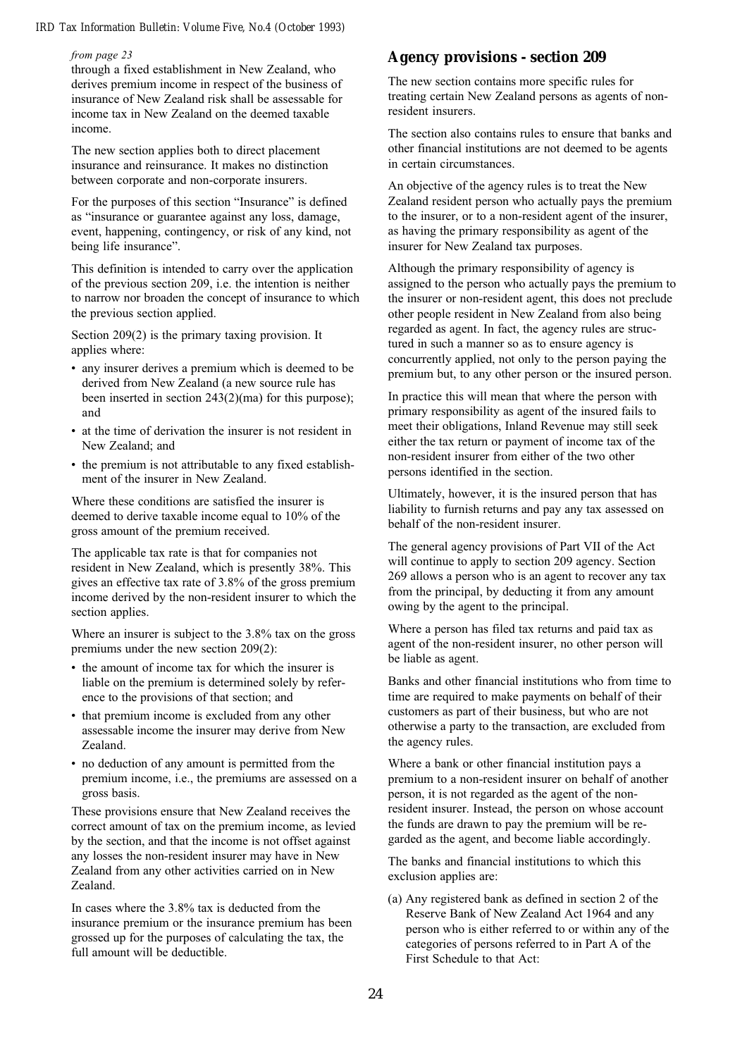*from page 23*

through a fixed establishment in New Zealand, who derives premium income in respect of the business of insurance of New Zealand risk shall be assessable for income tax in New Zealand on the deemed taxable income.

The new section applies both to direct placement insurance and reinsurance. It makes no distinction between corporate and non-corporate insurers.

For the purposes of this section "Insurance" is defined as "insurance or guarantee against any loss, damage, event, happening, contingency, or risk of any kind, not being life insurance".

This definition is intended to carry over the application of the previous section 209, i.e. the intention is neither to narrow nor broaden the concept of insurance to which the previous section applied.

Section 209(2) is the primary taxing provision. It applies where:

- any insurer derives a premium which is deemed to be derived from New Zealand (a new source rule has been inserted in section 243(2)(ma) for this purpose); and
- at the time of derivation the insurer is not resident in New Zealand; and
- the premium is not attributable to any fixed establishment of the insurer in New Zealand.

Where these conditions are satisfied the insurer is deemed to derive taxable income equal to 10% of the gross amount of the premium received.

The applicable tax rate is that for companies not resident in New Zealand, which is presently 38%. This gives an effective tax rate of 3.8% of the gross premium income derived by the non-resident insurer to which the section applies.

Where an insurer is subject to the 3.8% tax on the gross premiums under the new section 209(2):

- the amount of income tax for which the insurer is liable on the premium is determined solely by reference to the provisions of that section; and
- that premium income is excluded from any other assessable income the insurer may derive from New Zealand.
- no deduction of any amount is permitted from the premium income, i.e., the premiums are assessed on a gross basis.

These provisions ensure that New Zealand receives the correct amount of tax on the premium income, as levied by the section, and that the income is not offset against any losses the non-resident insurer may have in New Zealand from any other activities carried on in New Zealand.

In cases where the 3.8% tax is deducted from the insurance premium or the insurance premium has been grossed up for the purposes of calculating the tax, the full amount will be deductible.

## Agency provisions - section 209

The new section contains more specific rules for treating certain New Zealand persons as agents of non-resident insurers.

The section also contains rules to ensure that banks and other financial institutions are not deemed to be agents in certain circumstances.

An objective of the agency rules is to treat the New Zealand resident person who actually pays the premium to the insurer, or to a non-resident agent of the insurer, as having the primary responsibility as agent of the insurer for New Zealand tax purposes.

Although the primary responsibility of agency is assigned to the person who actually pays the premium to the insurer or non-resident agent, this does not preclude other people resident in New Zealand from also being regarded as agent. In fact, the agency rules are structured in such a manner so as to ensure agency is concurrently applied, not only to the person paying the premium but, to any other person or the insured person.

In practice this will mean that where the person with primary responsibility as agent of the insured fails to meet their obligations, Inland Revenue may still seek either the tax return or payment of income tax of the non-resident insurer from either of the two other persons identified in the section.

Ultimately, however, it is the insured person that has liability to furnish returns and pay any tax assessed on behalf of the non-resident insurer.

The general agency provisions of Part VII of the Act will continue to apply to section 209 agency. Section 269 allows a person who is an agent to recover any tax from the principal, by deducting it from any amount owing by the agent to the principal.

Where a person has filed tax returns and paid tax as agent of the non-resident insurer, no other person will be liable as agent.

Banks and other financial institutions who from time to time are required to make payments on behalf of their customers as part of their business, but who are not otherwise a party to the transaction, are excluded from the agency rules.

Where a bank or other financial institution pays a premium to a non-resident insurer on behalf of another person, it is not regarded as the agent of the non-resident insurer. Instead, the person on whose account the funds are drawn to pay the premium will be regarded as the agent, and become liable accordingly.

The banks and financial institutions to which this exclusion applies are:

(a) Any registered bank as defined in section 2 of the Reserve Bank of New Zealand Act 1964 and any person who is either referred to or within any of the categories of persons referred to in Part A of the First Schedule to that Act: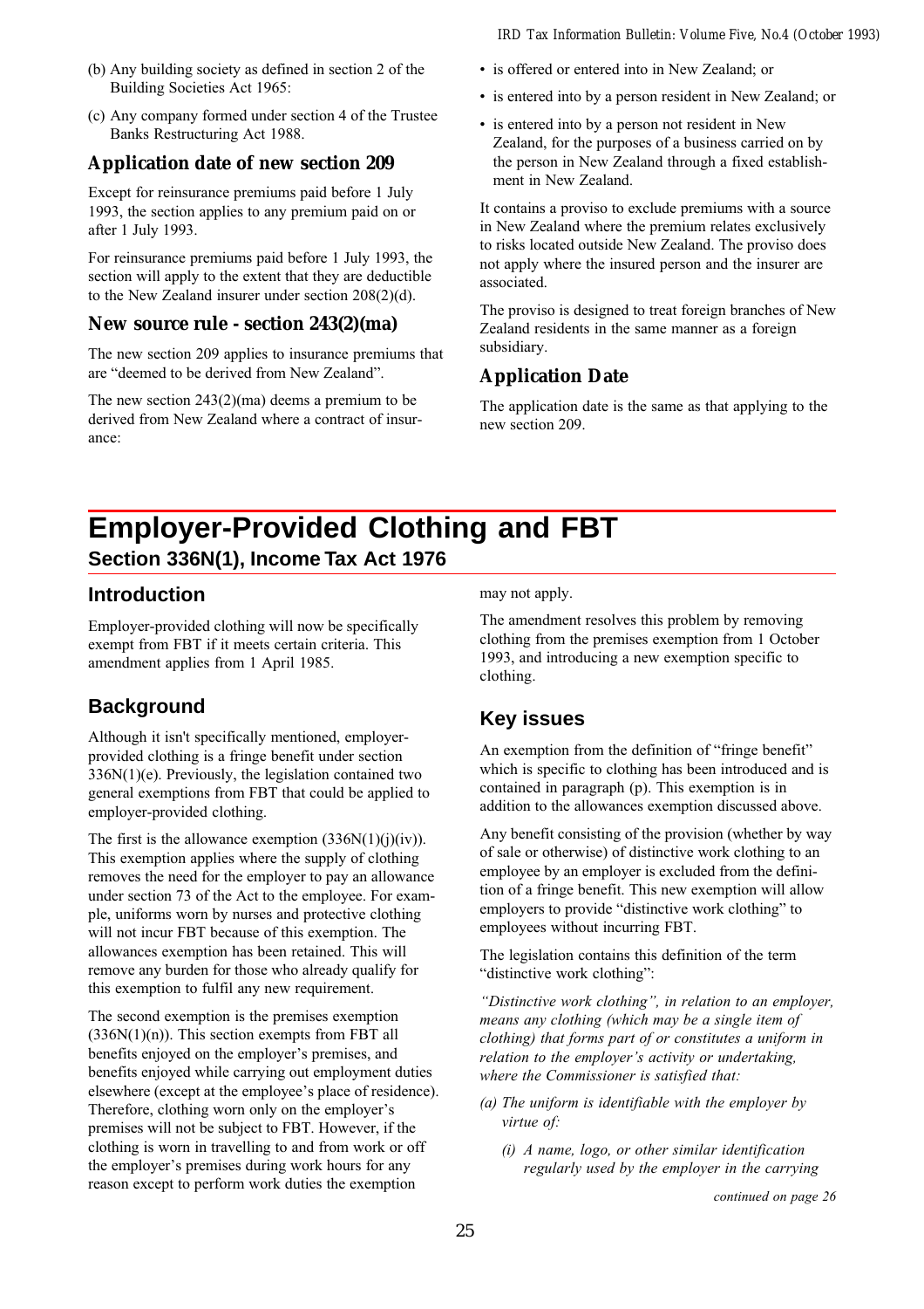(b) Any building society as defined in section 2 of the Building Societies Act 1965:

(c) Any company formed under section 4 of the Trustee Banks Restructuring Act 1988.

### Application date of new section 209

Except for reinsurance premiums paid before 1 July 1993, the section applies to any premium paid on or after 1 July 1993.

For reinsurance premiums paid before 1 July 1993, the section will apply to the extent that they are deductible to the New Zealand insurer under section 208(2)(d).

### New source rule - section 243(2)(ma)

The new section 209 applies to insurance premiums that are "deemed to be derived from New Zealand".

The new section 243(2)(ma) deems a premium to be derived from New Zealand where a contract of insurance:

- is offered or entered into in New Zealand; or
- is entered into by a person resident in New Zealand; or
- is entered into by a person not resident in New Zealand, for the purposes of a business carried on by the person in New Zealand through a fixed establishment in New Zealand.

It contains a proviso to exclude premiums with a source in New Zealand where the premium relates exclusively to risks located outside New Zealand. The proviso does not apply where the insured person and the insurer are associated.

The proviso is designed to treat foreign branches of New Zealand residents in the same manner as a foreign subsidiary.

### Application Date

The application date is the same as that applying to the new section 209.

# Employer-Provided Clothing and FBT

## Section 336N(1), Income Tax Act 1976

### Introduction

Employer-provided clothing will now be specifically exempt from FBT if it meets certain criteria. This amendment applies from 1 April 1985.

### Background

Although it isn't specifically mentioned, employer-provided clothing is a fringe benefit under section 336N(1)(e). Previously, the legislation contained two general exemptions from FBT that could be applied to employer-provided clothing.

The first is the allowance exemption (336N(1)(j)(iv)). This exemption applies where the supply of clothing removes the need for the employer to pay an allowance under section 73 of the Act to the employee. For example, uniforms worn by nurses and protective clothing will not incur FBT because of this exemption. The allowances exemption has been retained. This will remove any burden for those who already qualify for this exemption to fulfil any new requirement.

The second exemption is the premises exemption (336N(1)(n)). This section exempts from FBT all benefits enjoyed on the employer's premises, and benefits enjoyed while carrying out employment duties elsewhere (except at the employee's place of residence). Therefore, clothing worn only on the employer's premises will not be subject to FBT. However, if the clothing is worn in travelling to and from work or off the employer's premises during work hours for any reason except to perform work duties the exemption may not apply.

The amendment resolves this problem by removing clothing from the premises exemption from 1 October 1993, and introducing a new exemption specific to clothing.

### Key issues

An exemption from the definition of "fringe benefit" which is specific to clothing has been introduced and is contained in paragraph (p). This exemption is in addition to the allowances exemption discussed above.

Any benefit consisting of the provision (whether by way of sale or otherwise) of distinctive work clothing to an employee by an employer is excluded from the definition of a fringe benefit. This new exemption will allow employers to provide "distinctive work clothing" to employees without incurring FBT.

The legislation contains this definition of the term "distinctive work clothing":

*"Distinctive work clothing", in relation to an employer, means any clothing (which may be a single item of clothing) that forms part of or constitutes a uniform in relation to the employer's activity or undertaking, where the Commissioner is satisfied that:*

*(a) The uniform is identifiable with the employer by virtue of:*

*(i) A name, logo, or other similar identification regularly used by the employer in the carrying*

*continued on page 26*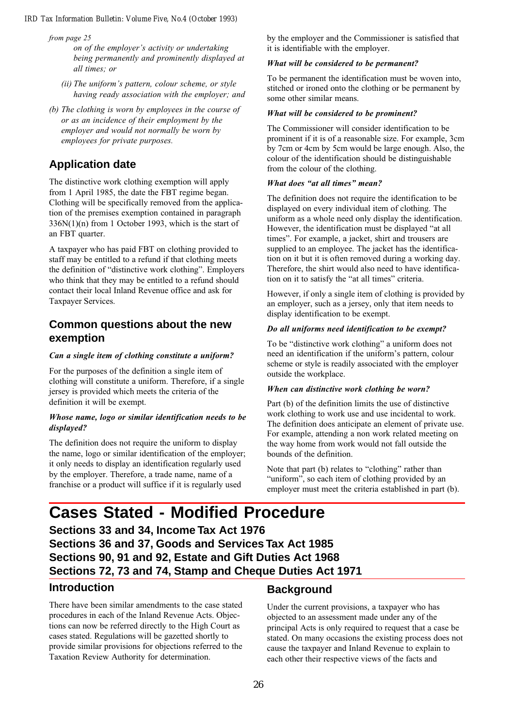*from page 25*

*on of the employer's activity or undertaking being permanently and prominently displayed at all times; or*

*(ii) The uniform's pattern, colour scheme, or style having ready association with the employer; and*

*(b) The clothing is worn by employees in the course of or as an incidence of their employment by the employer and would not normally be worn by employees for private purposes.*

## Application date

The distinctive work clothing exemption will apply from 1 April 1985, the date the FBT regime began. Clothing will be specifically removed from the application of the premises exemption contained in paragraph 336N(1)(n) from 1 October 1993, which is the start of an FBT quarter.

A taxpayer who has paid FBT on clothing provided to staff may be entitled to a refund if that clothing meets the definition of "distinctive work clothing". Employers who think that they may be entitled to a refund should contact their local Inland Revenue office and ask for Taxpayer Services.

## Common questions about the new exemption

***Can a single item of clothing constitute a uniform?***

For the purposes of the definition a single item of clothing will constitute a uniform. Therefore, if a single jersey is provided which meets the criteria of the definition it will be exempt.

***Whose name, logo or similar identification needs to be displayed?***

The definition does not require the uniform to display the name, logo or similar identification of the employer; it only needs to display an identification regularly used by the employer. Therefore, a trade name, name of a franchise or a product will suffice if it is regularly used by the employer and the Commissioner is satisfied that it is identifiable with the employer.

***What will be considered to be permanent?***

To be permanent the identification must be woven into, stitched or ironed onto the clothing or be permanent by some other similar means.

***What will be considered to be prominent?***

The Commissioner will consider identification to be prominent if it is of a reasonable size. For example, 3cm by 7cm or 4cm by 5cm would be large enough. Also, the colour of the identification should be distinguishable from the colour of the clothing.

***What does "at all times" mean?***

The definition does not require the identification to be displayed on every individual item of clothing. The uniform as a whole need only display the identification. However, the identification must be displayed "at all times". For example, a jacket, shirt and trousers are supplied to an employee. The jacket has the identification on it but it is often removed during a working day. Therefore, the shirt would also need to have identification on it to satisfy the "at all times" criteria.

However, if only a single item of clothing is provided by an employer, such as a jersey, only that item needs to display identification to be exempt.

***Do all uniforms need identification to be exempt?***

To be "distinctive work clothing" a uniform does not need an identification if the uniform's pattern, colour scheme or style is readily associated with the employer outside the workplace.

***When can distinctive work clothing be worn?***

Part (b) of the definition limits the use of distinctive work clothing to work use and use incidental to work. The definition does anticipate an element of private use. For example, attending a non work related meeting on the way home from work would not fall outside the bounds of the definition.

Note that part (b) relates to "clothing" rather than "uniform", so each item of clothing provided by an employer must meet the criteria established in part (b).

# Cases Stated - Modified Procedure

**Sections 33 and 34, Income Tax Act 1976**
**Sections 36 and 37, Goods and Services Tax Act 1985**
**Sections 90, 91 and 92, Estate and Gift Duties Act 1968**
**Sections 72, 73 and 74, Stamp and Cheque Duties Act 1971**

## Introduction

There have been similar amendments to the case stated procedures in each of the Inland Revenue Acts. Objections can now be referred directly to the High Court as cases stated. Regulations will be gazetted shortly to provide similar provisions for objections referred to the Taxation Review Authority for determination.

## Background

Under the current provisions, a taxpayer who has objected to an assessment made under any of the principal Acts is only required to request that a case be stated. On many occasions the existing process does not cause the taxpayer and Inland Revenue to explain to each other their respective views of the facts and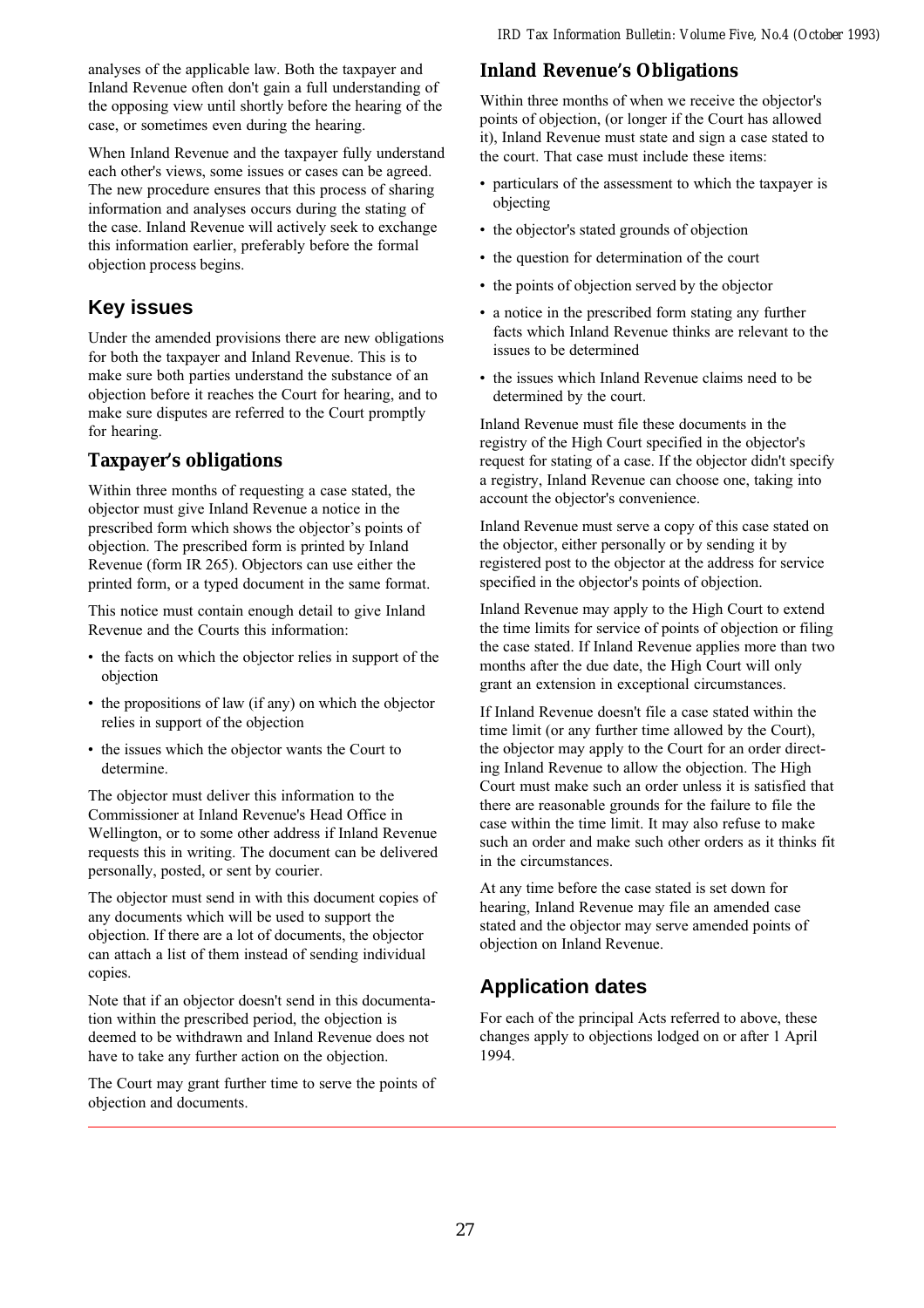analyses of the applicable law. Both the taxpayer and Inland Revenue often don't gain a full understanding of the opposing view until shortly before the hearing of the case, or sometimes even during the hearing.

When Inland Revenue and the taxpayer fully understand each other's views, some issues or cases can be agreed. The new procedure ensures that this process of sharing information and analyses occurs during the stating of the case. Inland Revenue will actively seek to exchange this information earlier, preferably before the formal objection process begins.

## Key issues

Under the amended provisions there are new obligations for both the taxpayer and Inland Revenue. This is to make sure both parties understand the substance of an objection before it reaches the Court for hearing, and to make sure disputes are referred to the Court promptly for hearing.

### Taxpayer's obligations

Within three months of requesting a case stated, the objector must give Inland Revenue a notice in the prescribed form which shows the objector's points of objection. The prescribed form is printed by Inland Revenue (form IR 265). Objectors can use either the printed form, or a typed document in the same format.

This notice must contain enough detail to give Inland Revenue and the Courts this information:

- the facts on which the objector relies in support of the objection
- the propositions of law (if any) on which the objector relies in support of the objection
- the issues which the objector wants the Court to determine.

The objector must deliver this information to the Commissioner at Inland Revenue's Head Office in Wellington, or to some other address if Inland Revenue requests this in writing. The document can be delivered personally, posted, or sent by courier.

The objector must send in with this document copies of any documents which will be used to support the objection. If there are a lot of documents, the objector can attach a list of them instead of sending individual copies.

Note that if an objector doesn't send in this documentation within the prescribed period, the objection is deemed to be withdrawn and Inland Revenue does not have to take any further action on the objection.

The Court may grant further time to serve the points of objection and documents.

### Inland Revenue's Obligations

Within three months of when we receive the objector's points of objection, (or longer if the Court has allowed it), Inland Revenue must state and sign a case stated to the court. That case must include these items:

- particulars of the assessment to which the taxpayer is objecting
- the objector's stated grounds of objection
- the question for determination of the court
- the points of objection served by the objector
- a notice in the prescribed form stating any further facts which Inland Revenue thinks are relevant to the issues to be determined
- the issues which Inland Revenue claims need to be determined by the court.

Inland Revenue must file these documents in the registry of the High Court specified in the objector's request for stating of a case. If the objector didn't specify a registry, Inland Revenue can choose one, taking into account the objector's convenience.

Inland Revenue must serve a copy of this case stated on the objector, either personally or by sending it by registered post to the objector at the address for service specified in the objector's points of objection.

Inland Revenue may apply to the High Court to extend the time limits for service of points of objection or filing the case stated. If Inland Revenue applies more than two months after the due date, the High Court will only grant an extension in exceptional circumstances.

If Inland Revenue doesn't file a case stated within the time limit (or any further time allowed by the Court), the objector may apply to the Court for an order directing Inland Revenue to allow the objection. The High Court must make such an order unless it is satisfied that there are reasonable grounds for the failure to file the case within the time limit. It may also refuse to make such an order and make such other orders as it thinks fit in the circumstances.

At any time before the case stated is set down for hearing, Inland Revenue may file an amended case stated and the objector may serve amended points of objection on Inland Revenue.

## Application dates

For each of the principal Acts referred to above, these changes apply to objections lodged on or after 1 April 1994.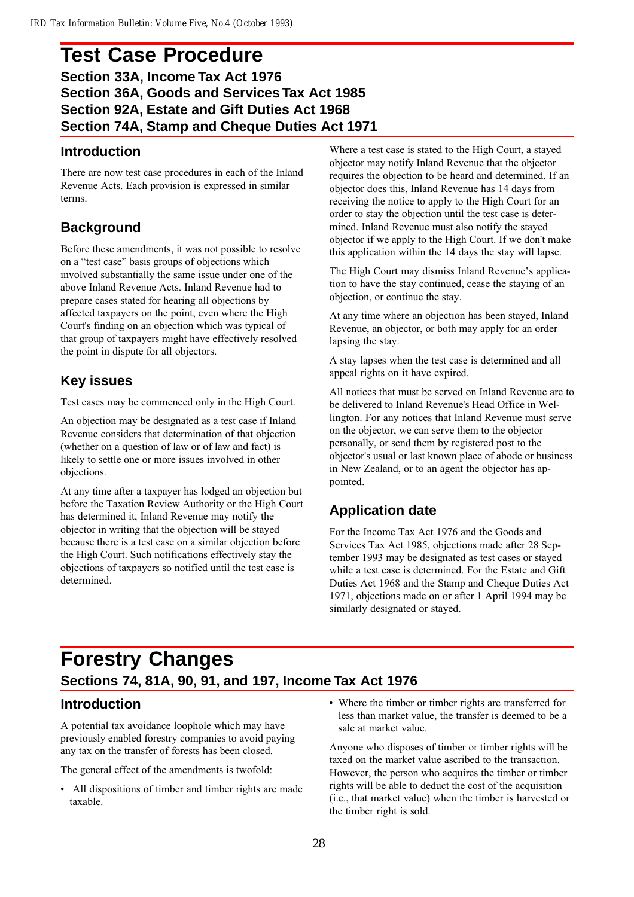# Test Case Procedure

## Section 33A, Income Tax Act 1976
## Section 36A, Goods and Services Tax Act 1985
## Section 92A, Estate and Gift Duties Act 1968
## Section 74A, Stamp and Cheque Duties Act 1971

### Introduction

There are now test case procedures in each of the Inland Revenue Acts. Each provision is expressed in similar terms.

### Background

Before these amendments, it was not possible to resolve on a "test case" basis groups of objections which involved substantially the same issue under one of the above Inland Revenue Acts. Inland Revenue had to prepare cases stated for hearing all objections by affected taxpayers on the point, even where the High Court's finding on an objection which was typical of that group of taxpayers might have effectively resolved the point in dispute for all objectors.

### Key issues

Test cases may be commenced only in the High Court.

An objection may be designated as a test case if Inland Revenue considers that determination of that objection (whether on a question of law or of law and fact) is likely to settle one or more issues involved in other objections.

At any time after a taxpayer has lodged an objection but before the Taxation Review Authority or the High Court has determined it, Inland Revenue may notify the objector in writing that the objection will be stayed because there is a test case on a similar objection before the High Court. Such notifications effectively stay the objections of taxpayers so notified until the test case is determined.

Where a test case is stated to the High Court, a stayed objector may notify Inland Revenue that the objector requires the objection to be heard and determined. If an objector does this, Inland Revenue has 14 days from receiving the notice to apply to the High Court for an order to stay the objection until the test case is determined. Inland Revenue must also notify the stayed objector if we apply to the High Court. If we don't make this application within the 14 days the stay will lapse.

The High Court may dismiss Inland Revenue's application to have the stay continued, cease the staying of an objection, or continue the stay.

At any time where an objection has been stayed, Inland Revenue, an objector, or both may apply for an order lapsing the stay.

A stay lapses when the test case is determined and all appeal rights on it have expired.

All notices that must be served on Inland Revenue are to be delivered to Inland Revenue's Head Office in Wellington. For any notices that Inland Revenue must serve on the objector, we can serve them to the objector personally, or send them by registered post to the objector's usual or last known place of abode or business in New Zealand, or to an agent the objector has appointed.

### Application date

For the Income Tax Act 1976 and the Goods and Services Tax Act 1985, objections made after 28 September 1993 may be designated as test cases or stayed while a test case is determined. For the Estate and Gift Duties Act 1968 and the Stamp and Cheque Duties Act 1971, objections made on or after 1 April 1994 may be similarly designated or stayed.

# Forestry Changes

## Sections 74, 81A, 90, 91, and 197, Income Tax Act 1976

### Introduction

A potential tax avoidance loophole which may have previously enabled forestry companies to avoid paying any tax on the transfer of forests has been closed.

The general effect of the amendments is twofold:

- All dispositions of timber and timber rights are made taxable.
- Where the timber or timber rights are transferred for less than market value, the transfer is deemed to be a sale at market value.

Anyone who disposes of timber or timber rights will be taxed on the market value ascribed to the transaction. However, the person who acquires the timber or timber rights will be able to deduct the cost of the acquisition (i.e., that market value) when the timber is harvested or the timber right is sold.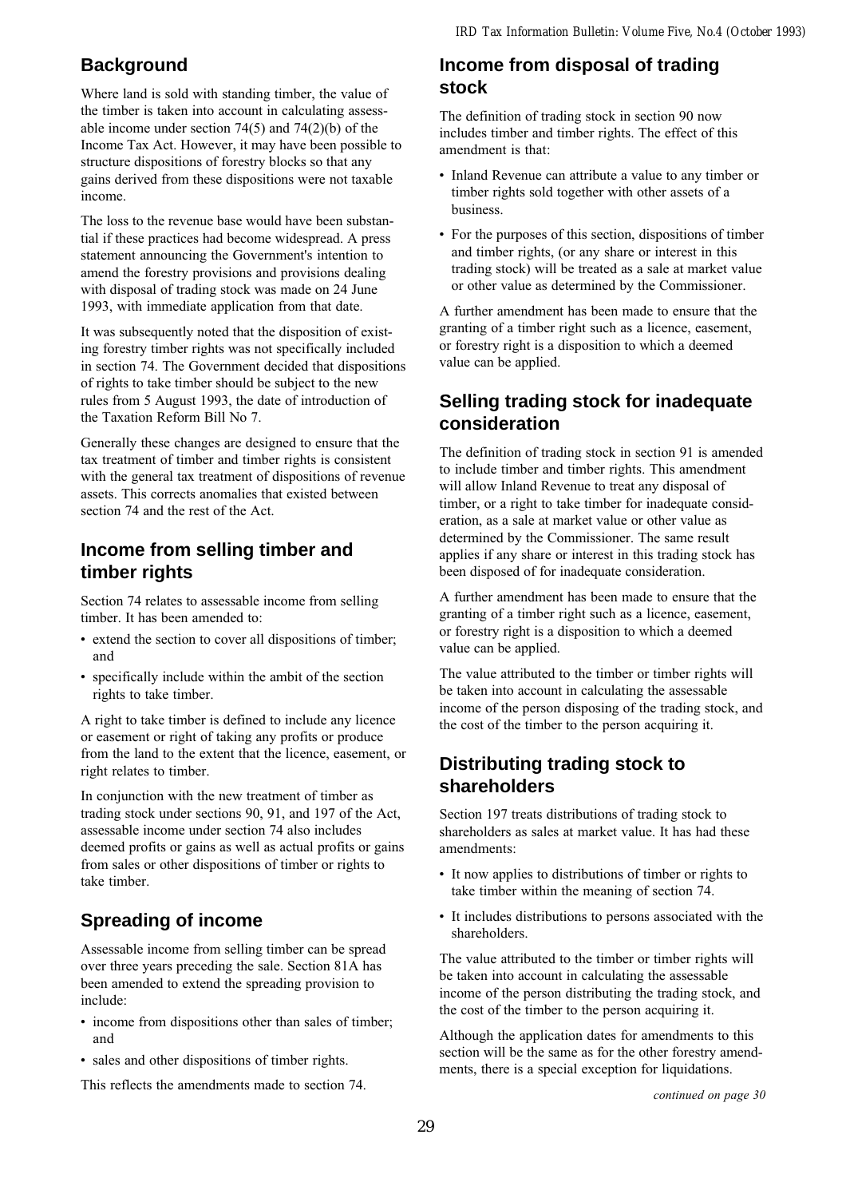## Background

Where land is sold with standing timber, the value of the timber is taken into account in calculating assessable income under section 74(5) and 74(2)(b) of the Income Tax Act. However, it may have been possible to structure dispositions of forestry blocks so that any gains derived from these dispositions were not taxable income.

The loss to the revenue base would have been substantial if these practices had become widespread. A press statement announcing the Government's intention to amend the forestry provisions and provisions dealing with disposal of trading stock was made on 24 June 1993, with immediate application from that date.

It was subsequently noted that the disposition of existing forestry timber rights was not specifically included in section 74. The Government decided that dispositions of rights to take timber should be subject to the new rules from 5 August 1993, the date of introduction of the Taxation Reform Bill No 7.

Generally these changes are designed to ensure that the tax treatment of timber and timber rights is consistent with the general tax treatment of dispositions of revenue assets. This corrects anomalies that existed between section 74 and the rest of the Act.

## Income from selling timber and timber rights

Section 74 relates to assessable income from selling timber. It has been amended to:

- extend the section to cover all dispositions of timber; and
- specifically include within the ambit of the section rights to take timber.

A right to take timber is defined to include any licence or easement or right of taking any profits or produce from the land to the extent that the licence, easement, or right relates to timber.

In conjunction with the new treatment of timber as trading stock under sections 90, 91, and 197 of the Act, assessable income under section 74 also includes deemed profits or gains as well as actual profits or gains from sales or other dispositions of timber or rights to take timber.

## Spreading of income

Assessable income from selling timber can be spread over three years preceding the sale. Section 81A has been amended to extend the spreading provision to include:

- income from dispositions other than sales of timber; and
- sales and other dispositions of timber rights.

This reflects the amendments made to section 74.

## Income from disposal of trading stock

The definition of trading stock in section 90 now includes timber and timber rights. The effect of this amendment is that:

- Inland Revenue can attribute a value to any timber or timber rights sold together with other assets of a business.
- For the purposes of this section, dispositions of timber and timber rights, (or any share or interest in this trading stock) will be treated as a sale at market value or other value as determined by the Commissioner.

A further amendment has been made to ensure that the granting of a timber right such as a licence, easement, or forestry right is a disposition to which a deemed value can be applied.

## Selling trading stock for inadequate consideration

The definition of trading stock in section 91 is amended to include timber and timber rights. This amendment will allow Inland Revenue to treat any disposal of timber, or a right to take timber for inadequate consideration, as a sale at market value or other value as determined by the Commissioner. The same result applies if any share or interest in this trading stock has been disposed of for inadequate consideration.

A further amendment has been made to ensure that the granting of a timber right such as a licence, easement, or forestry right is a disposition to which a deemed value can be applied.

The value attributed to the timber or timber rights will be taken into account in calculating the assessable income of the person disposing of the trading stock, and the cost of the timber to the person acquiring it.

## Distributing trading stock to shareholders

Section 197 treats distributions of trading stock to shareholders as sales at market value. It has had these amendments:

- It now applies to distributions of timber or rights to take timber within the meaning of section 74.
- It includes distributions to persons associated with the shareholders.

The value attributed to the timber or timber rights will be taken into account in calculating the assessable income of the person distributing the trading stock, and the cost of the timber to the person acquiring it.

Although the application dates for amendments to this section will be the same as for the other forestry amendments, there is a special exception for liquidations.

*continued on page 30*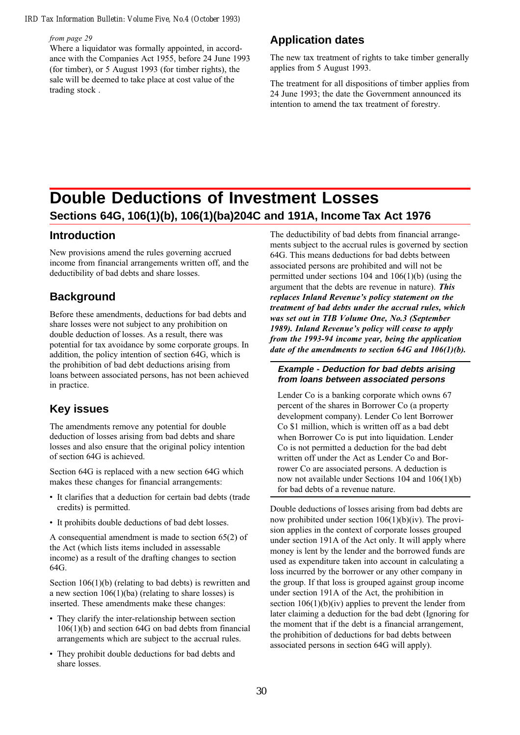*from page 29*

Where a liquidator was formally appointed, in accordance with the Companies Act 1955, before 24 June 1993 (for timber), or 5 August 1993 (for timber rights), the sale will be deemed to take place at cost value of the trading stock .

## Application dates

The new tax treatment of rights to take timber generally applies from 5 August 1993.

The treatment for all dispositions of timber applies from 24 June 1993; the date the Government announced its intention to amend the tax treatment of forestry.

# Double Deductions of Investment Losses

### Sections 64G, 106(1)(b), 106(1)(ba)204C and 191A, Income Tax Act 1976

## Introduction

New provisions amend the rules governing accrued income from financial arrangements written off, and the deductibility of bad debts and share losses.

## Background

Before these amendments, deductions for bad debts and share losses were not subject to any prohibition on double deduction of losses. As a result, there was potential for tax avoidance by some corporate groups. In addition, the policy intention of section 64G, which is the prohibition of bad debt deductions arising from loans between associated persons, has not been achieved in practice.

## Key issues

The amendments remove any potential for double deduction of losses arising from bad debts and share losses and also ensure that the original policy intention of section 64G is achieved.

Section 64G is replaced with a new section 64G which makes these changes for financial arrangements:

- It clarifies that a deduction for certain bad debts (trade credits) is permitted.
- It prohibits double deductions of bad debt losses.

A consequential amendment is made to section 65(2) of the Act (which lists items included in assessable income) as a result of the drafting changes to section 64G.

Section 106(1)(b) (relating to bad debts) is rewritten and a new section 106(1)(ba) (relating to share losses) is inserted. These amendments make these changes:

- They clarify the inter-relationship between section 106(1)(b) and section 64G on bad debts from financial arrangements which are subject to the accrual rules.
- They prohibit double deductions for bad debts and share losses.

The deductibility of bad debts from financial arrangements subject to the accrual rules is governed by section 64G. This means deductions for bad debts between associated persons are prohibited and will not be permitted under sections 104 and 106(1)(b) (using the argument that the debts are revenue in nature). ***This replaces Inland Revenue's policy statement on the treatment of bad debts under the accrual rules, which was set out in TIB Volume One, No.3 (September 1989). Inland Revenue's policy will cease to apply from the 1993-94 income year, being the application date of the amendments to section 64G and 106(1)(b).***

#### *Example - Deduction for bad debts arising from loans between associated persons*

Lender Co is a banking corporate which owns 67 percent of the shares in Borrower Co (a property development company). Lender Co lent Borrower Co $1 million, which is written off as a bad debt when Borrower Co is put into liquidation. Lender Co is not permitted a deduction for the bad debt written off under the Act as Lender Co and Borrower Co are associated persons. A deduction is now not available under Sections 104 and 106(1)(b) for bad debts of a revenue nature.

Double deductions of losses arising from bad debts are now prohibited under section 106(1)(b)(iv). The provision applies in the context of corporate losses grouped under section 191A of the Act only. It will apply where money is lent by the lender and the borrowed funds are used as expenditure taken into account in calculating a loss incurred by the borrower or any other company in the group. If that loss is grouped against group income under section 191A of the Act, the prohibition in section 106(1)(b)(iv) applies to prevent the lender from later claiming a deduction for the bad debt (Ignoring for the moment that if the debt is a financial arrangement, the prohibition of deductions for bad debts between associated persons in section 64G will apply).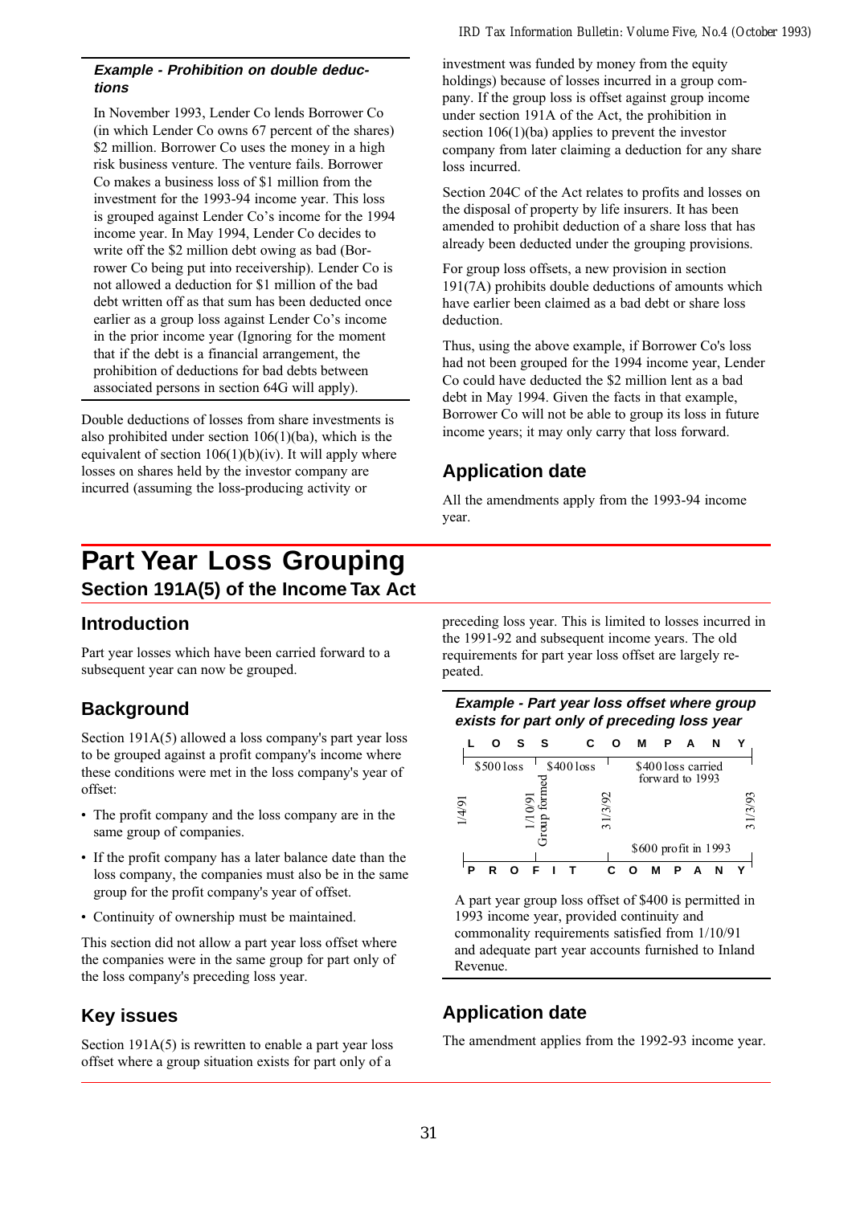### *Example - Prohibition on double deductions*

In November 1993, Lender Co lends Borrower Co (in which Lender Co owns 67 percent of the shares) $2 million. Borrower Co uses the money in a high risk business venture. The venture fails. Borrower Co makes a business loss of $1 million from the investment for the 1993-94 income year. This loss is grouped against Lender Co's income for the 1994 income year. In May 1994, Lender Co decides to write off the $2 million debt owing as bad (Borrower Co being put into receivership). Lender Co is not allowed a deduction for $1 million of the bad debt written off as that sum has been deducted once earlier as a group loss against Lender Co's income in the prior income year (Ignoring for the moment that if the debt is a financial arrangement, the prohibition of deductions for bad debts between associated persons in section 64G will apply).

Double deductions of losses from share investments is also prohibited under section 106(1)(ba), which is the equivalent of section 106(1)(b)(iv). It will apply where losses on shares held by the investor company are incurred (assuming the loss-producing activity or investment was funded by money from the equity holdings) because of losses incurred in a group company. If the group loss is offset against group income under section 191A of the Act, the prohibition in section 106(1)(ba) applies to prevent the investor company from later claiming a deduction for any share loss incurred.

Section 204C of the Act relates to profits and losses on the disposal of property by life insurers. It has been amended to prohibit deduction of a share loss that has already been deducted under the grouping provisions.

For group loss offsets, a new provision in section 191(7A) prohibits double deductions of amounts which have earlier been claimed as a bad debt or share loss deduction.

Thus, using the above example, if Borrower Co's loss had not been grouped for the 1994 income year, Lender Co could have deducted the $2 million lent as a bad debt in May 1994. Given the facts in that example, Borrower Co will not be able to group its loss in future income years; it may only carry that loss forward.

## Application date

All the amendments apply from the 1993-94 income year.

# Part Year Loss Grouping

## Section 191A(5) of the Income Tax Act

## Introduction

Part year losses which have been carried forward to a subsequent year can now be grouped.

## Background

Section 191A(5) allowed a loss company's part year loss to be grouped against a profit company's income where these conditions were met in the loss company's year of offset:

- The profit company and the loss company are in the same group of companies.
- If the profit company has a later balance date than the loss company, the companies must also be in the same group for the profit company's year of offset.
- Continuity of ownership must be maintained.

This section did not allow a part year loss offset where the companies were in the same group for part only of the loss company's preceding loss year.

## Key issues

Section 191A(5) is rewritten to enable a part year loss offset where a group situation exists for part only of a preceding loss year. This is limited to losses incurred in the 1991-92 and subsequent income years. The old requirements for part year loss offset are largely repeated.

### *Example - Part year loss offset where group exists for part only of preceding loss year*

LOSS COMPANY

| 1/4/91 | | 1/10/91 Group formed | | 31/3/92 | | 31/3/93 |
|---|---|---|---|---|---|---|
| | $500 loss | | $400 loss | | $400 loss carried forward to 1993 | |
| | | | | | $600 profit in 1993 | |

PROFIT COMPANY

A part year group loss offset of $400 is permitted in 1993 income year, provided continuity and commonality requirements satisfied from 1/10/91 and adequate part year accounts furnished to Inland Revenue.

## Application date

The amendment applies from the 1992-93 income year.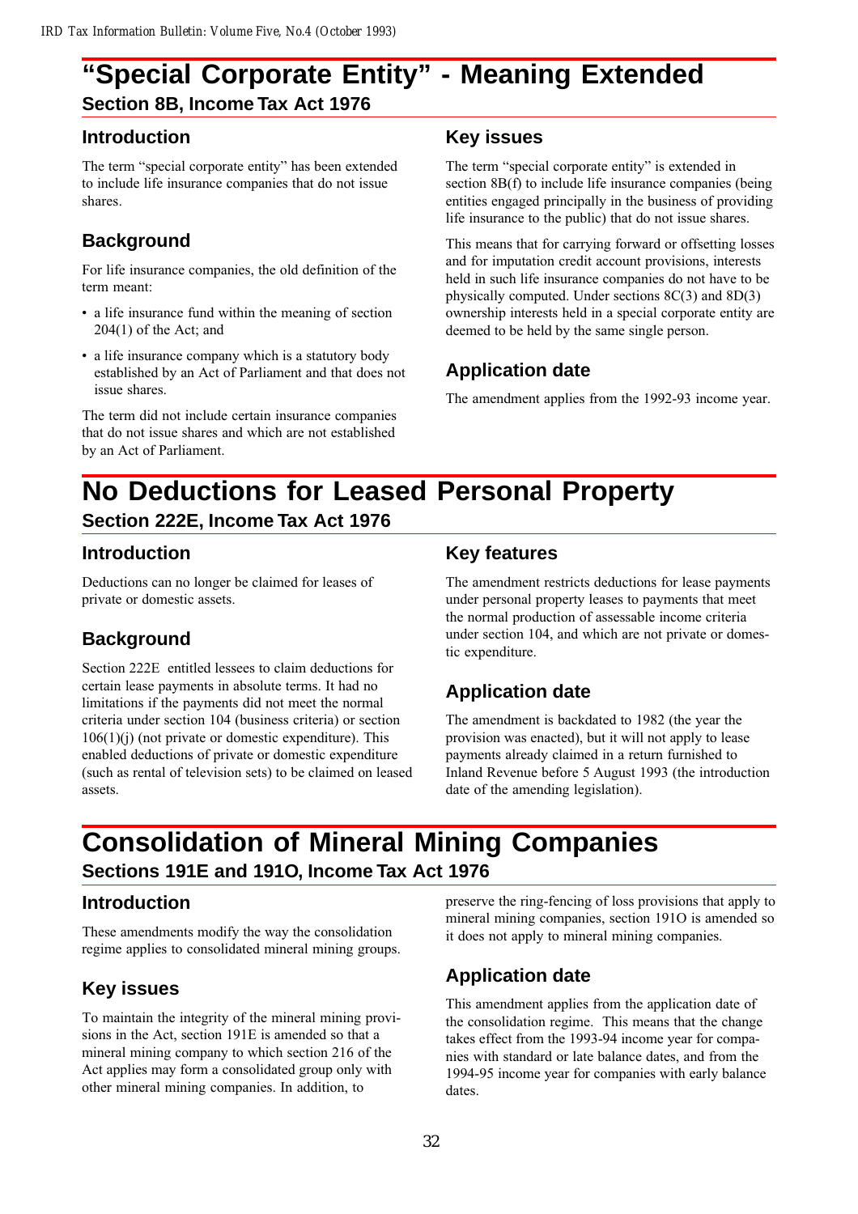# "Special Corporate Entity" - Meaning Extended

## Section 8B, Income Tax Act 1976

### Introduction

The term "special corporate entity" has been extended to include life insurance companies that do not issue shares.

### Background

For life insurance companies, the old definition of the term meant:

- a life insurance fund within the meaning of section 204(1) of the Act; and
- a life insurance company which is a statutory body established by an Act of Parliament and that does not issue shares.

The term did not include certain insurance companies that do not issue shares and which are not established by an Act of Parliament.

### Key issues

The term "special corporate entity" is extended in section 8B(f) to include life insurance companies (being entities engaged principally in the business of providing life insurance to the public) that do not issue shares.

This means that for carrying forward or offsetting losses and for imputation credit account provisions, interests held in such life insurance companies do not have to be physically computed. Under sections 8C(3) and 8D(3) ownership interests held in a special corporate entity are deemed to be held by the same single person.

### Application date

The amendment applies from the 1992-93 income year.

# No Deductions for Leased Personal Property

## Section 222E, Income Tax Act 1976

### Introduction

Deductions can no longer be claimed for leases of private or domestic assets.

### Background

Section 222E entitled lessees to claim deductions for certain lease payments in absolute terms. It had no limitations if the payments did not meet the normal criteria under section 104 (business criteria) or section 106(1)(j) (not private or domestic expenditure). This enabled deductions of private or domestic expenditure (such as rental of television sets) to be claimed on leased assets.

### Key features

The amendment restricts deductions for lease payments under personal property leases to payments that meet the normal production of assessable income criteria under section 104, and which are not private or domestic expenditure.

### Application date

The amendment is backdated to 1982 (the year the provision was enacted), but it will not apply to lease payments already claimed in a return furnished to Inland Revenue before 5 August 1993 (the introduction date of the amending legislation).

# Consolidation of Mineral Mining Companies

## Sections 191E and 191O, Income Tax Act 1976

### Introduction

These amendments modify the way the consolidation regime applies to consolidated mineral mining groups.

### Key issues

To maintain the integrity of the mineral mining provisions in the Act, section 191E is amended so that a mineral mining company to which section 216 of the Act applies may form a consolidated group only with other mineral mining companies. In addition, to preserve the ring-fencing of loss provisions that apply to mineral mining companies, section 191O is amended so it does not apply to mineral mining companies.

### Application date

This amendment applies from the application date of the consolidation regime. This means that the change takes effect from the 1993-94 income year for companies with standard or late balance dates, and from the 1994-95 income year for companies with early balance dates.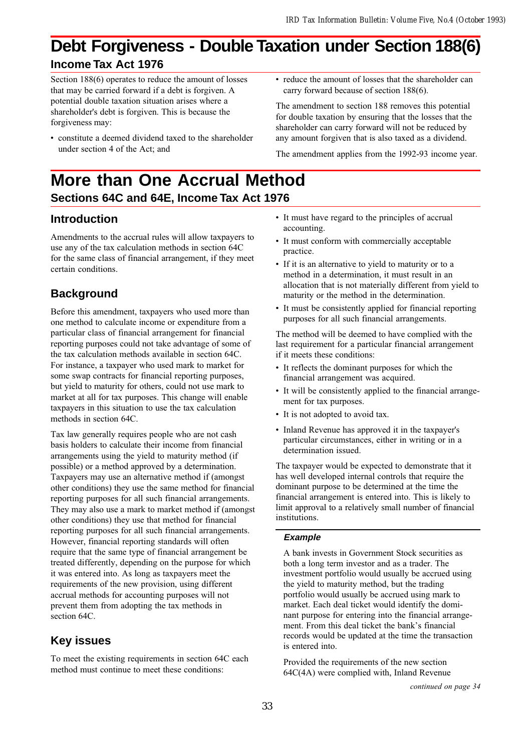# Debt Forgiveness - Double Taxation under Section 188(6)

## Income Tax Act 1976

Section 188(6) operates to reduce the amount of losses that may be carried forward if a debt is forgiven. A potential double taxation situation arises where a shareholder's debt is forgiven. This is because the forgiveness may:

- constitute a deemed dividend taxed to the shareholder under section 4 of the Act; and
- reduce the amount of losses that the shareholder can carry forward because of section 188(6).

The amendment to section 188 removes this potential for double taxation by ensuring that the losses that the shareholder can carry forward will not be reduced by any amount forgiven that is also taxed as a dividend.

The amendment applies from the 1992-93 income year.

# More than One Accrual Method

## Sections 64C and 64E, Income Tax Act 1976

### Introduction

Amendments to the accrual rules will allow taxpayers to use any of the tax calculation methods in section 64C for the same class of financial arrangement, if they meet certain conditions.

### Background

Before this amendment, taxpayers who used more than one method to calculate income or expenditure from a particular class of financial arrangement for financial reporting purposes could not take advantage of some of the tax calculation methods available in section 64C. For instance, a taxpayer who used mark to market for some swap contracts for financial reporting purposes, but yield to maturity for others, could not use mark to market at all for tax purposes. This change will enable taxpayers in this situation to use the tax calculation methods in section 64C.

Tax law generally requires people who are not cash basis holders to calculate their income from financial arrangements using the yield to maturity method (if possible) or a method approved by a determination. Taxpayers may use an alternative method if (amongst other conditions) they use the same method for financial reporting purposes for all such financial arrangements. They may also use a mark to market method if (amongst other conditions) they use that method for financial reporting purposes for all such financial arrangements. However, financial reporting standards will often require that the same type of financial arrangement be treated differently, depending on the purpose for which it was entered into. As long as taxpayers meet the requirements of the new provision, using different accrual methods for accounting purposes will not prevent them from adopting the tax methods in section 64C.

### Key issues

To meet the existing requirements in section 64C each method must continue to meet these conditions:

- It must have regard to the principles of accrual accounting.
- It must conform with commercially acceptable practice.
- If it is an alternative to yield to maturity or to a method in a determination, it must result in an allocation that is not materially different from yield to maturity or the method in the determination.
- It must be consistently applied for financial reporting purposes for all such financial arrangements.

The method will be deemed to have complied with the last requirement for a particular financial arrangement if it meets these conditions:

- It reflects the dominant purposes for which the financial arrangement was acquired.
- It will be consistently applied to the financial arrangement for tax purposes.
- It is not adopted to avoid tax.
- Inland Revenue has approved it in the taxpayer's particular circumstances, either in writing or in a determination issued.

The taxpayer would be expected to demonstrate that it has well developed internal controls that require the dominant purpose to be determined at the time the financial arrangement is entered into. This is likely to limit approval to a relatively small number of financial institutions.

#### *Example*

A bank invests in Government Stock securities as both a long term investor and as a trader. The investment portfolio would usually be accrued using the yield to maturity method, but the trading portfolio would usually be accrued using mark to market. Each deal ticket would identify the dominant purpose for entering into the financial arrangement. From this deal ticket the bank's financial records would be updated at the time the transaction is entered into.

Provided the requirements of the new section 64C(4A) were complied with, Inland Revenue

*continued on page 34*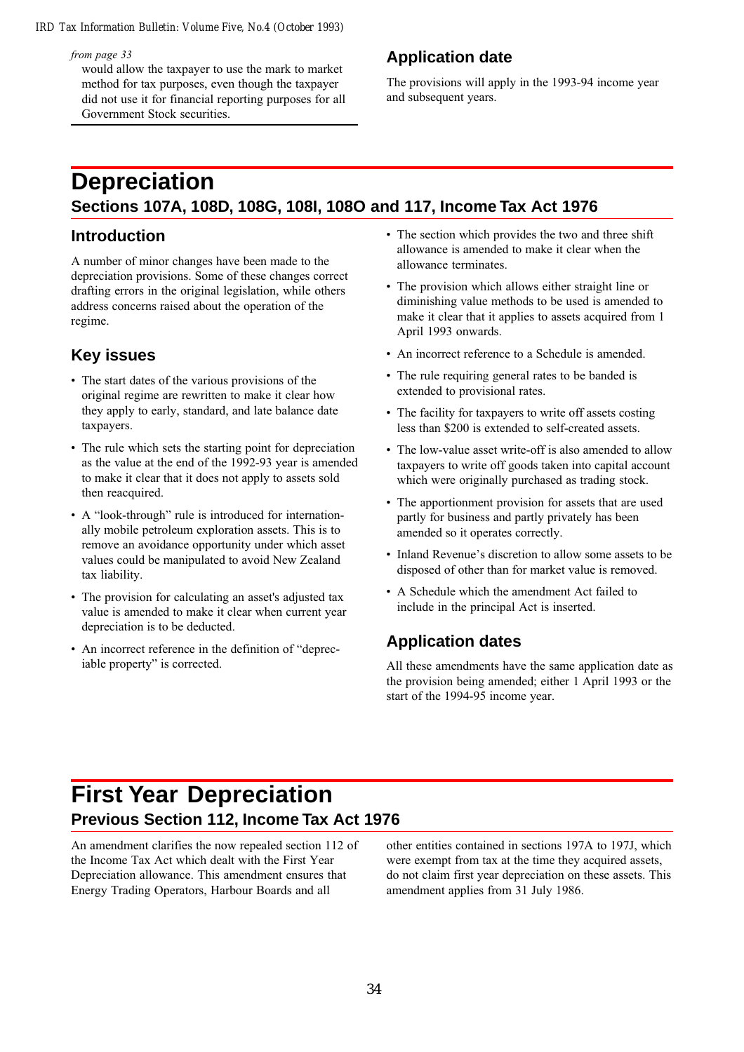*from page 33*

would allow the taxpayer to use the mark to market method for tax purposes, even though the taxpayer did not use it for financial reporting purposes for all Government Stock securities.

### Application date

The provisions will apply in the 1993-94 income year and subsequent years.

# Depreciation

## Sections 107A, 108D, 108G, 108I, 108O and 117, Income Tax Act 1976

### Introduction

A number of minor changes have been made to the depreciation provisions. Some of these changes correct drafting errors in the original legislation, while others address concerns raised about the operation of the regime.

### Key issues

- The start dates of the various provisions of the original regime are rewritten to make it clear how they apply to early, standard, and late balance date taxpayers.
- The rule which sets the starting point for depreciation as the value at the end of the 1992-93 year is amended to make it clear that it does not apply to assets sold then reacquired.
- A "look-through" rule is introduced for internationally mobile petroleum exploration assets. This is to remove an avoidance opportunity under which asset values could be manipulated to avoid New Zealand tax liability.
- The provision for calculating an asset's adjusted tax value is amended to make it clear when current year depreciation is to be deducted.
- An incorrect reference in the definition of "depreciable property" is corrected.
- The section which provides the two and three shift allowance is amended to make it clear when the allowance terminates.
- The provision which allows either straight line or diminishing value methods to be used is amended to make it clear that it applies to assets acquired from 1 April 1993 onwards.
- An incorrect reference to a Schedule is amended.
- The rule requiring general rates to be banded is extended to provisional rates.
- The facility for taxpayers to write off assets costing less than $200 is extended to self-created assets.
- The low-value asset write-off is also amended to allow taxpayers to write off goods taken into capital account which were originally purchased as trading stock.
- The apportionment provision for assets that are used partly for business and partly privately has been amended so it operates correctly.
- Inland Revenue's discretion to allow some assets to be disposed of other than for market value is removed.
- A Schedule which the amendment Act failed to include in the principal Act is inserted.

### Application dates

All these amendments have the same application date as the provision being amended; either 1 April 1993 or the start of the 1994-95 income year.

# First Year Depreciation

## Previous Section 112, Income Tax Act 1976

An amendment clarifies the now repealed section 112 of the Income Tax Act which dealt with the First Year Depreciation allowance. This amendment ensures that Energy Trading Operators, Harbour Boards and all other entities contained in sections 197A to 197J, which were exempt from tax at the time they acquired assets, do not claim first year depreciation on these assets. This amendment applies from 31 July 1986.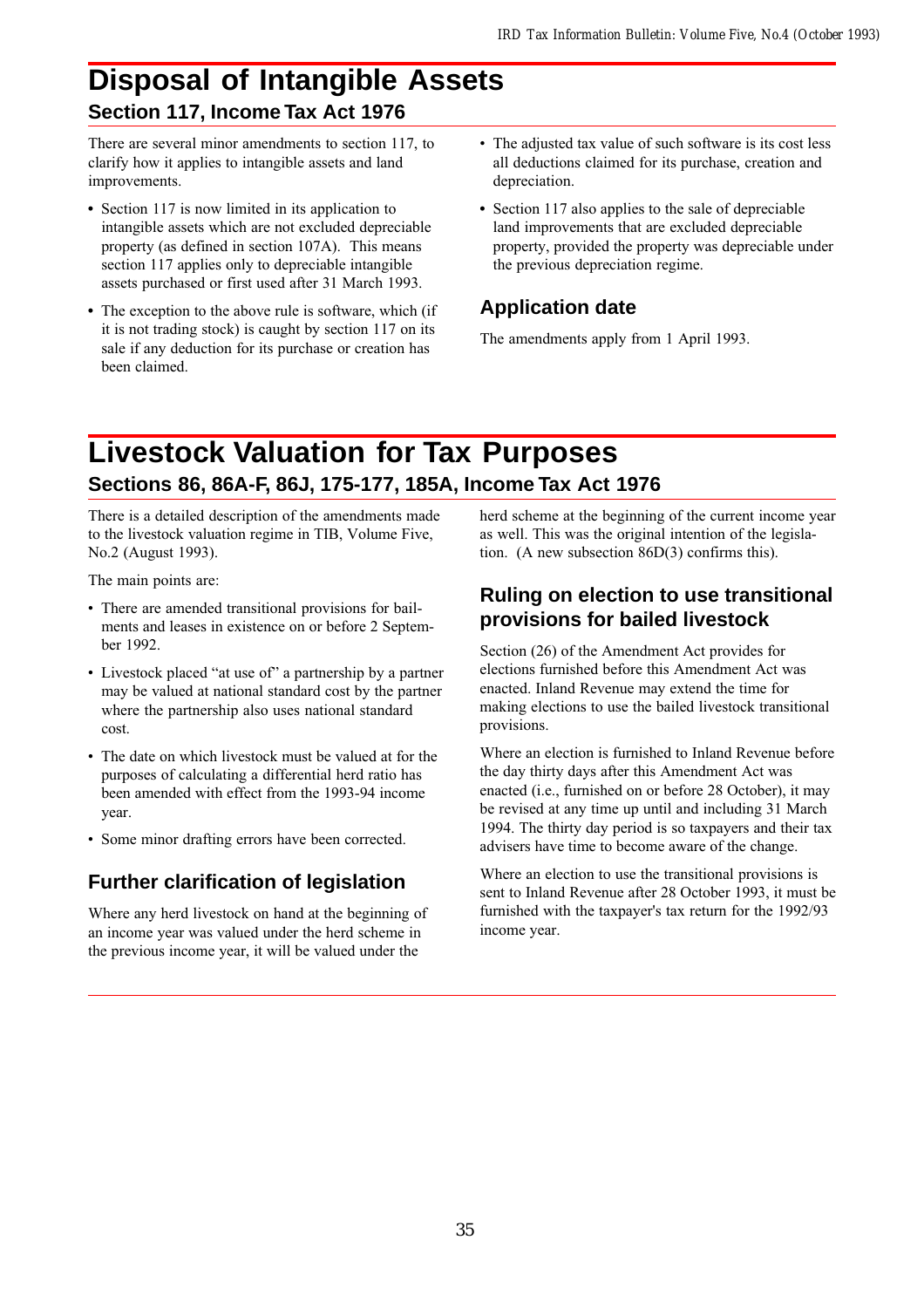# Disposal of Intangible Assets

## Section 117, Income Tax Act 1976

There are several minor amendments to section 117, to clarify how it applies to intangible assets and land improvements.

- Section 117 is now limited in its application to intangible assets which are not excluded depreciable property (as defined in section 107A). This means section 117 applies only to depreciable intangible assets purchased or first used after 31 March 1993.
- The exception to the above rule is software, which (if it is not trading stock) is caught by section 117 on its sale if any deduction for its purchase or creation has been claimed.
- The adjusted tax value of such software is its cost less all deductions claimed for its purchase, creation and depreciation.
- Section 117 also applies to the sale of depreciable land improvements that are excluded depreciable property, provided the property was depreciable under the previous depreciation regime.

### Application date

The amendments apply from 1 April 1993.

# Livestock Valuation for Tax Purposes

## Sections 86, 86A-F, 86J, 175-177, 185A, Income Tax Act 1976

There is a detailed description of the amendments made to the livestock valuation regime in TIB, Volume Five, No.2 (August 1993).

The main points are:

- There are amended transitional provisions for bailments and leases in existence on or before 2 September 1992.
- Livestock placed "at use of" a partnership by a partner may be valued at national standard cost by the partner where the partnership also uses national standard cost.
- The date on which livestock must be valued at for the purposes of calculating a differential herd ratio has been amended with effect from the 1993-94 income year.
- Some minor drafting errors have been corrected.

### Further clarification of legislation

Where any herd livestock on hand at the beginning of an income year was valued under the herd scheme in the previous income year, it will be valued under the herd scheme at the beginning of the current income year as well. This was the original intention of the legislation. (A new subsection 86D(3) confirms this).

### Ruling on election to use transitional provisions for bailed livestock

Section (26) of the Amendment Act provides for elections furnished before this Amendment Act was enacted. Inland Revenue may extend the time for making elections to use the bailed livestock transitional provisions.

Where an election is furnished to Inland Revenue before the day thirty days after this Amendment Act was enacted (i.e., furnished on or before 28 October), it may be revised at any time up until and including 31 March 1994. The thirty day period is so taxpayers and their tax advisers have time to become aware of the change.

Where an election to use the transitional provisions is sent to Inland Revenue after 28 October 1993, it must be furnished with the taxpayer's tax return for the 1992/93 income year.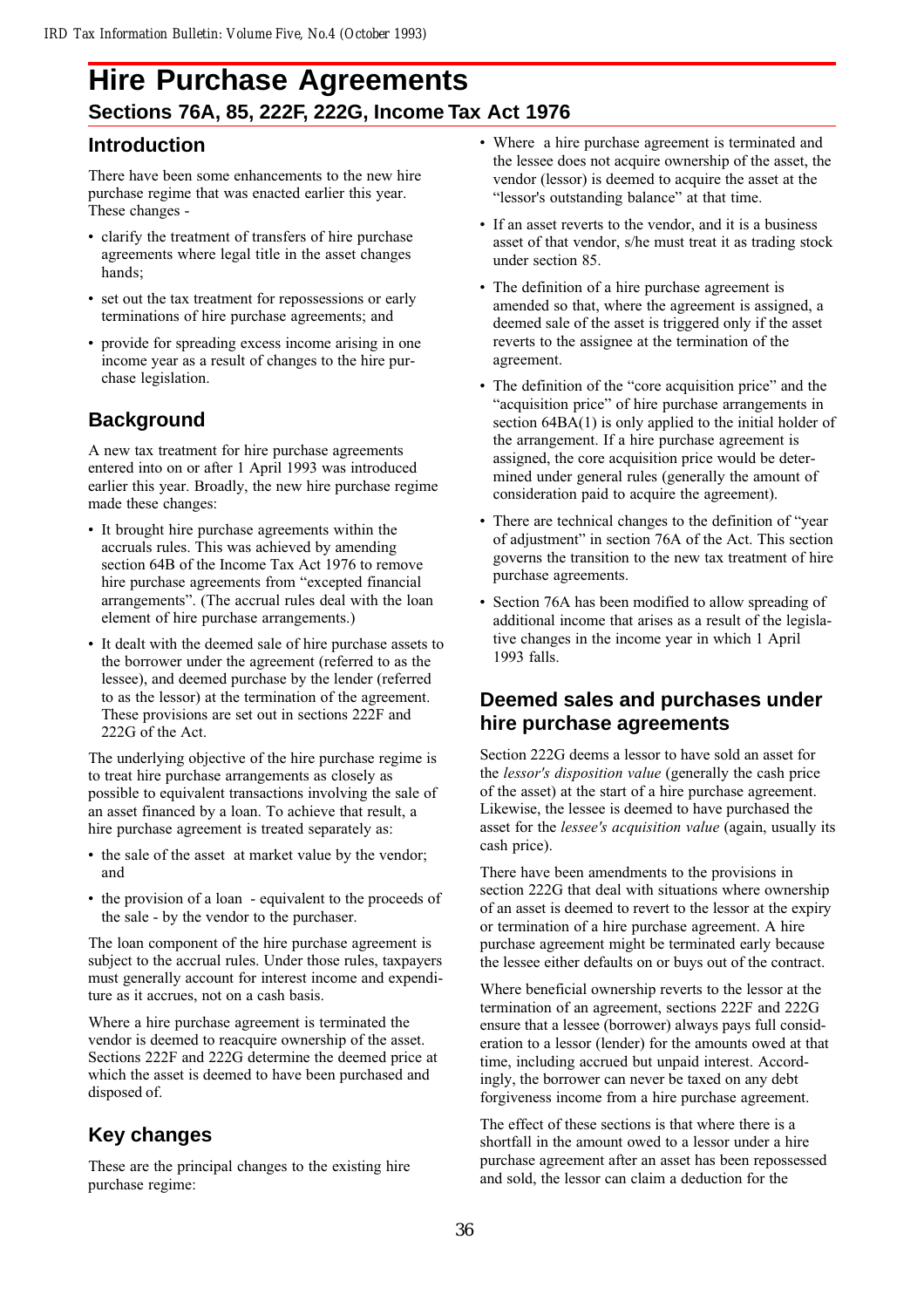# Hire Purchase Agreements

## Sections 76A, 85, 222F, 222G, Income Tax Act 1976

### Introduction

There have been some enhancements to the new hire purchase regime that was enacted earlier this year. These changes -

- clarify the treatment of transfers of hire purchase agreements where legal title in the asset changes hands;
- set out the tax treatment for repossessions or early terminations of hire purchase agreements; and
- provide for spreading excess income arising in one income year as a result of changes to the hire purchase legislation.

### Background

A new tax treatment for hire purchase agreements entered into on or after 1 April 1993 was introduced earlier this year. Broadly, the new hire purchase regime made these changes:

- It brought hire purchase agreements within the accruals rules. This was achieved by amending section 64B of the Income Tax Act 1976 to remove hire purchase agreements from "excepted financial arrangements". (The accrual rules deal with the loan element of hire purchase arrangements.)
- It dealt with the deemed sale of hire purchase assets to the borrower under the agreement (referred to as the lessee), and deemed purchase by the lender (referred to as the lessor) at the termination of the agreement. These provisions are set out in sections 222F and 222G of the Act.

The underlying objective of the hire purchase regime is to treat hire purchase arrangements as closely as possible to equivalent transactions involving the sale of an asset financed by a loan. To achieve that result, a hire purchase agreement is treated separately as:

- the sale of the asset at market value by the vendor; and
- the provision of a loan - equivalent to the proceeds of the sale - by the vendor to the purchaser.

The loan component of the hire purchase agreement is subject to the accrual rules. Under those rules, taxpayers must generally account for interest income and expenditure as it accrues, not on a cash basis.

Where a hire purchase agreement is terminated the vendor is deemed to reacquire ownership of the asset. Sections 222F and 222G determine the deemed price at which the asset is deemed to have been purchased and disposed of.

### Key changes

These are the principal changes to the existing hire purchase regime:

- Where a hire purchase agreement is terminated and the lessee does not acquire ownership of the asset, the vendor (lessor) is deemed to acquire the asset at the "lessor's outstanding balance" at that time.
- If an asset reverts to the vendor, and it is a business asset of that vendor, s/he must treat it as trading stock under section 85.
- The definition of a hire purchase agreement is amended so that, where the agreement is assigned, a deemed sale of the asset is triggered only if the asset reverts to the assignee at the termination of the agreement.
- The definition of the "core acquisition price" and the "acquisition price" of hire purchase arrangements in section 64BA(1) is only applied to the initial holder of the arrangement. If a hire purchase agreement is assigned, the core acquisition price would be determined under general rules (generally the amount of consideration paid to acquire the agreement).
- There are technical changes to the definition of "year of adjustment" in section 76A of the Act. This section governs the transition to the new tax treatment of hire purchase agreements.
- Section 76A has been modified to allow spreading of additional income that arises as a result of the legislative changes in the income year in which 1 April 1993 falls.

### Deemed sales and purchases under hire purchase agreements

Section 222G deems a lessor to have sold an asset for the *lessor's disposition value* (generally the cash price of the asset) at the start of a hire purchase agreement. Likewise, the lessee is deemed to have purchased the asset for the *lessee's acquisition value* (again, usually its cash price).

There have been amendments to the provisions in section 222G that deal with situations where ownership of an asset is deemed to revert to the lessor at the expiry or termination of a hire purchase agreement. A hire purchase agreement might be terminated early because the lessee either defaults on or buys out of the contract.

Where beneficial ownership reverts to the lessor at the termination of an agreement, sections 222F and 222G ensure that a lessee (borrower) always pays full consideration to a lessor (lender) for the amounts owed at that time, including accrued but unpaid interest. Accordingly, the borrower can never be taxed on any debt forgiveness income from a hire purchase agreement.

The effect of these sections is that where there is a shortfall in the amount owed to a lessor under a hire purchase agreement after an asset has been repossessed and sold, the lessor can claim a deduction for the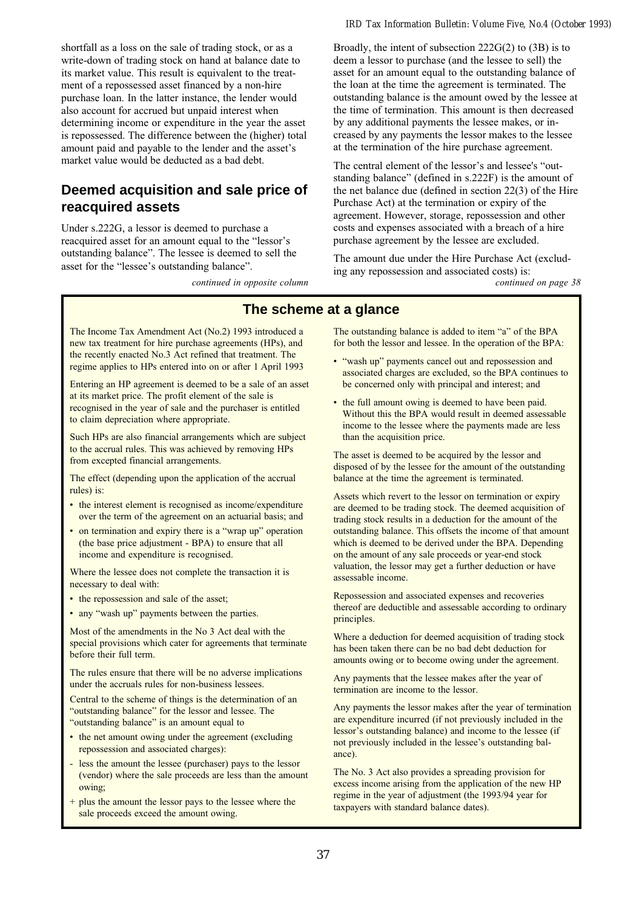shortfall as a loss on the sale of trading stock, or as a write-down of trading stock on hand at balance date to its market value. This result is equivalent to the treatment of a repossessed asset financed by a non-hire purchase loan. In the latter instance, the lender would also account for accrued but unpaid interest when determining income or expenditure in the year the asset is repossessed. The difference between the (higher) total amount paid and payable to the lender and the asset's market value would be deducted as a bad debt.

## Deemed acquisition and sale price of reacquired assets

Under s.222G, a lessor is deemed to purchase a reacquired asset for an amount equal to the "lessor's outstanding balance". The lessee is deemed to sell the asset for the "lessee's outstanding balance".

*continued in opposite column*

Broadly, the intent of subsection 222G(2) to (3B) is to deem a lessor to purchase (and the lessee to sell) the asset for an amount equal to the outstanding balance of the loan at the time the agreement is terminated. The outstanding balance is the amount owed by the lessee at the time of termination. This amount is then decreased by any additional payments the lessee makes, or increased by any payments the lessor makes to the lessee at the termination of the hire purchase agreement.

The central element of the lessor's and lessee's "outstanding balance" (defined in s.222F) is the amount of the net balance due (defined in section 22(3) of the Hire Purchase Act) at the termination or expiry of the agreement. However, storage, repossession and other costs and expenses associated with a breach of a hire purchase agreement by the lessee are excluded.

The amount due under the Hire Purchase Act (excluding any repossession and associated costs) is:

*continued on page 38*

## The scheme at a glance

The Income Tax Amendment Act (No.2) 1993 introduced a new tax treatment for hire purchase agreements (HPs), and the recently enacted No.3 Act refined that treatment. The regime applies to HPs entered into on or after 1 April 1993

Entering an HP agreement is deemed to be a sale of an asset at its market price. The profit element of the sale is recognised in the year of sale and the purchaser is entitled to claim depreciation where appropriate.

Such HPs are also financial arrangements which are subject to the accrual rules. This was achieved by removing HPs from excepted financial arrangements.

The effect (depending upon the application of the accrual rules) is:

- the interest element is recognised as income/expenditure over the term of the agreement on an actuarial basis; and
- on termination and expiry there is a "wrap up" operation (the base price adjustment - BPA) to ensure that all income and expenditure is recognised.

Where the lessee does not complete the transaction it is necessary to deal with:

- the repossession and sale of the asset;
- any "wash up" payments between the parties.

Most of the amendments in the No 3 Act deal with the special provisions which cater for agreements that terminate before their full term.

The rules ensure that there will be no adverse implications under the accruals rules for non-business lessees.

Central to the scheme of things is the determination of an "outstanding balance" for the lessor and lessee. The "outstanding balance" is an amount equal to

- the net amount owing under the agreement (excluding repossession and associated charges):
- less the amount the lessee (purchaser) pays to the lessor (vendor) where the sale proceeds are less than the amount owing;
+ plus the amount the lessor pays to the lessee where the sale proceeds exceed the amount owing.

The outstanding balance is added to item "a" of the BPA for both the lessor and lessee. In the operation of the BPA:

- "wash up" payments cancel out and repossession and associated charges are excluded, so the BPA continues to be concerned only with principal and interest; and
- the full amount owing is deemed to have been paid. Without this the BPA would result in deemed assessable income to the lessee where the payments made are less than the acquisition price.

The asset is deemed to be acquired by the lessor and disposed of by the lessee for the amount of the outstanding balance at the time the agreement is terminated.

Assets which revert to the lessor on termination or expiry are deemed to be trading stock. The deemed acquisition of trading stock results in a deduction for the amount of the outstanding balance. This offsets the income of that amount which is deemed to be derived under the BPA. Depending on the amount of any sale proceeds or year-end stock valuation, the lessor may get a further deduction or have assessable income.

Repossession and associated expenses and recoveries thereof are deductible and assessable according to ordinary principles.

Where a deduction for deemed acquisition of trading stock has been taken there can be no bad debt deduction for amounts owing or to become owing under the agreement.

Any payments that the lessee makes after the year of termination are income to the lessor.

Any payments the lessor makes after the year of termination are expenditure incurred (if not previously included in the lessor's outstanding balance) and income to the lessee (if not previously included in the lessee's outstanding balance).

The No. 3 Act also provides a spreading provision for excess income arising from the application of the new HP regime in the year of adjustment (the 1993/94 year for taxpayers with standard balance dates).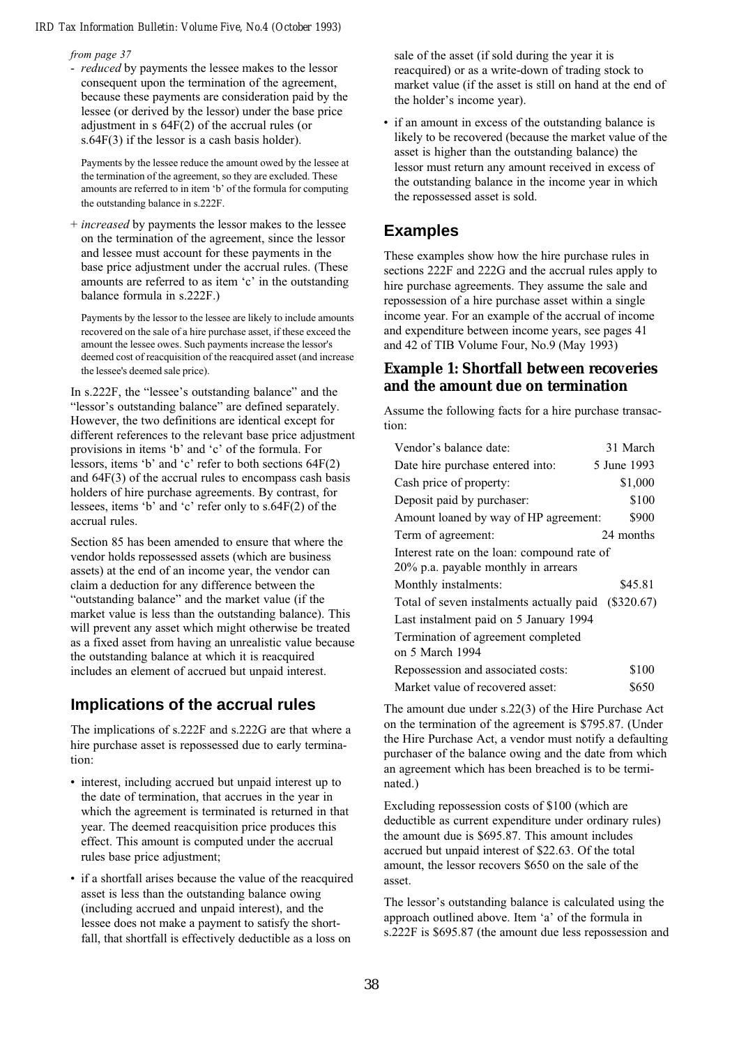*from page 37*

- *reduced* by payments the lessee makes to the lessor consequent upon the termination of the agreement, because these payments are consideration paid by the lessee (or derived by the lessor) under the base price adjustment in s 64F(2) of the accrual rules (or s.64F(3) if the lessor is a cash basis holder).

  Payments by the lessee reduce the amount owed by the lessee at the termination of the agreement, so they are excluded. These amounts are referred to in item 'b' of the formula for computing the outstanding balance in s.222F.

+ *increased* by payments the lessor makes to the lessee on the termination of the agreement, since the lessor and lessee must account for these payments in the base price adjustment under the accrual rules. (These amounts are referred to as item 'c' in the outstanding balance formula in s.222F.)

  Payments by the lessor to the lessee are likely to include amounts recovered on the sale of a hire purchase asset, if these exceed the amount the lessee owes. Such payments increase the lessor's deemed cost of reacquisition of the reacquired asset (and increase the lessee's deemed sale price).

In s.222F, the "lessee's outstanding balance" and the "lessor's outstanding balance" are defined separately. However, the two definitions are identical except for different references to the relevant base price adjustment provisions in items 'b' and 'c' of the formula. For lessors, items 'b' and 'c' refer to both sections 64F(2) and 64F(3) of the accrual rules to encompass cash basis holders of hire purchase agreements. By contrast, for lessees, items 'b' and 'c' refer only to s.64F(2) of the accrual rules.

Section 85 has been amended to ensure that where the vendor holds repossessed assets (which are business assets) at the end of an income year, the vendor can claim a deduction for any difference between the "outstanding balance" and the market value (if the market value is less than the outstanding balance). This will prevent any asset which might otherwise be treated as a fixed asset from having an unrealistic value because the outstanding balance at which it is reacquired includes an element of accrued but unpaid interest.

## Implications of the accrual rules

The implications of s.222F and s.222G are that where a hire purchase asset is repossessed due to early termination:

- interest, including accrued but unpaid interest up to the date of termination, that accrues in the year in which the agreement is terminated is returned in that year. The deemed reacquisition price produces this effect. This amount is computed under the accrual rules base price adjustment;
- if a shortfall arises because the value of the reacquired asset is less than the outstanding balance owing (including accrued and unpaid interest), and the lessee does not make a payment to satisfy the shortfall, that shortfall is effectively deductible as a loss on sale of the asset (if sold during the year it is reacquired) or as a write-down of trading stock to market value (if the asset is still on hand at the end of the holder's income year).
- if an amount in excess of the outstanding balance is likely to be recovered (because the market value of the asset is higher than the outstanding balance) the lessor must return any amount received in excess of the outstanding balance in the income year in which the repossessed asset is sold.

## Examples

These examples show how the hire purchase rules in sections 222F and 222G and the accrual rules apply to hire purchase agreements. They assume the sale and repossession of a hire purchase asset within a single income year. For an example of the accrual of income and expenditure between income years, see pages 41 and 42 of TIB Volume Four, No.9 (May 1993)

### Example 1: Shortfall between recoveries and the amount due on termination

Assume the following facts for a hire purchase transaction:

| | |
|---|---|
| Vendor's balance date: | 31 March |
| Date hire purchase entered into: | 5 June 1993 |
| Cash price of property: | $1,000 |
| Deposit paid by purchaser: | $100 |
| Amount loaned by way of HP agreement: | $900 |
| Term of agreement: | 24 months |
| Interest rate on the loan: compound rate of 20% p.a. payable monthly in arrears | |
| Monthly instalments: | $45.81 |
| Total of seven instalments actually paid | ($320.67) |
| Last instalment paid on 5 January 1994 | |
| Termination of agreement completed on 5 March 1994 | |
| Repossession and associated costs: | $100 |
| Market value of recovered asset: | $650 |

The amount due under s.22(3) of the Hire Purchase Act on the termination of the agreement is $795.87. (Under the Hire Purchase Act, a vendor must notify a defaulting purchaser of the balance owing and the date from which an agreement which has been breached is to be terminated.)

Excluding repossession costs of $100 (which are deductible as current expenditure under ordinary rules) the amount due is $695.87. This amount includes accrued but unpaid interest of $22.63. Of the total amount, the lessor recovers $650 on the sale of the asset.

The lessor's outstanding balance is calculated using the approach outlined above. Item 'a' of the formula in s.222F is $695.87 (the amount due less repossession and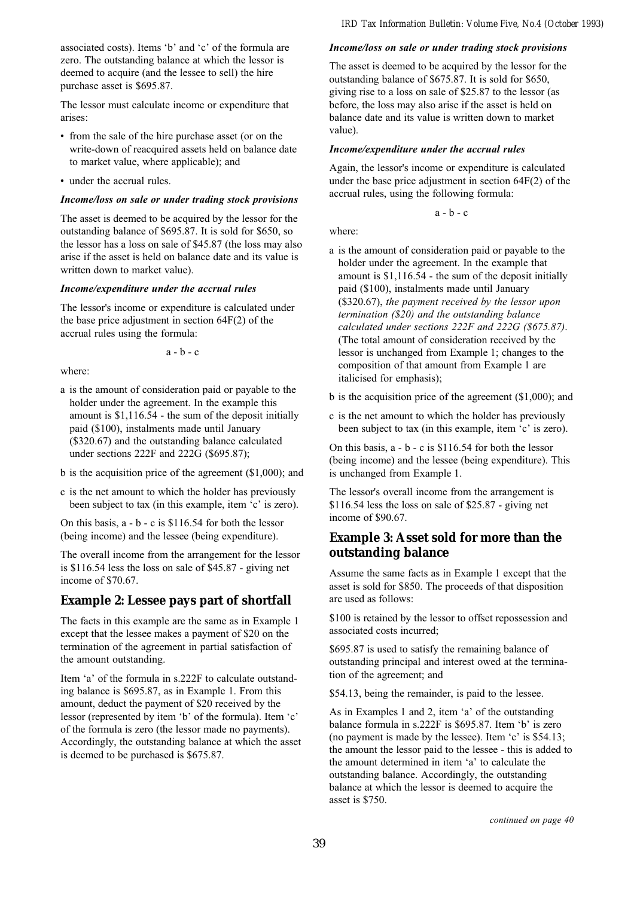associated costs). Items 'b' and 'c' of the formula are zero. The outstanding balance at which the lessor is deemed to acquire (and the lessee to sell) the hire purchase asset is $695.87.

The lessor must calculate income or expenditure that arises:

- from the sale of the hire purchase asset (or on the write-down of reacquired assets held on balance date to market value, where applicable); and
- under the accrual rules.

***Income/loss on sale or under trading stock provisions***

The asset is deemed to be acquired by the lessor for the outstanding balance of $695.87. It is sold for $650, so the lessor has a loss on sale of $45.87 (the loss may also arise if the asset is held on balance date and its value is written down to market value).

***Income/expenditure under the accrual rules***

The lessor's income or expenditure is calculated under the base price adjustment in section 64F(2) of the accrual rules using the formula:

$$a - b - c$$

where:

a is the amount of consideration paid or payable to the holder under the agreement. In the example this amount is $1,116.54 - the sum of the deposit initially paid ($100), instalments made until January ($320.67) and the outstanding balance calculated under sections 222F and 222G ($695.87);

b is the acquisition price of the agreement ($1,000); and

c is the net amount to which the holder has previously been subject to tax (in this example, item 'c' is zero).

On this basis, a - b - c is $116.54 for both the lessor (being income) and the lessee (being expenditure).

The overall income from the arrangement for the lessor is $116.54 less the loss on sale of $45.87 - giving net income of $70.67.

## Example 2: Lessee pays part of shortfall

The facts in this example are the same as in Example 1 except that the lessee makes a payment of $20 on the termination of the agreement in partial satisfaction of the amount outstanding.

Item 'a' of the formula in s.222F to calculate outstanding balance is $695.87, as in Example 1. From this amount, deduct the payment of $20 received by the lessor (represented by item 'b' of the formula). Item 'c' of the formula is zero (the lessor made no payments). Accordingly, the outstanding balance at which the asset is deemed to be purchased is $675.87.

***Income/loss on sale or under trading stock provisions***

The asset is deemed to be acquired by the lessor for the outstanding balance of $675.87. It is sold for $650, giving rise to a loss on sale of $25.87 to the lessor (as before, the loss may also arise if the asset is held on balance date and its value is written down to market value).

***Income/expenditure under the accrual rules***

Again, the lessor's income or expenditure is calculated under the base price adjustment in section 64F(2) of the accrual rules, using the following formula:

$$a - b - c$$

where:

a is the amount of consideration paid or payable to the holder under the agreement. In the example that amount is $1,116.54 - the sum of the deposit initially paid ($100), instalments made until January ($320.67), *the payment received by the lessor upon termination ($20) and the outstanding balance calculated under sections 222F and 222G ($675.87)*. (The total amount of consideration received by the lessor is unchanged from Example 1; changes to the composition of that amount from Example 1 are italicised for emphasis);

b is the acquisition price of the agreement ($1,000); and

c is the net amount to which the holder has previously been subject to tax (in this example, item 'c' is zero).

On this basis, a - b - c is $116.54 for both the lessor (being income) and the lessee (being expenditure). This is unchanged from Example 1.

The lessor's overall income from the arrangement is $116.54 less the loss on sale of $25.87 - giving net income of $90.67.

## Example 3: Asset sold for more than the outstanding balance

Assume the same facts as in Example 1 except that the asset is sold for $850. The proceeds of that disposition are used as follows:

$100 is retained by the lessor to offset repossession and associated costs incurred;

$695.87 is used to satisfy the remaining balance of outstanding principal and interest owed at the termination of the agreement; and

$54.13, being the remainder, is paid to the lessee.

As in Examples 1 and 2, item 'a' of the outstanding balance formula in s.222F is $695.87. Item 'b' is zero (no payment is made by the lessee). Item 'c' is $54.13; the amount the lessor paid to the lessee - this is added to the amount determined in item 'a' to calculate the outstanding balance. Accordingly, the outstanding balance at which the lessor is deemed to acquire the asset is $750.

*continued on page 40*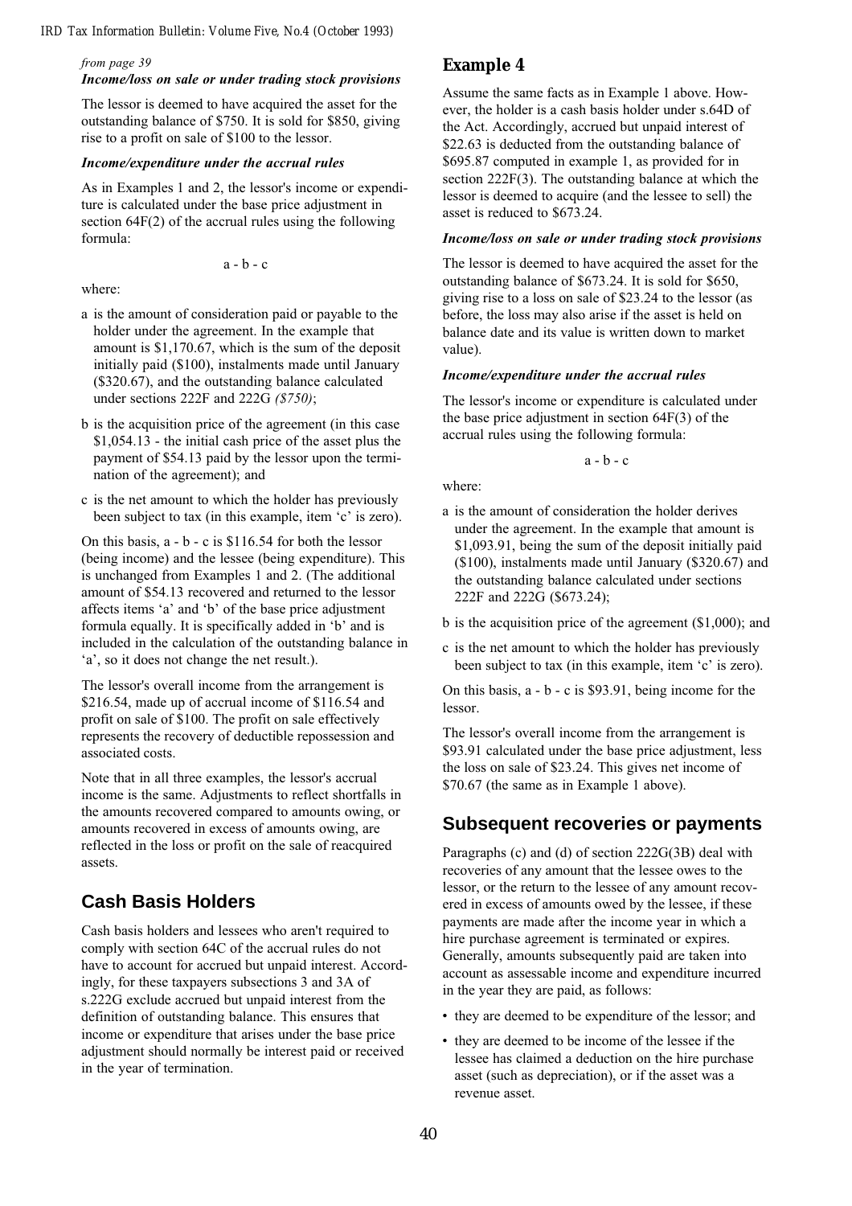*from page 39*

***Income/loss on sale or under trading stock provisions***

The lessor is deemed to have acquired the asset for the outstanding balance of $750. It is sold for $850, giving rise to a profit on sale of $100 to the lessor.

***Income/expenditure under the accrual rules***

As in Examples 1 and 2, the lessor's income or expenditure is calculated under the base price adjustment in section 64F(2) of the accrual rules using the following formula:

$$a - b - c$$

where:

- a is the amount of consideration paid or payable to the holder under the agreement. In the example that amount is $1,170.67, which is the sum of the deposit initially paid ($100), instalments made until January ($320.67), and the outstanding balance calculated under sections 222F and 222G *($750)*;
- b is the acquisition price of the agreement (in this case $1,054.13 - the initial cash price of the asset plus the payment of $54.13 paid by the lessor upon the termination of the agreement); and
- c is the net amount to which the holder has previously been subject to tax (in this example, item 'c' is zero).

On this basis, a - b - c is $116.54 for both the lessor (being income) and the lessee (being expenditure). This is unchanged from Examples 1 and 2. (The additional amount of $54.13 recovered and returned to the lessor affects items 'a' and 'b' of the base price adjustment formula equally. It is specifically added in 'b' and is included in the calculation of the outstanding balance in 'a', so it does not change the net result.).

The lessor's overall income from the arrangement is $216.54, made up of accrual income of $116.54 and profit on sale of $100. The profit on sale effectively represents the recovery of deductible repossession and associated costs.

Note that in all three examples, the lessor's accrual income is the same. Adjustments to reflect shortfalls in the amounts recovered compared to amounts owing, or amounts recovered in excess of amounts owing, are reflected in the loss or profit on the sale of reacquired assets.

## Cash Basis Holders

Cash basis holders and lessees who aren't required to comply with section 64C of the accrual rules do not have to account for accrued but unpaid interest. Accordingly, for these taxpayers subsections 3 and 3A of s.222G exclude accrued but unpaid interest from the definition of outstanding balance. This ensures that income or expenditure that arises under the base price adjustment should normally be interest paid or received in the year of termination.

### Example 4

Assume the same facts as in Example 1 above. However, the holder is a cash basis holder under s.64D of the Act. Accordingly, accrued but unpaid interest of $22.63 is deducted from the outstanding balance of $695.87 computed in example 1, as provided for in section 222F(3). The outstanding balance at which the lessor is deemed to acquire (and the lessee to sell) the asset is reduced to $673.24.

***Income/loss on sale or under trading stock provisions***

The lessor is deemed to have acquired the asset for the outstanding balance of $673.24. It is sold for $650, giving rise to a loss on sale of $23.24 to the lessor (as before, the loss may also arise if the asset is held on balance date and its value is written down to market value).

***Income/expenditure under the accrual rules***

The lessor's income or expenditure is calculated under the base price adjustment in section 64F(3) of the accrual rules using the following formula:

$$a - b - c$$

where:

- a is the amount of consideration the holder derives under the agreement. In the example that amount is $1,093.91, being the sum of the deposit initially paid ($100), instalments made until January ($320.67) and the outstanding balance calculated under sections 222F and 222G ($673.24);
- b is the acquisition price of the agreement ($1,000); and
- c is the net amount to which the holder has previously been subject to tax (in this example, item 'c' is zero).

On this basis, a - b - c is $93.91, being income for the lessor.

The lessor's overall income from the arrangement is $93.91 calculated under the base price adjustment, less the loss on sale of $23.24. This gives net income of $70.67 (the same as in Example 1 above).

## Subsequent recoveries or payments

Paragraphs (c) and (d) of section 222G(3B) deal with recoveries of any amount that the lessee owes to the lessor, or the return to the lessee of any amount recovered in excess of amounts owed by the lessee, if these payments are made after the income year in which a hire purchase agreement is terminated or expires. Generally, amounts subsequently paid are taken into account as assessable income and expenditure incurred in the year they are paid, as follows:

- they are deemed to be expenditure of the lessor; and
- they are deemed to be income of the lessee if the lessee has claimed a deduction on the hire purchase asset (such as depreciation), or if the asset was a revenue asset.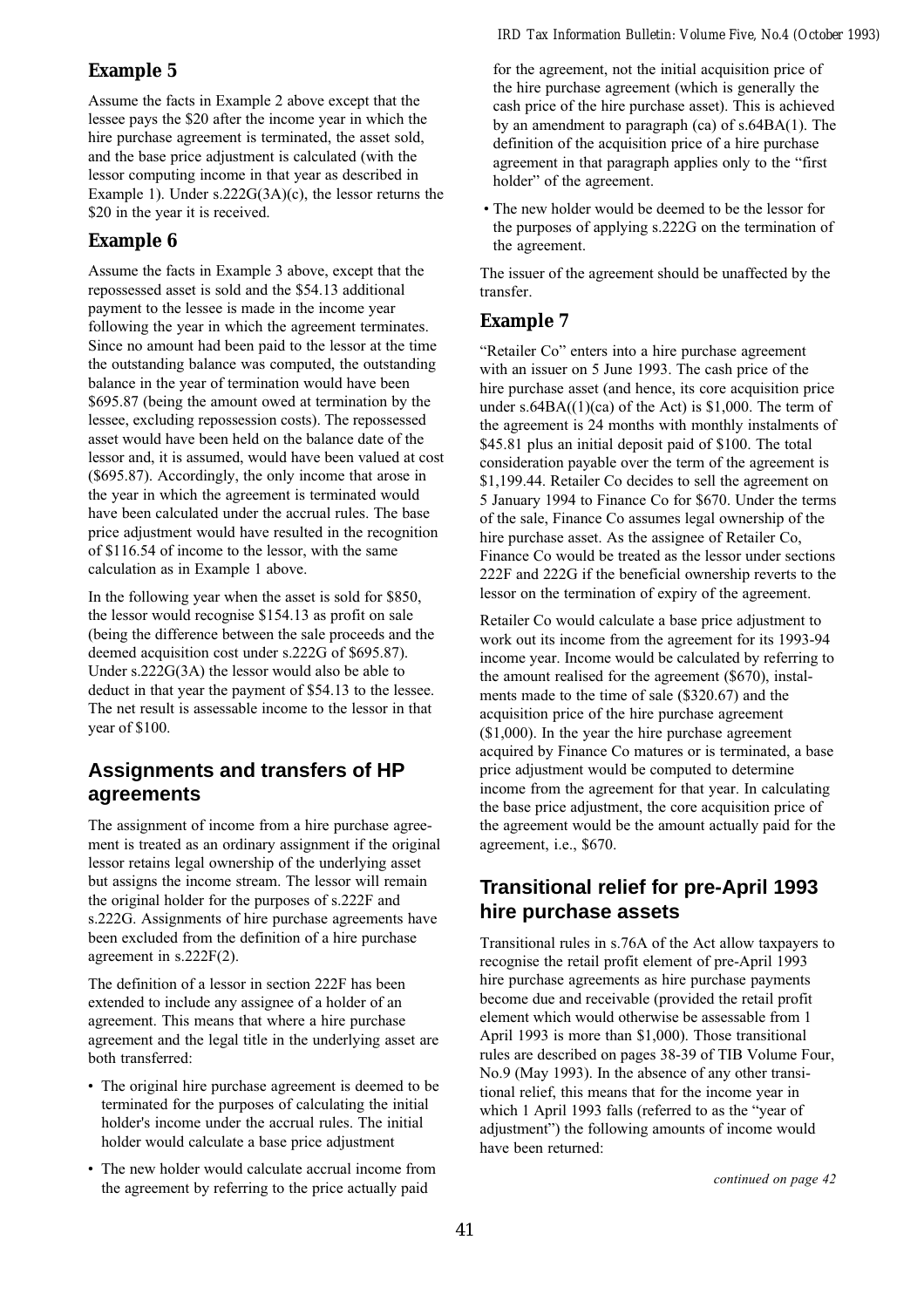## Example 5

Assume the facts in Example 2 above except that the lessee pays the $20 after the income year in which the hire purchase agreement is terminated, the asset sold, and the base price adjustment is calculated (with the lessor computing income in that year as described in Example 1). Under s.222G(3A)(c), the lessor returns the $20 in the year it is received.

## Example 6

Assume the facts in Example 3 above, except that the repossessed asset is sold and the $54.13 additional payment to the lessee is made in the income year following the year in which the agreement terminates. Since no amount had been paid to the lessor at the time the outstanding balance was computed, the outstanding balance in the year of termination would have been $695.87 (being the amount owed at termination by the lessee, excluding repossession costs). The repossessed asset would have been held on the balance date of the lessor and, it is assumed, would have been valued at cost ($695.87). Accordingly, the only income that arose in the year in which the agreement is terminated would have been calculated under the accrual rules. The base price adjustment would have resulted in the recognition of $116.54 of income to the lessor, with the same calculation as in Example 1 above.

In the following year when the asset is sold for $850, the lessor would recognise $154.13 as profit on sale (being the difference between the sale proceeds and the deemed acquisition cost under s.222G of $695.87). Under s.222G(3A) the lessor would also be able to deduct in that year the payment of $54.13 to the lessee. The net result is assessable income to the lessor in that year of $100.

## Assignments and transfers of HP agreements

The assignment of income from a hire purchase agreement is treated as an ordinary assignment if the original lessor retains legal ownership of the underlying asset but assigns the income stream. The lessor will remain the original holder for the purposes of s.222F and s.222G. Assignments of hire purchase agreements have been excluded from the definition of a hire purchase agreement in s.222F(2).

The definition of a lessor in section 222F has been extended to include any assignee of a holder of an agreement. This means that where a hire purchase agreement and the legal title in the underlying asset are both transferred:

- The original hire purchase agreement is deemed to be terminated for the purposes of calculating the initial holder's income under the accrual rules. The initial holder would calculate a base price adjustment
- The new holder would calculate accrual income from the agreement by referring to the price actually paid for the agreement, not the initial acquisition price of the hire purchase agreement (which is generally the cash price of the hire purchase asset). This is achieved by an amendment to paragraph (ca) of s.64BA(1). The definition of the acquisition price of a hire purchase agreement in that paragraph applies only to the "first holder" of the agreement.
- The new holder would be deemed to be the lessor for the purposes of applying s.222G on the termination of the agreement.

The issuer of the agreement should be unaffected by the transfer.

## Example 7

"Retailer Co" enters into a hire purchase agreement with an issuer on 5 June 1993. The cash price of the hire purchase asset (and hence, its core acquisition price under s.64BA((1)(ca) of the Act) is $1,000. The term of the agreement is 24 months with monthly instalments of $45.81 plus an initial deposit paid of $100. The total consideration payable over the term of the agreement is $1,199.44. Retailer Co decides to sell the agreement on 5 January 1994 to Finance Co for $670. Under the terms of the sale, Finance Co assumes legal ownership of the hire purchase asset. As the assignee of Retailer Co, Finance Co would be treated as the lessor under sections 222F and 222G if the beneficial ownership reverts to the lessor on the termination of expiry of the agreement.

Retailer Co would calculate a base price adjustment to work out its income from the agreement for its 1993-94 income year. Income would be calculated by referring to the amount realised for the agreement ($670), instalments made to the time of sale ($320.67) and the acquisition price of the hire purchase agreement ($1,000). In the year the hire purchase agreement acquired by Finance Co matures or is terminated, a base price adjustment would be computed to determine income from the agreement for that year. In calculating the base price adjustment, the core acquisition price of the agreement would be the amount actually paid for the agreement, i.e., $670.

## Transitional relief for pre-April 1993 hire purchase assets

Transitional rules in s.76A of the Act allow taxpayers to recognise the retail profit element of pre-April 1993 hire purchase agreements as hire purchase payments become due and receivable (provided the retail profit element which would otherwise be assessable from 1 April 1993 is more than $1,000). Those transitional rules are described on pages 38-39 of TIB Volume Four, No.9 (May 1993). In the absence of any other transitional relief, this means that for the income year in which 1 April 1993 falls (referred to as the "year of adjustment") the following amounts of income would have been returned:

*continued on page 42*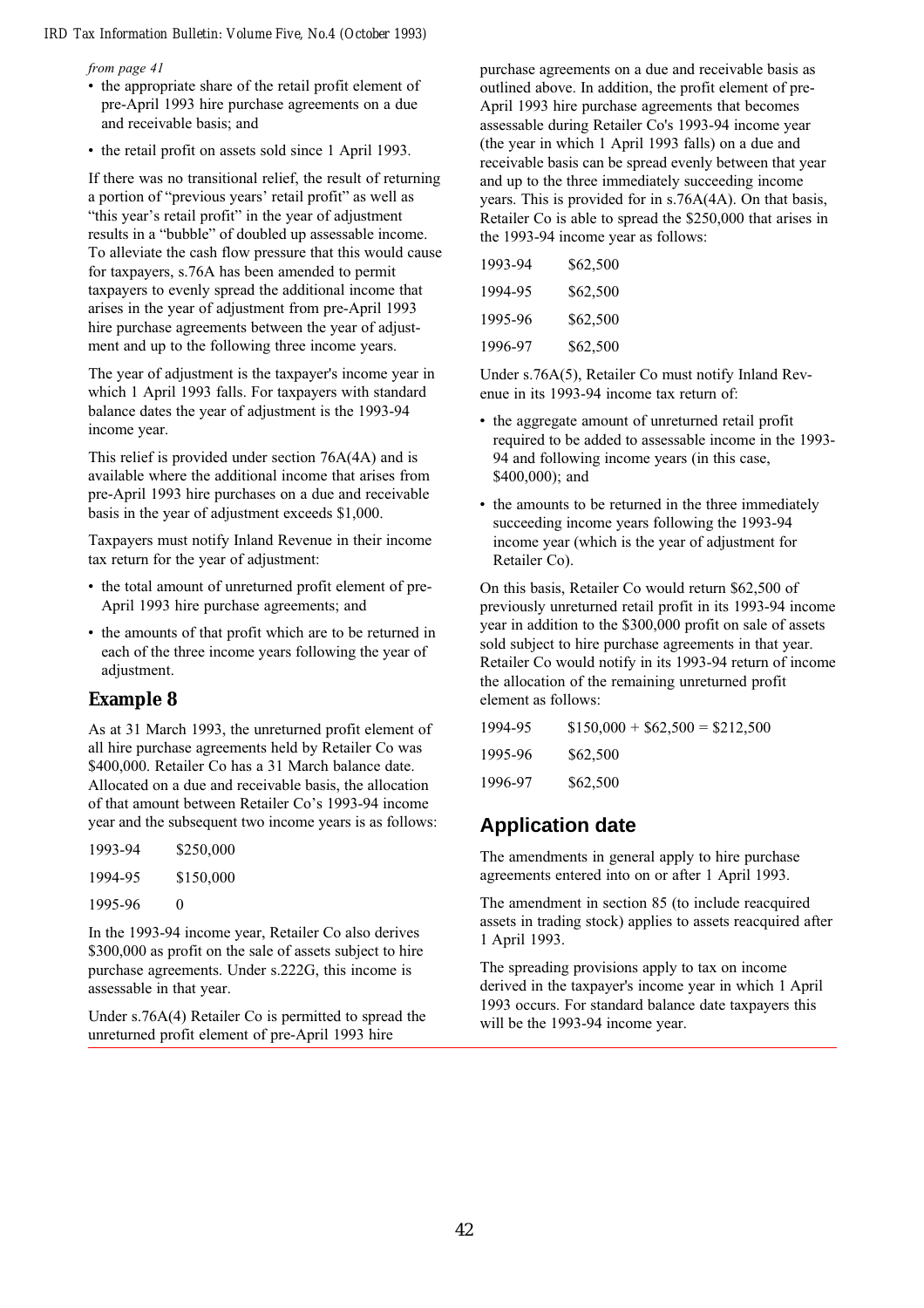*from page 41*

- the appropriate share of the retail profit element of pre-April 1993 hire purchase agreements on a due and receivable basis; and
- the retail profit on assets sold since 1 April 1993.

If there was no transitional relief, the result of returning a portion of "previous years' retail profit" as well as "this year's retail profit" in the year of adjustment results in a "bubble" of doubled up assessable income. To alleviate the cash flow pressure that this would cause for taxpayers, s.76A has been amended to permit taxpayers to evenly spread the additional income that arises in the year of adjustment from pre-April 1993 hire purchase agreements between the year of adjustment and up to the following three income years.

The year of adjustment is the taxpayer's income year in which 1 April 1993 falls. For taxpayers with standard balance dates the year of adjustment is the 1993-94 income year.

This relief is provided under section 76A(4A) and is available where the additional income that arises from pre-April 1993 hire purchases on a due and receivable basis in the year of adjustment exceeds $1,000.

Taxpayers must notify Inland Revenue in their income tax return for the year of adjustment:

- the total amount of unreturned profit element of pre-April 1993 hire purchase agreements; and
- the amounts of that profit which are to be returned in each of the three income years following the year of adjustment.

### Example 8

As at 31 March 1993, the unreturned profit element of all hire purchase agreements held by Retailer Co was $400,000. Retailer Co has a 31 March balance date. Allocated on a due and receivable basis, the allocation of that amount between Retailer Co's 1993-94 income year and the subsequent two income years is as follows:

| | |
|---|---|
| 1993-94 | $250,000 |
| 1994-95 | $150,000 |
| 1995-96 | 0 |

In the 1993-94 income year, Retailer Co also derives $300,000 as profit on the sale of assets subject to hire purchase agreements. Under s.222G, this income is assessable in that year.

Under s.76A(4) Retailer Co is permitted to spread the unreturned profit element of pre-April 1993 hire purchase agreements on a due and receivable basis as outlined above. In addition, the profit element of pre-April 1993 hire purchase agreements that becomes assessable during Retailer Co's 1993-94 income year (the year in which 1 April 1993 falls) on a due and receivable basis can be spread evenly between that year and up to the three immediately succeeding income years. This is provided for in s.76A(4A). On that basis, Retailer Co is able to spread the $250,000 that arises in the 1993-94 income year as follows:

| | |
|---|---|
| 1993-94 | $62,500 |
| 1994-95 | $62,500 |
| 1995-96 | $62,500 |
| 1996-97 | $62,500 |

Under s.76A(5), Retailer Co must notify Inland Revenue in its 1993-94 income tax return of:

- the aggregate amount of unreturned retail profit required to be added to assessable income in the 1993-94 and following income years (in this case, $400,000); and
- the amounts to be returned in the three immediately succeeding income years following the 1993-94 income year (which is the year of adjustment for Retailer Co).

On this basis, Retailer Co would return $62,500 of previously unreturned retail profit in its 1993-94 income year in addition to the $300,000 profit on sale of assets sold subject to hire purchase agreements in that year. Retailer Co would notify in its 1993-94 return of income the allocation of the remaining unreturned profit element as follows:

| | |
|---|---|
| 1994-95 | $150,000 + $62,500 = $212,500 |
| 1995-96 | $62,500 |
| 1996-97 | $62,500 |

## Application date

The amendments in general apply to hire purchase agreements entered into on or after 1 April 1993.

The amendment in section 85 (to include reacquired assets in trading stock) applies to assets reacquired after 1 April 1993.

The spreading provisions apply to tax on income derived in the taxpayer's income year in which 1 April 1993 occurs. For standard balance date taxpayers this will be the 1993-94 income year.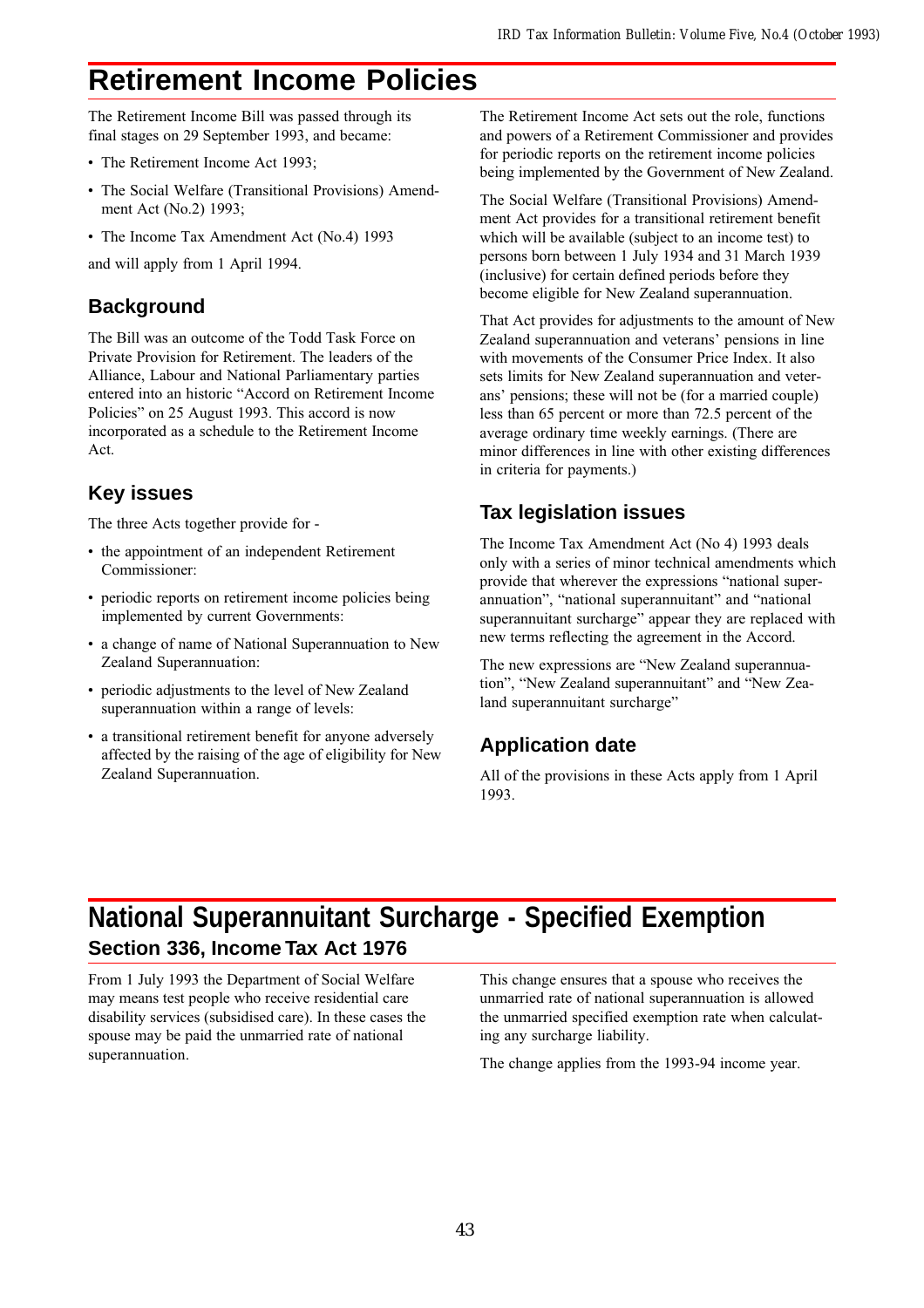# Retirement Income Policies

The Retirement Income Bill was passed through its final stages on 29 September 1993, and became:

- The Retirement Income Act 1993;
- The Social Welfare (Transitional Provisions) Amendment Act (No.2) 1993;
- The Income Tax Amendment Act (No.4) 1993

and will apply from 1 April 1994.

## Background

The Bill was an outcome of the Todd Task Force on Private Provision for Retirement. The leaders of the Alliance, Labour and National Parliamentary parties entered into an historic "Accord on Retirement Income Policies" on 25 August 1993. This accord is now incorporated as a schedule to the Retirement Income Act.

## Key issues

The three Acts together provide for -

- the appointment of an independent Retirement Commissioner:
- periodic reports on retirement income policies being implemented by current Governments:
- a change of name of National Superannuation to New Zealand Superannuation:
- periodic adjustments to the level of New Zealand superannuation within a range of levels:
- a transitional retirement benefit for anyone adversely affected by the raising of the age of eligibility for New Zealand Superannuation.

The Retirement Income Act sets out the role, functions and powers of a Retirement Commissioner and provides for periodic reports on the retirement income policies being implemented by the Government of New Zealand.

The Social Welfare (Transitional Provisions) Amendment Act provides for a transitional retirement benefit which will be available (subject to an income test) to persons born between 1 July 1934 and 31 March 1939 (inclusive) for certain defined periods before they become eligible for New Zealand superannuation.

That Act provides for adjustments to the amount of New Zealand superannuation and veterans' pensions in line with movements of the Consumer Price Index. It also sets limits for New Zealand superannuation and veterans' pensions; these will not be (for a married couple) less than 65 percent or more than 72.5 percent of the average ordinary time weekly earnings. (There are minor differences in line with other existing differences in criteria for payments.)

## Tax legislation issues

The Income Tax Amendment Act (No 4) 1993 deals only with a series of minor technical amendments which provide that wherever the expressions "national superannuation", "national superannuitant" and "national superannuitant surcharge" appear they are replaced with new terms reflecting the agreement in the Accord.

The new expressions are "New Zealand superannuation", "New Zealand superannuitant" and "New Zealand superannuitant surcharge"

## Application date

All of the provisions in these Acts apply from 1 April 1993.

# National Superannuitant Surcharge - Specified Exemption

## Section 336, Income Tax Act 1976

From 1 July 1993 the Department of Social Welfare may means test people who receive residential care disability services (subsidised care). In these cases the spouse may be paid the unmarried rate of national superannuation.

This change ensures that a spouse who receives the unmarried rate of national superannuation is allowed the unmarried specified exemption rate when calculating any surcharge liability.

The change applies from the 1993-94 income year.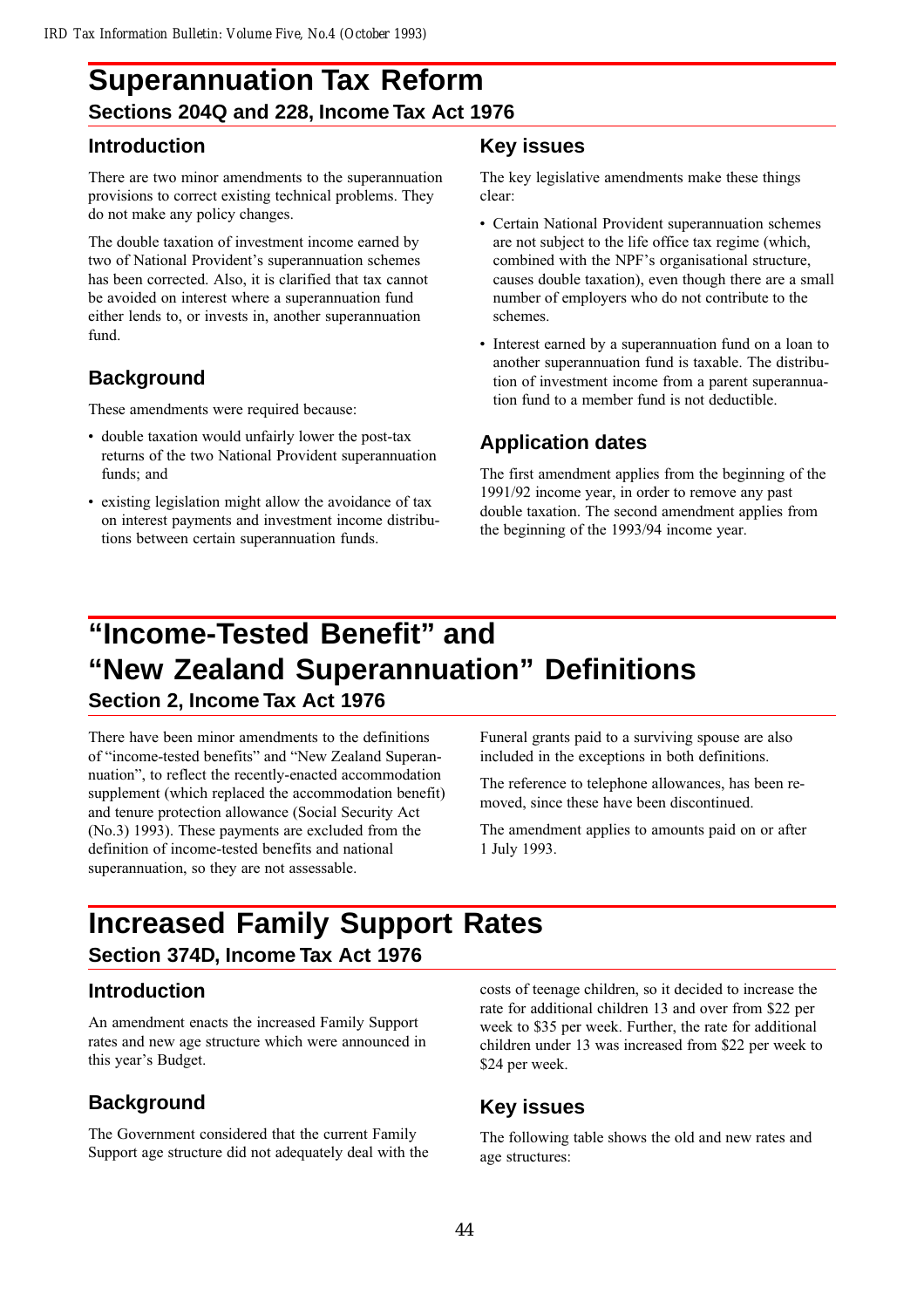# Superannuation Tax Reform

## Sections 204Q and 228, Income Tax Act 1976

### Introduction

There are two minor amendments to the superannuation provisions to correct existing technical problems. They do not make any policy changes.

The double taxation of investment income earned by two of National Provident's superannuation schemes has been corrected. Also, it is clarified that tax cannot be avoided on interest where a superannuation fund either lends to, or invests in, another superannuation fund.

### Background

These amendments were required because:

- double taxation would unfairly lower the post-tax returns of the two National Provident superannuation funds; and
- existing legislation might allow the avoidance of tax on interest payments and investment income distributions between certain superannuation funds.

### Key issues

The key legislative amendments make these things clear:

- Certain National Provident superannuation schemes are not subject to the life office tax regime (which, combined with the NPF's organisational structure, causes double taxation), even though there are a small number of employers who do not contribute to the schemes.
- Interest earned by a superannuation fund on a loan to another superannuation fund is taxable. The distribution of investment income from a parent superannuation fund to a member fund is not deductible.

### Application dates

The first amendment applies from the beginning of the 1991/92 income year, in order to remove any past double taxation. The second amendment applies from the beginning of the 1993/94 income year.

# "Income-Tested Benefit" and "New Zealand Superannuation" Definitions

## Section 2, Income Tax Act 1976

There have been minor amendments to the definitions of "income-tested benefits" and "New Zealand Superannuation", to reflect the recently-enacted accommodation supplement (which replaced the accommodation benefit) and tenure protection allowance (Social Security Act (No.3) 1993). These payments are excluded from the definition of income-tested benefits and national superannuation, so they are not assessable.

Funeral grants paid to a surviving spouse are also included in the exceptions in both definitions.

The reference to telephone allowances, has been removed, since these have been discontinued.

The amendment applies to amounts paid on or after 1 July 1993.

# Increased Family Support Rates

## Section 374D, Income Tax Act 1976

### Introduction

An amendment enacts the increased Family Support rates and new age structure which were announced in this year's Budget.

### Background

The Government considered that the current Family Support age structure did not adequately deal with the costs of teenage children, so it decided to increase the rate for additional children 13 and over from $22 per week to $35 per week. Further, the rate for additional children under 13 was increased from $22 per week to $24 per week.

### Key issues

The following table shows the old and new rates and age structures: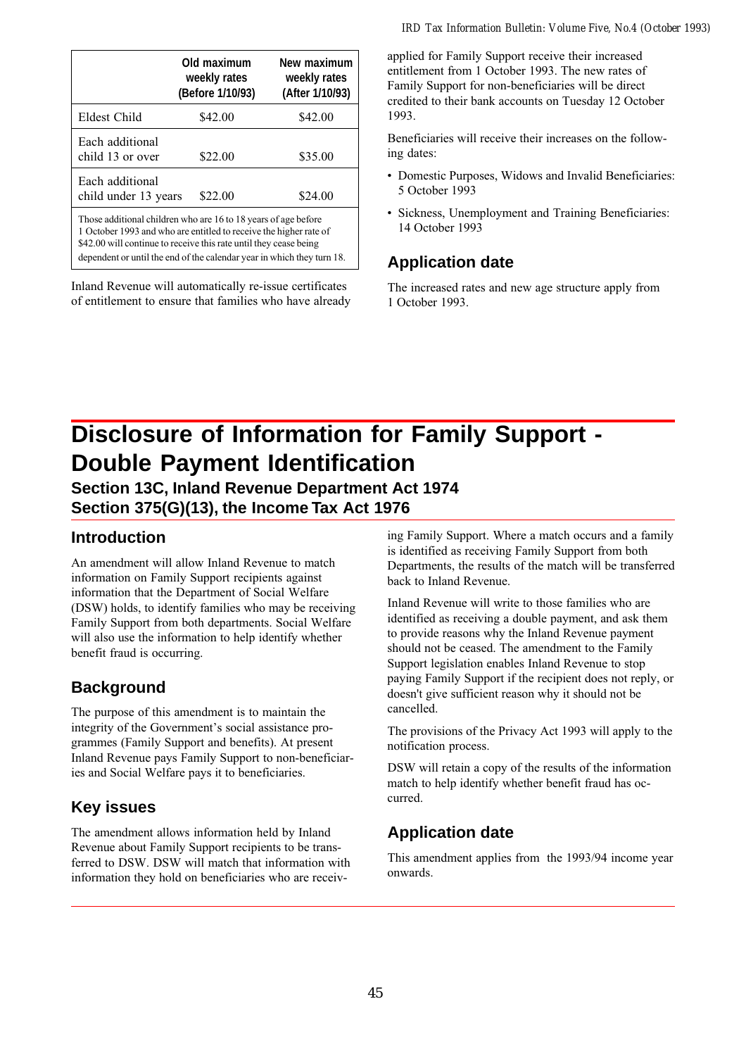|  | Old maximum weekly rates (Before 1/10/93) | New maximum weekly rates (After 1/10/93) |
|---|---|---|
| Eldest Child | $42.00 | $42.00 |
| Each additional child 13 or over | $22.00 | $35.00 |
| Each additional child under 13 years | $22.00 | $24.00 |

Those additional children who are 16 to 18 years of age before 1 October 1993 and who are entitled to receive the higher rate of $42.00 will continue to receive this rate until they cease being dependent or until the end of the calendar year in which they turn 18.

Inland Revenue will automatically re-issue certificates of entitlement to ensure that families who have already applied for Family Support receive their increased entitlement from 1 October 1993. The new rates of Family Support for non-beneficiaries will be direct credited to their bank accounts on Tuesday 12 October 1993.

Beneficiaries will receive their increases on the following dates:

- Domestic Purposes, Widows and Invalid Beneficiaries: 5 October 1993
- Sickness, Unemployment and Training Beneficiaries: 14 October 1993

## Application date

The increased rates and new age structure apply from 1 October 1993.

# Disclosure of Information for Family Support - Double Payment Identification

### Section 13C, Inland Revenue Department Act 1974
### Section 375(G)(13), the Income Tax Act 1976

## Introduction

An amendment will allow Inland Revenue to match information on Family Support recipients against information that the Department of Social Welfare (DSW) holds, to identify families who may be receiving Family Support from both departments. Social Welfare will also use the information to help identify whether benefit fraud is occurring.

## Background

The purpose of this amendment is to maintain the integrity of the Government's social assistance programmes (Family Support and benefits). At present Inland Revenue pays Family Support to non-beneficiaries and Social Welfare pays it to beneficiaries.

## Key issues

The amendment allows information held by Inland Revenue about Family Support recipients to be transferred to DSW. DSW will match that information with information they hold on beneficiaries who are receiving Family Support. Where a match occurs and a family is identified as receiving Family Support from both Departments, the results of the match will be transferred back to Inland Revenue.

Inland Revenue will write to those families who are identified as receiving a double payment, and ask them to provide reasons why the Inland Revenue payment should not be ceased. The amendment to the Family Support legislation enables Inland Revenue to stop paying Family Support if the recipient does not reply, or doesn't give sufficient reason why it should not be cancelled.

The provisions of the Privacy Act 1993 will apply to the notification process.

DSW will retain a copy of the results of the information match to help identify whether benefit fraud has occurred.

## Application date

This amendment applies from the 1993/94 income year onwards.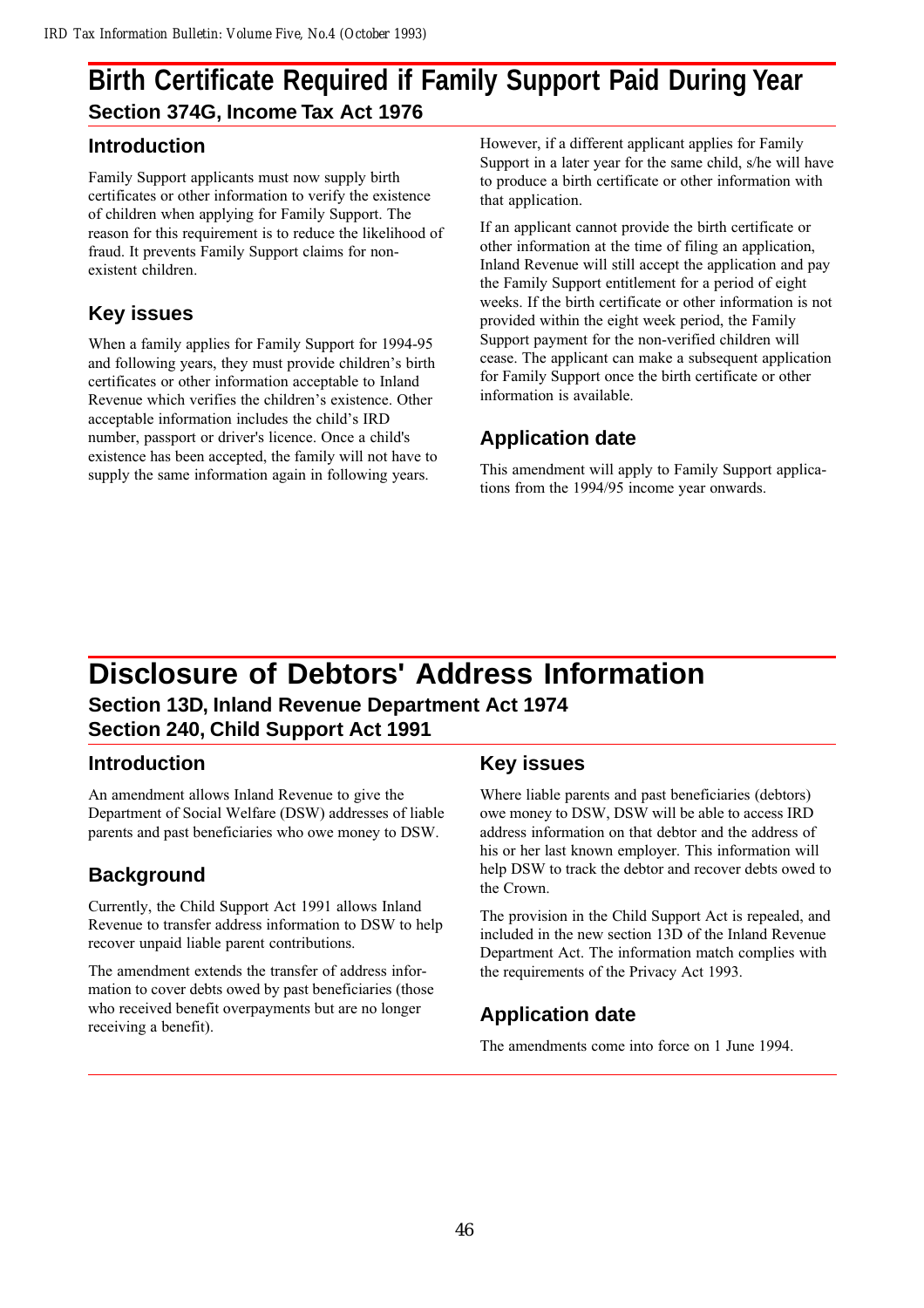# Birth Certificate Required if Family Support Paid During Year

## Section 374G, Income Tax Act 1976

### Introduction

Family Support applicants must now supply birth certificates or other information to verify the existence of children when applying for Family Support. The reason for this requirement is to reduce the likelihood of fraud. It prevents Family Support claims for non-existent children.

### Key issues

When a family applies for Family Support for 1994-95 and following years, they must provide children's birth certificates or other information acceptable to Inland Revenue which verifies the children's existence. Other acceptable information includes the child's IRD number, passport or driver's licence. Once a child's existence has been accepted, the family will not have to supply the same information again in following years.

However, if a different applicant applies for Family Support in a later year for the same child, s/he will have to produce a birth certificate or other information with that application.

If an applicant cannot provide the birth certificate or other information at the time of filing an application, Inland Revenue will still accept the application and pay the Family Support entitlement for a period of eight weeks. If the birth certificate or other information is not provided within the eight week period, the Family Support payment for the non-verified children will cease. The applicant can make a subsequent application for Family Support once the birth certificate or other information is available.

### Application date

This amendment will apply to Family Support applications from the 1994/95 income year onwards.

# Disclosure of Debtors' Address Information

## Section 13D, Inland Revenue Department Act 1974
## Section 240, Child Support Act 1991

### Introduction

An amendment allows Inland Revenue to give the Department of Social Welfare (DSW) addresses of liable parents and past beneficiaries who owe money to DSW.

### Background

Currently, the Child Support Act 1991 allows Inland Revenue to transfer address information to DSW to help recover unpaid liable parent contributions.

The amendment extends the transfer of address information to cover debts owed by past beneficiaries (those who received benefit overpayments but are no longer receiving a benefit).

### Key issues

Where liable parents and past beneficiaries (debtors) owe money to DSW, DSW will be able to access IRD address information on that debtor and the address of his or her last known employer. This information will help DSW to track the debtor and recover debts owed to the Crown.

The provision in the Child Support Act is repealed, and included in the new section 13D of the Inland Revenue Department Act. The information match complies with the requirements of the Privacy Act 1993.

### Application date

The amendments come into force on 1 June 1994.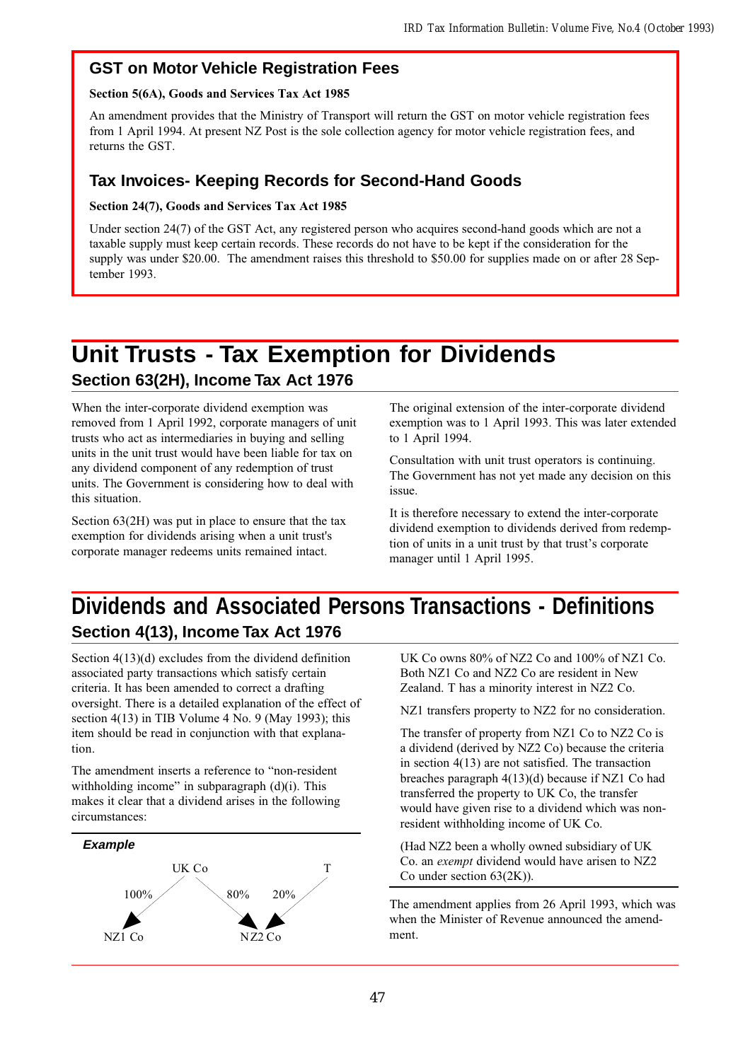## GST on Motor Vehicle Registration Fees

**Section 5(6A), Goods and Services Tax Act 1985**

An amendment provides that the Ministry of Transport will return the GST on motor vehicle registration fees from 1 April 1994. At present NZ Post is the sole collection agency for motor vehicle registration fees, and returns the GST.

## Tax Invoices- Keeping Records for Second-Hand Goods

**Section 24(7), Goods and Services Tax Act 1985**

Under section 24(7) of the GST Act, any registered person who acquires second-hand goods which are not a taxable supply must keep certain records. These records do not have to be kept if the consideration for the supply was under $20.00. The amendment raises this threshold to $50.00 for supplies made on or after 28 September 1993.

# Unit Trusts - Tax Exemption for Dividends

## Section 63(2H), Income Tax Act 1976

When the inter-corporate dividend exemption was removed from 1 April 1992, corporate managers of unit trusts who act as intermediaries in buying and selling units in the unit trust would have been liable for tax on any dividend component of any redemption of trust units. The Government is considering how to deal with this situation.

Section 63(2H) was put in place to ensure that the tax exemption for dividends arising when a unit trust's corporate manager redeems units remained intact.

The original extension of the inter-corporate dividend exemption was to 1 April 1993. This was later extended to 1 April 1994.

Consultation with unit trust operators is continuing. The Government has not yet made any decision on this issue.

It is therefore necessary to extend the inter-corporate dividend exemption to dividends derived from redemption of units in a unit trust by that trust's corporate manager until 1 April 1995.

# Dividends and Associated Persons Transactions - Definitions

## Section 4(13), Income Tax Act 1976

Section 4(13)(d) excludes from the dividend definition associated party transactions which satisfy certain criteria. It has been amended to correct a drafting oversight. There is a detailed explanation of the effect of section 4(13) in TIB Volume 4 No. 9 (May 1993); this item should be read in conjunction with that explanation.

The amendment inserts a reference to "non-resident withholding income" in subparagraph (d)(i). This makes it clear that a dividend arises in the following circumstances:

***Example***

UK Co → NZ1 Co (100%); UK Co → NZ2 Co (80%); T → NZ2 Co (20%)

UK Co owns 80% of NZ2 Co and 100% of NZ1 Co. Both NZ1 Co and NZ2 Co are resident in New Zealand. T has a minority interest in NZ2 Co.

NZ1 transfers property to NZ2 for no consideration.

The transfer of property from NZ1 Co to NZ2 Co is a dividend (derived by NZ2 Co) because the criteria in section 4(13) are not satisfied. The transaction breaches paragraph 4(13)(d) because if NZ1 Co had transferred the property to UK Co, the transfer would have given rise to a dividend which was non-resident withholding income of UK Co.

(Had NZ2 been a wholly owned subsidiary of UK Co. an *exempt* dividend would have arisen to NZ2 Co under section 63(2K)).

The amendment applies from 26 April 1993, which was when the Minister of Revenue announced the amendment.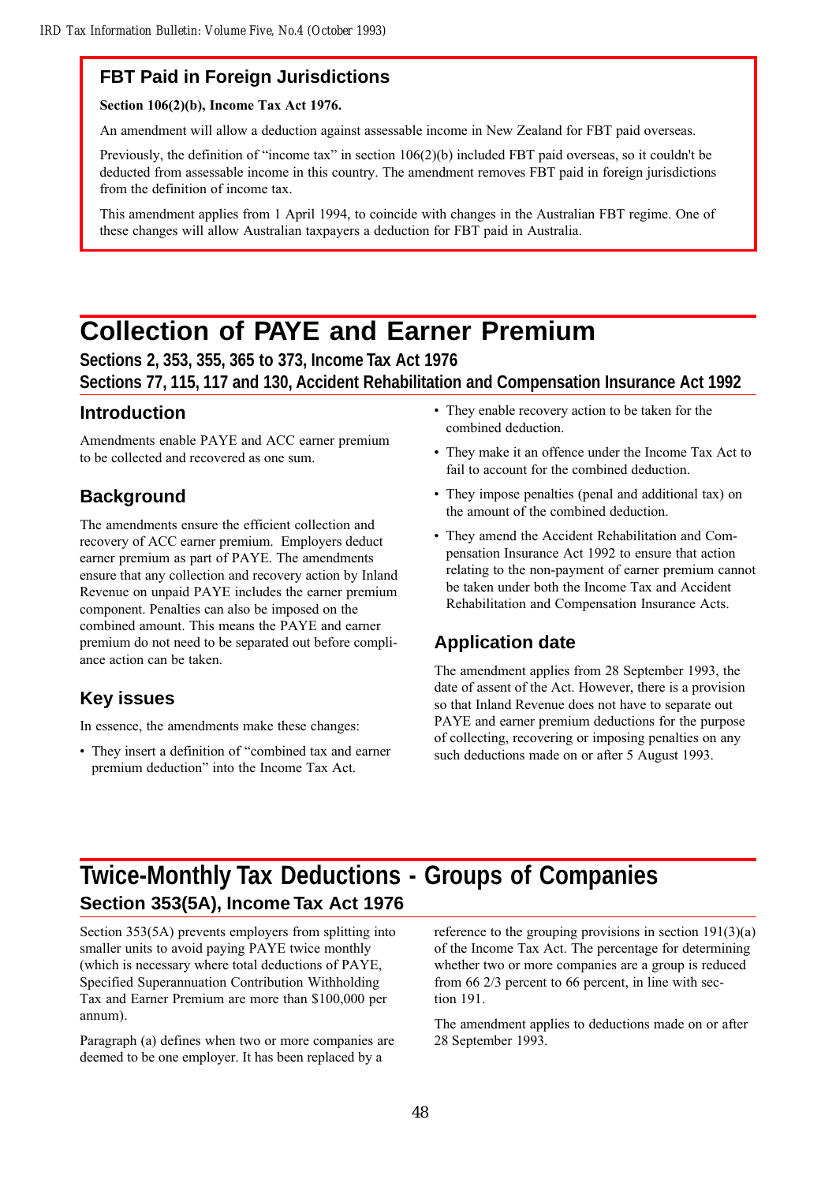## FBT Paid in Foreign Jurisdictions

**Section 106(2)(b), Income Tax Act 1976.**

An amendment will allow a deduction against assessable income in New Zealand for FBT paid overseas.

Previously, the definition of "income tax" in section 106(2)(b) included FBT paid overseas, so it couldn't be deducted from assessable income in this country. The amendment removes FBT paid in foreign jurisdictions from the definition of income tax.

This amendment applies from 1 April 1994, to coincide with changes in the Australian FBT regime. One of these changes will allow Australian taxpayers a deduction for FBT paid in Australia.

# Collection of PAYE and Earner Premium

**Sections 2, 353, 355, 365 to 373, Income Tax Act 1976**
**Sections 77, 115, 117 and 130, Accident Rehabilitation and Compensation Insurance Act 1992**

### Introduction

Amendments enable PAYE and ACC earner premium to be collected and recovered as one sum.

### Background

The amendments ensure the efficient collection and recovery of ACC earner premium. Employers deduct earner premium as part of PAYE. The amendments ensure that any collection and recovery action by Inland Revenue on unpaid PAYE includes the earner premium component. Penalties can also be imposed on the combined amount. This means the PAYE and earner premium do not need to be separated out before compliance action can be taken.

### Key issues

In essence, the amendments make these changes:

- They insert a definition of "combined tax and earner premium deduction" into the Income Tax Act.
- They enable recovery action to be taken for the combined deduction.
- They make it an offence under the Income Tax Act to fail to account for the combined deduction.
- They impose penalties (penal and additional tax) on the amount of the combined deduction.
- They amend the Accident Rehabilitation and Compensation Insurance Act 1992 to ensure that action relating to the non-payment of earner premium cannot be taken under both the Income Tax and Accident Rehabilitation and Compensation Insurance Acts.

### Application date

The amendment applies from 28 September 1993, the date of assent of the Act. However, there is a provision so that Inland Revenue does not have to separate out PAYE and earner premium deductions for the purpose of collecting, recovering or imposing penalties on any such deductions made on or after 5 August 1993.

# Twice-Monthly Tax Deductions - Groups of Companies

**Section 353(5A), Income Tax Act 1976**

Section 353(5A) prevents employers from splitting into smaller units to avoid paying PAYE twice monthly (which is necessary where total deductions of PAYE, Specified Superannuation Contribution Withholding Tax and Earner Premium are more than $100,000 per annum).

Paragraph (a) defines when two or more companies are deemed to be one employer. It has been replaced by a reference to the grouping provisions in section 191(3)(a) of the Income Tax Act. The percentage for determining whether two or more companies are a group is reduced from 66 2/3 percent to 66 percent, in line with section 191.

The amendment applies to deductions made on or after 28 September 1993.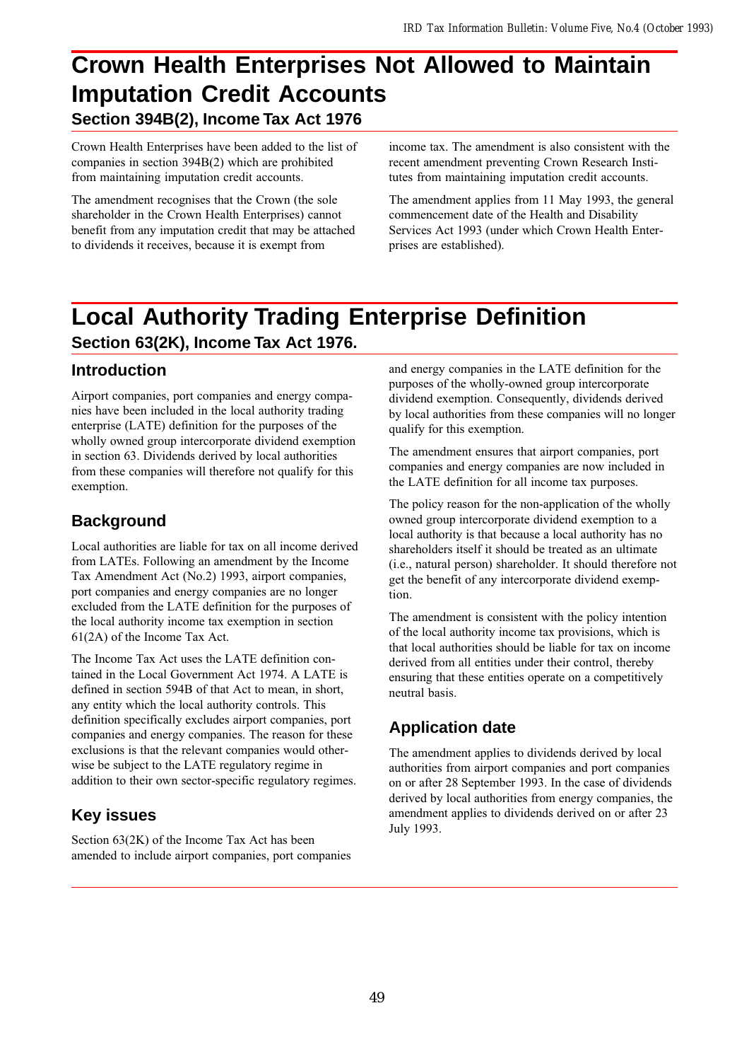# Crown Health Enterprises Not Allowed to Maintain Imputation Credit Accounts

## Section 394B(2), Income Tax Act 1976

Crown Health Enterprises have been added to the list of companies in section 394B(2) which are prohibited from maintaining imputation credit accounts.

The amendment recognises that the Crown (the sole shareholder in the Crown Health Enterprises) cannot benefit from any imputation credit that may be attached to dividends it receives, because it is exempt from income tax. The amendment is also consistent with the recent amendment preventing Crown Research Institutes from maintaining imputation credit accounts.

The amendment applies from 11 May 1993, the general commencement date of the Health and Disability Services Act 1993 (under which Crown Health Enterprises are established).

# Local Authority Trading Enterprise Definition

## Section 63(2K), Income Tax Act 1976.

### Introduction

Airport companies, port companies and energy companies have been included in the local authority trading enterprise (LATE) definition for the purposes of the wholly owned group intercorporate dividend exemption in section 63. Dividends derived by local authorities from these companies will therefore not qualify for this exemption.

### Background

Local authorities are liable for tax on all income derived from LATEs. Following an amendment by the Income Tax Amendment Act (No.2) 1993, airport companies, port companies and energy companies are no longer excluded from the LATE definition for the purposes of the local authority income tax exemption in section 61(2A) of the Income Tax Act.

The Income Tax Act uses the LATE definition contained in the Local Government Act 1974. A LATE is defined in section 594B of that Act to mean, in short, any entity which the local authority controls. This definition specifically excludes airport companies, port companies and energy companies. The reason for these exclusions is that the relevant companies would otherwise be subject to the LATE regulatory regime in addition to their own sector-specific regulatory regimes.

### Key issues

Section 63(2K) of the Income Tax Act has been amended to include airport companies, port companies and energy companies in the LATE definition for the purposes of the wholly-owned group intercorporate dividend exemption. Consequently, dividends derived by local authorities from these companies will no longer qualify for this exemption.

The amendment ensures that airport companies, port companies and energy companies are now included in the LATE definition for all income tax purposes.

The policy reason for the non-application of the wholly owned group intercorporate dividend exemption to a local authority is that because a local authority has no shareholders itself it should be treated as an ultimate (i.e., natural person) shareholder. It should therefore not get the benefit of any intercorporate dividend exemption.

The amendment is consistent with the policy intention of the local authority income tax provisions, which is that local authorities should be liable for tax on income derived from all entities under their control, thereby ensuring that these entities operate on a competitively neutral basis.

### Application date

The amendment applies to dividends derived by local authorities from airport companies and port companies on or after 28 September 1993. In the case of dividends derived by local authorities from energy companies, the amendment applies to dividends derived on or after 23 July 1993.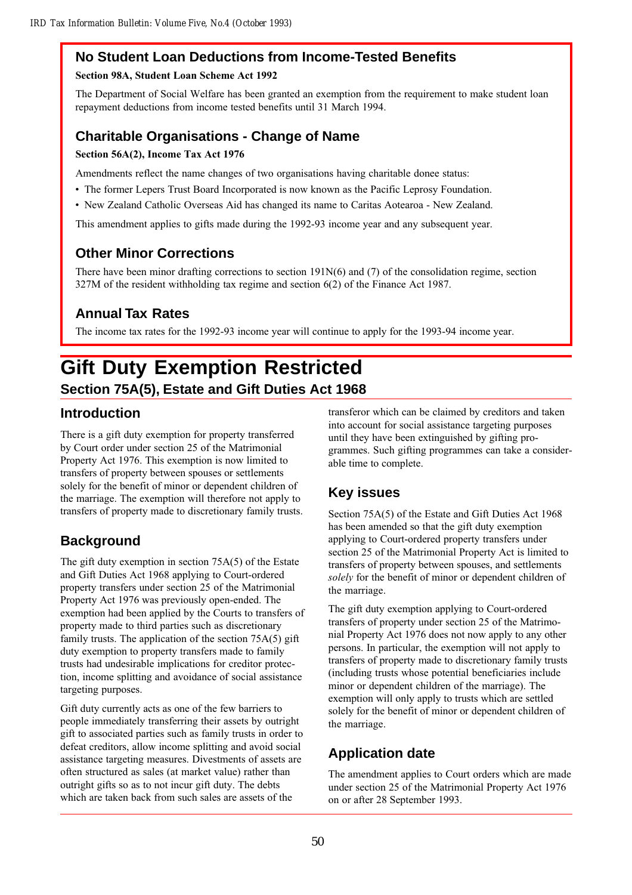## No Student Loan Deductions from Income-Tested Benefits

**Section 98A, Student Loan Scheme Act 1992**

The Department of Social Welfare has been granted an exemption from the requirement to make student loan repayment deductions from income tested benefits until 31 March 1994.

## Charitable Organisations - Change of Name

**Section 56A(2), Income Tax Act 1976**

Amendments reflect the name changes of two organisations having charitable donee status:

- The former Lepers Trust Board Incorporated is now known as the Pacific Leprosy Foundation.
- New Zealand Catholic Overseas Aid has changed its name to Caritas Aotearoa - New Zealand.

This amendment applies to gifts made during the 1992-93 income year and any subsequent year.

## Other Minor Corrections

There have been minor drafting corrections to section 191N(6) and (7) of the consolidation regime, section 327M of the resident withholding tax regime and section 6(2) of the Finance Act 1987.

## Annual Tax Rates

The income tax rates for the 1992-93 income year will continue to apply for the 1993-94 income year.

# Gift Duty Exemption Restricted

## Section 75A(5), Estate and Gift Duties Act 1968

### Introduction

There is a gift duty exemption for property transferred by Court order under section 25 of the Matrimonial Property Act 1976. This exemption is now limited to transfers of property between spouses or settlements solely for the benefit of minor or dependent children of the marriage. The exemption will therefore not apply to transfers of property made to discretionary family trusts.

### Background

The gift duty exemption in section 75A(5) of the Estate and Gift Duties Act 1968 applying to Court-ordered property transfers under section 25 of the Matrimonial Property Act 1976 was previously open-ended. The exemption had been applied by the Courts to transfers of property made to third parties such as discretionary family trusts. The application of the section 75A(5) gift duty exemption to property transfers made to family trusts had undesirable implications for creditor protection, income splitting and avoidance of social assistance targeting purposes.

Gift duty currently acts as one of the few barriers to people immediately transferring their assets by outright gift to associated parties such as family trusts in order to defeat creditors, allow income splitting and avoid social assistance targeting measures. Divestments of assets are often structured as sales (at market value) rather than outright gifts so as to not incur gift duty. The debts which are taken back from such sales are assets of the transferor which can be claimed by creditors and taken into account for social assistance targeting purposes until they have been extinguished by gifting programmes. Such gifting programmes can take a considerable time to complete.

### Key issues

Section 75A(5) of the Estate and Gift Duties Act 1968 has been amended so that the gift duty exemption applying to Court-ordered property transfers under section 25 of the Matrimonial Property Act is limited to transfers of property between spouses, and settlements *solely* for the benefit of minor or dependent children of the marriage.

The gift duty exemption applying to Court-ordered transfers of property under section 25 of the Matrimonial Property Act 1976 does not now apply to any other persons. In particular, the exemption will not apply to transfers of property made to discretionary family trusts (including trusts whose potential beneficiaries include minor or dependent children of the marriage). The exemption will only apply to trusts which are settled solely for the benefit of minor or dependent children of the marriage.

### Application date

The amendment applies to Court orders which are made under section 25 of the Matrimonial Property Act 1976 on or after 28 September 1993.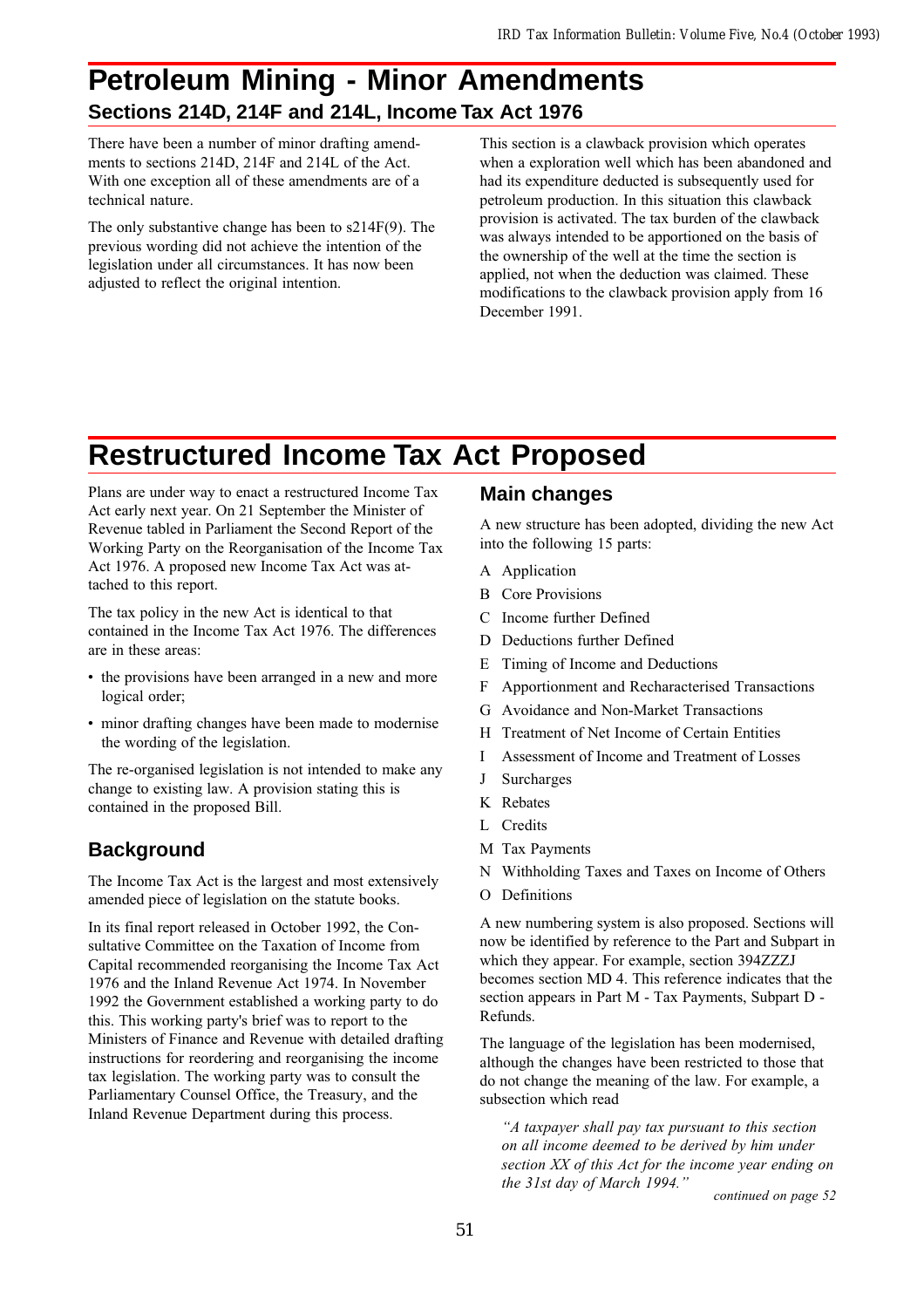# Petroleum Mining - Minor Amendments

## Sections 214D, 214F and 214L, Income Tax Act 1976

There have been a number of minor drafting amendments to sections 214D, 214F and 214L of the Act. With one exception all of these amendments are of a technical nature.

The only substantive change has been to s214F(9). The previous wording did not achieve the intention of the legislation under all circumstances. It has now been adjusted to reflect the original intention.

This section is a clawback provision which operates when a exploration well which has been abandoned and had its expenditure deducted is subsequently used for petroleum production. In this situation this clawback provision is activated. The tax burden of the clawback was always intended to be apportioned on the basis of the ownership of the well at the time the section is applied, not when the deduction was claimed. These modifications to the clawback provision apply from 16 December 1991.

# Restructured Income Tax Act Proposed

Plans are under way to enact a restructured Income Tax Act early next year. On 21 September the Minister of Revenue tabled in Parliament the Second Report of the Working Party on the Reorganisation of the Income Tax Act 1976. A proposed new Income Tax Act was attached to this report.

The tax policy in the new Act is identical to that contained in the Income Tax Act 1976. The differences are in these areas:

- the provisions have been arranged in a new and more logical order;
- minor drafting changes have been made to modernise the wording of the legislation.

The re-organised legislation is not intended to make any change to existing law. A provision stating this is contained in the proposed Bill.

## Background

The Income Tax Act is the largest and most extensively amended piece of legislation on the statute books.

In its final report released in October 1992, the Consultative Committee on the Taxation of Income from Capital recommended reorganising the Income Tax Act 1976 and the Inland Revenue Act 1974. In November 1992 the Government established a working party to do this. This working party's brief was to report to the Ministers of Finance and Revenue with detailed drafting instructions for reordering and reorganising the income tax legislation. The working party was to consult the Parliamentary Counsel Office, the Treasury, and the Inland Revenue Department during this process.

## Main changes

A new structure has been adopted, dividing the new Act into the following 15 parts:

A Application
B Core Provisions
C Income further Defined
D Deductions further Defined
E Timing of Income and Deductions
F Apportionment and Recharacterised Transactions
G Avoidance and Non-Market Transactions
H Treatment of Net Income of Certain Entities
I Assessment of Income and Treatment of Losses
J Surcharges
K Rebates
L Credits
M Tax Payments
N Withholding Taxes and Taxes on Income of Others
O Definitions

A new numbering system is also proposed. Sections will now be identified by reference to the Part and Subpart in which they appear. For example, section 394ZZZJ becomes section MD 4. This reference indicates that the section appears in Part M - Tax Payments, Subpart D - Refunds.

The language of the legislation has been modernised, although the changes have been restricted to those that do not change the meaning of the law. For example, a subsection which read

> *"A taxpayer shall pay tax pursuant to this section on all income deemed to be derived by him under section XX of this Act for the income year ending on the 31st day of March 1994."*

*continued on page 52*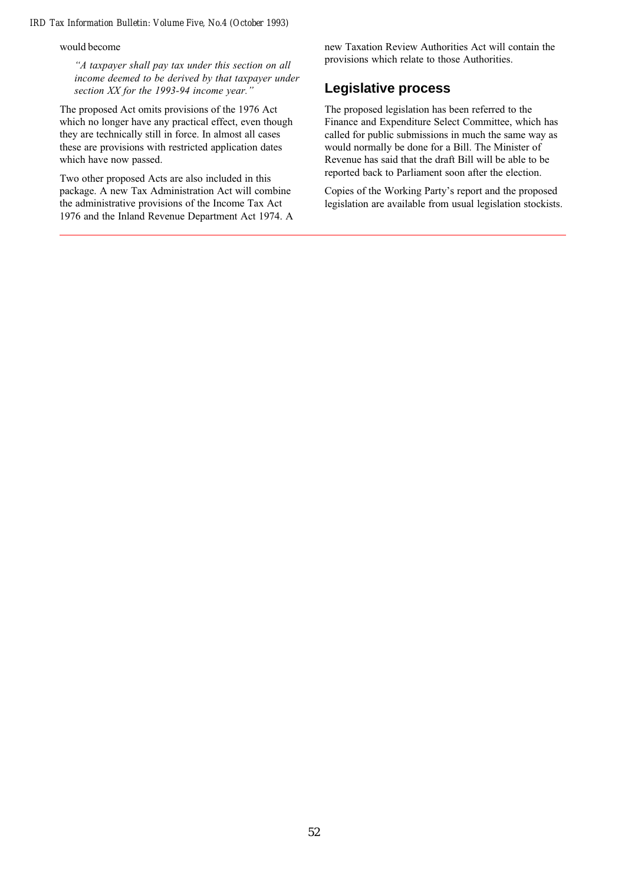would become

*"A taxpayer shall pay tax under this section on all income deemed to be derived by that taxpayer under section XX for the 1993-94 income year."*

The proposed Act omits provisions of the 1976 Act which no longer have any practical effect, even though they are technically still in force. In almost all cases these are provisions with restricted application dates which have now passed.

Two other proposed Acts are also included in this package. A new Tax Administration Act will combine the administrative provisions of the Income Tax Act 1976 and the Inland Revenue Department Act 1974. A new Taxation Review Authorities Act will contain the provisions which relate to those Authorities.

## Legislative process

The proposed legislation has been referred to the Finance and Expenditure Select Committee, which has called for public submissions in much the same way as would normally be done for a Bill. The Minister of Revenue has said that the draft Bill will be able to be reported back to Parliament soon after the election.

Copies of the Working Party's report and the proposed legislation are available from usual legislation stockists.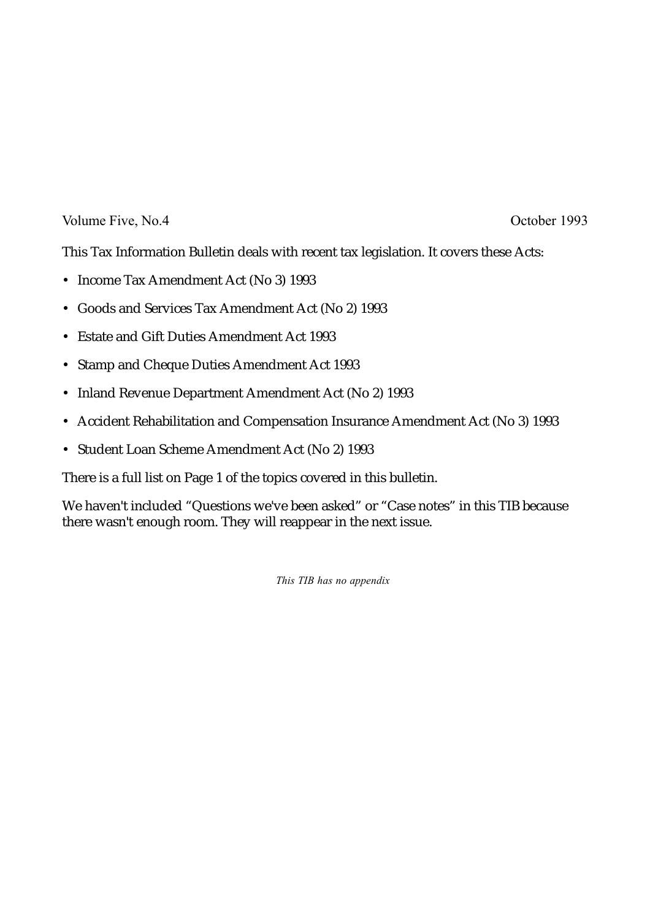Volume Five, No.4 October 1993

This Tax Information Bulletin deals with recent tax legislation. It covers these Acts:

- Income Tax Amendment Act (No 3) 1993
- Goods and Services Tax Amendment Act (No 2) 1993
- Estate and Gift Duties Amendment Act 1993
- Stamp and Cheque Duties Amendment Act 1993
- Inland Revenue Department Amendment Act (No 2) 1993
- Accident Rehabilitation and Compensation Insurance Amendment Act (No 3) 1993
- Student Loan Scheme Amendment Act (No 2) 1993

There is a full list on Page 1 of the topics covered in this bulletin.

We haven't included "Questions we've been asked" or "Case notes" in this TIB because there wasn't enough room. They will reappear in the next issue.

*This TIB has no appendix*